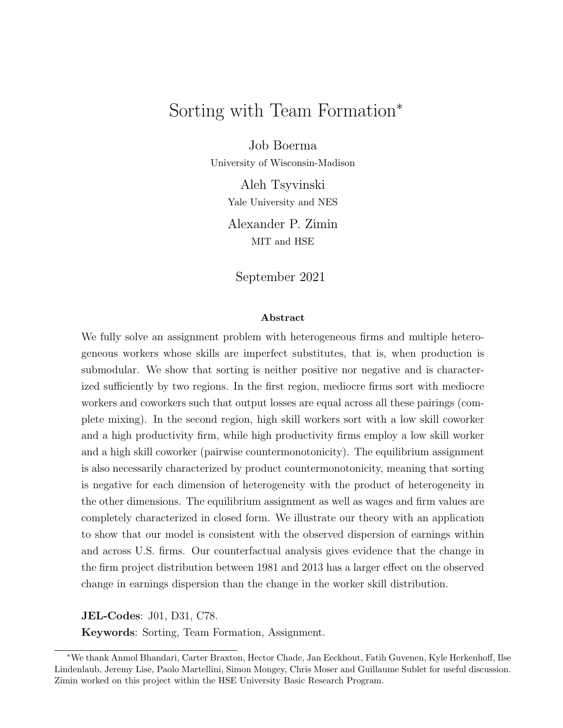# Sorting with Team Formation[*]

Job Boerma
University of Wisconsin-Madison

Aleh Tsyvinski
Yale University and NES

Alexander P. Zimin
MIT and HSE

September 2021

**Abstract**

We fully solve an assignment problem with heterogeneous firms and multiple heterogeneous workers whose skills are imperfect substitutes, that is, when production is submodular. We show that sorting is neither positive nor negative and is characterized sufficiently by two regions. In the first region, mediocre firms sort with mediocre workers and coworkers such that output losses are equal across all these pairings (complete mixing). In the second region, high skill workers sort with a low skill coworker and a high productivity firm, while high productivity firms employ a low skill worker and a high skill coworker (pairwise countermonotonicity). The equilibrium assignment is also necessarily characterized by product countermonotonicity, meaning that sorting is negative for each dimension of heterogeneity with the product of heterogeneity in the other dimensions. The equilibrium assignment as well as wages and firm values are completely characterized in closed form. We illustrate our theory with an application to show that our model is consistent with the observed dispersion of earnings within and across U.S. firms. Our counterfactual analysis gives evidence that the change in the firm project distribution between 1981 and 2013 has a larger effect on the observed change in earnings dispersion than the change in the worker skill distribution.

**JEL-Codes**: J01, D31, C78.

**Keywords**: Sorting, Team Formation, Assignment.

[*] We thank Anmol Bhandari, Carter Braxton, Hector Chade, Jan Eeckhout, Fatih Guvenen, Kyle Herkenhoff, Ilse Lindenlaub, Jeremy Lise, Paolo Martellini, Simon Mongey, Chris Moser and Guillaume Sublet for useful discussion. Zimin worked on this project within the HSE University Basic Research Program.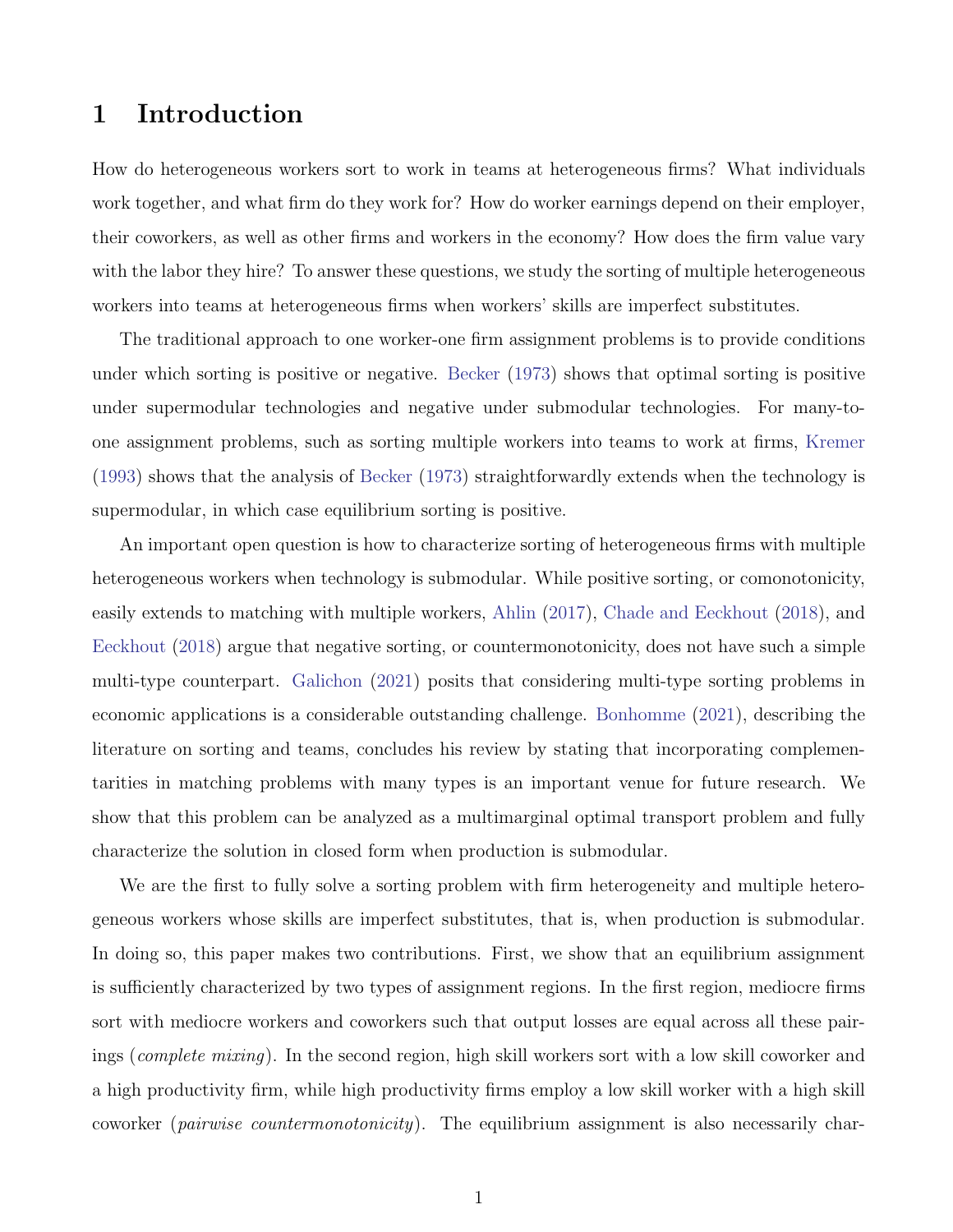# 1 Introduction

How do heterogeneous workers sort to work in teams at heterogeneous firms? What individuals work together, and what firm do they work for? How do worker earnings depend on their employer, their coworkers, as well as other firms and workers in the economy? How does the firm value vary with the labor they hire? To answer these questions, we study the sorting of multiple heterogeneous workers into teams at heterogeneous firms when workers' skills are imperfect substitutes.

The traditional approach to one worker-one firm assignment problems is to provide conditions under which sorting is positive or negative. Becker (1973) shows that optimal sorting is positive under supermodular technologies and negative under submodular technologies. For many-to-one assignment problems, such as sorting multiple workers into teams to work at firms, Kremer (1993) shows that the analysis of Becker (1973) straightforwardly extends when the technology is supermodular, in which case equilibrium sorting is positive.

An important open question is how to characterize sorting of heterogeneous firms with multiple heterogeneous workers when technology is submodular. While positive sorting, or comonotonicity, easily extends to matching with multiple workers, Ahlin (2017), Chade and Eeckhout (2018), and Eeckhout (2018) argue that negative sorting, or countermonotonicity, does not have such a simple multi-type counterpart. Galichon (2021) posits that considering multi-type sorting problems in economic applications is a considerable outstanding challenge. Bonhomme (2021), describing the literature on sorting and teams, concludes his review by stating that incorporating complementarities in matching problems with many types is an important venue for future research. We show that this problem can be analyzed as a multimarginal optimal transport problem and fully characterize the solution in closed form when production is submodular.

We are the first to fully solve a sorting problem with firm heterogeneity and multiple heterogeneous workers whose skills are imperfect substitutes, that is, when production is submodular. In doing so, this paper makes two contributions. First, we show that an equilibrium assignment is sufficiently characterized by two types of assignment regions. In the first region, mediocre firms sort with mediocre workers and coworkers such that output losses are equal across all these pairings (*complete mixing*). In the second region, high skill workers sort with a low skill coworker and a high productivity firm, while high productivity firms employ a low skill worker with a high skill coworker (*pairwise countermonotonicity*). The equilibrium assignment is also necessarily char-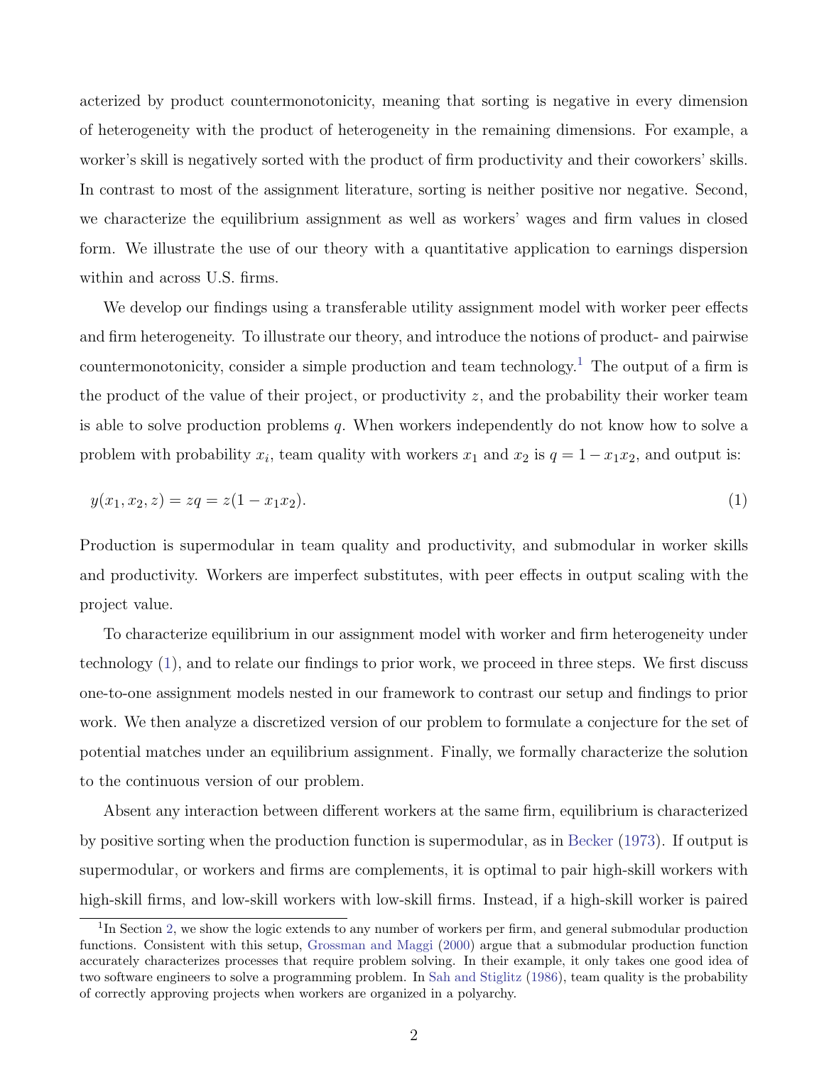acterized by product countermonotonicity, meaning that sorting is negative in every dimension of heterogeneity with the product of heterogeneity in the remaining dimensions. For example, a worker's skill is negatively sorted with the product of firm productivity and their coworkers' skills. In contrast to most of the assignment literature, sorting is neither positive nor negative. Second, we characterize the equilibrium assignment as well as workers' wages and firm values in closed form. We illustrate the use of our theory with a quantitative application to earnings dispersion within and across U.S. firms.

We develop our findings using a transferable utility assignment model with worker peer effects and firm heterogeneity. To illustrate our theory, and introduce the notions of product- and pairwise countermonotonicity, consider a simple production and team technology.[1] The output of a firm is the product of the value of their project, or productivity $z$, and the probability their worker team is able to solve production problems $q$. When workers independently do not know how to solve a problem with probability $x_i$, team quality with workers $x_1$ and $x_2$ is $q = 1 - x_1 x_2$, and output is:

$$y(x_1, x_2, z) = zq = z(1 - x_1 x_2). \tag{1}$$

Production is supermodular in team quality and productivity, and submodular in worker skills and productivity. Workers are imperfect substitutes, with peer effects in output scaling with the project value.

To characterize equilibrium in our assignment model with worker and firm heterogeneity under technology (1), and to relate our findings to prior work, we proceed in three steps. We first discuss one-to-one assignment models nested in our framework to contrast our setup and findings to prior work. We then analyze a discretized version of our problem to formulate a conjecture for the set of potential matches under an equilibrium assignment. Finally, we formally characterize the solution to the continuous version of our problem.

Absent any interaction between different workers at the same firm, equilibrium is characterized by positive sorting when the production function is supermodular, as in Becker (1973). If output is supermodular, or workers and firms are complements, it is optimal to pair high-skill workers with high-skill firms, and low-skill workers with low-skill firms. Instead, if a high-skill worker is paired

[1] In Section 2, we show the logic extends to any number of workers per firm, and general submodular production functions. Consistent with this setup, Grossman and Maggi (2000) argue that a submodular production function accurately characterizes processes that require problem solving. In their example, it only takes one good idea of two software engineers to solve a programming problem. In Sah and Stiglitz (1986), team quality is the probability of correctly approving projects when workers are organized in a polyarchy.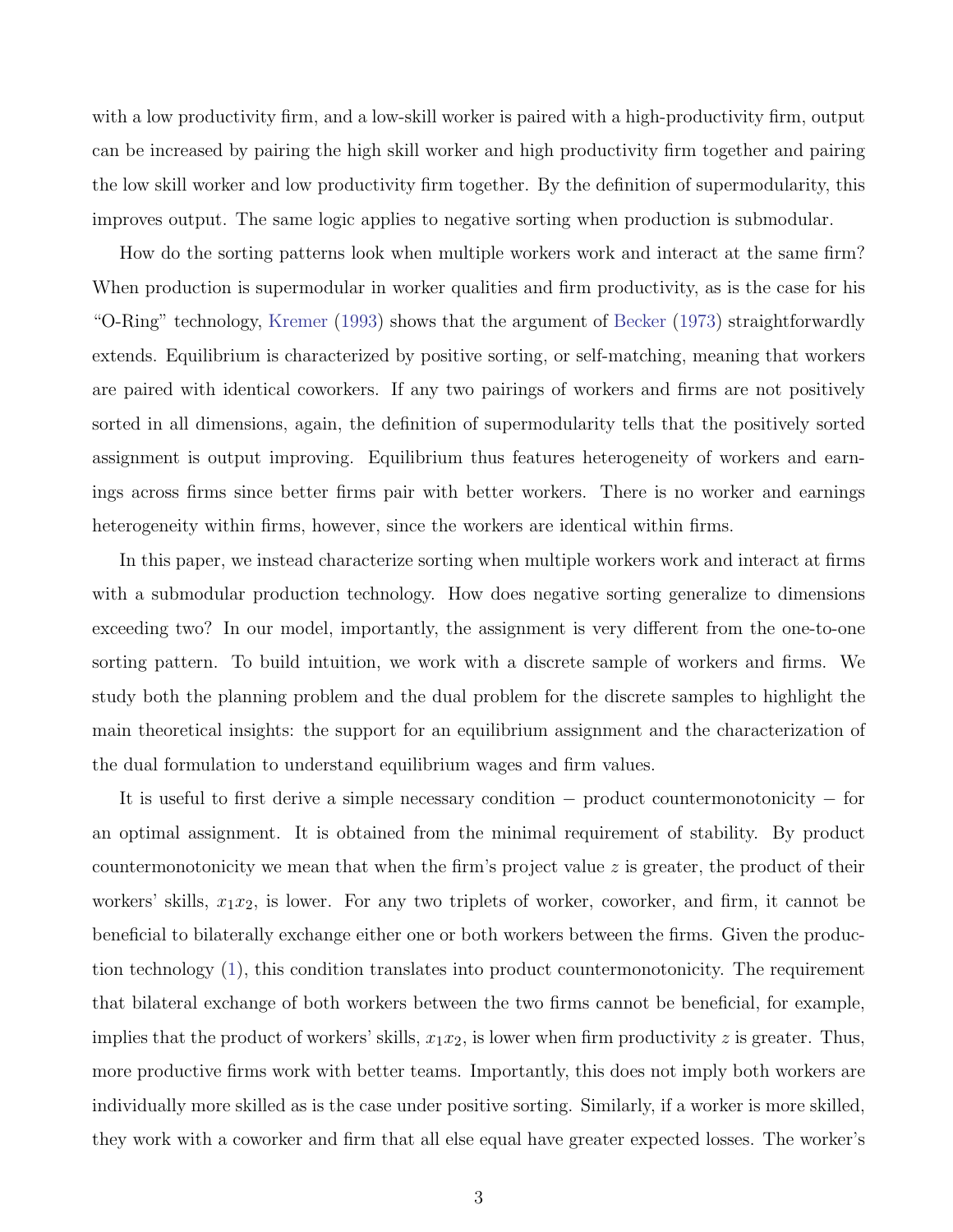with a low productivity firm, and a low-skill worker is paired with a high-productivity firm, output can be increased by pairing the high skill worker and high productivity firm together and pairing the low skill worker and low productivity firm together. By the definition of supermodularity, this improves output. The same logic applies to negative sorting when production is submodular.

How do the sorting patterns look when multiple workers work and interact at the same firm? When production is supermodular in worker qualities and firm productivity, as is the case for his "O-Ring" technology, Kremer (1993) shows that the argument of Becker (1973) straightforwardly extends. Equilibrium is characterized by positive sorting, or self-matching, meaning that workers are paired with identical coworkers. If any two pairings of workers and firms are not positively sorted in all dimensions, again, the definition of supermodularity tells that the positively sorted assignment is output improving. Equilibrium thus features heterogeneity of workers and earnings across firms since better firms pair with better workers. There is no worker and earnings heterogeneity within firms, however, since the workers are identical within firms.

In this paper, we instead characterize sorting when multiple workers work and interact at firms with a submodular production technology. How does negative sorting generalize to dimensions exceeding two? In our model, importantly, the assignment is very different from the one-to-one sorting pattern. To build intuition, we work with a discrete sample of workers and firms. We study both the planning problem and the dual problem for the discrete samples to highlight the main theoretical insights: the support for an equilibrium assignment and the characterization of the dual formulation to understand equilibrium wages and firm values.

It is useful to first derive a simple necessary condition − product countermonotonicity − for an optimal assignment. It is obtained from the minimal requirement of stability. By product countermonotonicity we mean that when the firm's project value $z$ is greater, the product of their workers' skills, $x_1 x_2$, is lower. For any two triplets of worker, coworker, and firm, it cannot be beneficial to bilaterally exchange either one or both workers between the firms. Given the production technology (1), this condition translates into product countermonotonicity. The requirement that bilateral exchange of both workers between the two firms cannot be beneficial, for example, implies that the product of workers' skills, $x_1 x_2$, is lower when firm productivity $z$ is greater. Thus, more productive firms work with better teams. Importantly, this does not imply both workers are individually more skilled as is the case under positive sorting. Similarly, if a worker is more skilled, they work with a coworker and firm that all else equal have greater expected losses. The worker's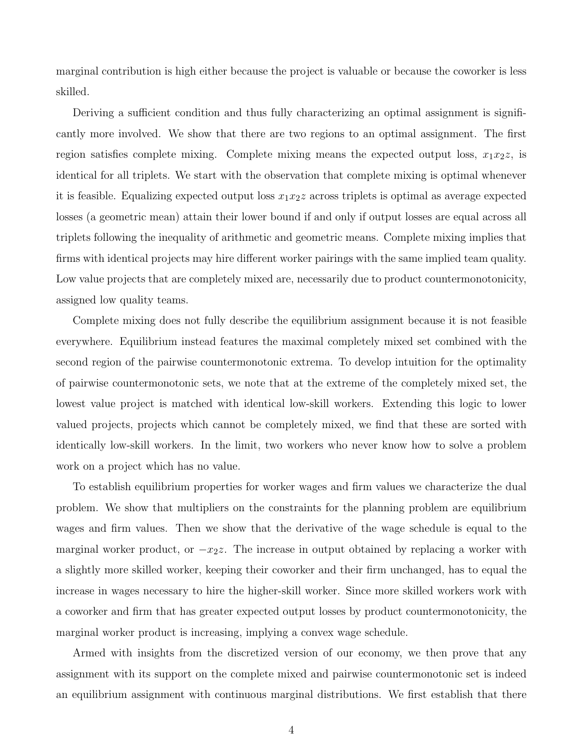marginal contribution is high either because the project is valuable or because the coworker is less skilled.

Deriving a sufficient condition and thus fully characterizing an optimal assignment is significantly more involved. We show that there are two regions to an optimal assignment. The first region satisfies complete mixing. Complete mixing means the expected output loss, $x_1x_2z$, is identical for all triplets. We start with the observation that complete mixing is optimal whenever it is feasible. Equalizing expected output loss $x_1x_2z$ across triplets is optimal as average expected losses (a geometric mean) attain their lower bound if and only if output losses are equal across all triplets following the inequality of arithmetic and geometric means. Complete mixing implies that firms with identical projects may hire different worker pairings with the same implied team quality. Low value projects that are completely mixed are, necessarily due to product countermonotonicity, assigned low quality teams.

Complete mixing does not fully describe the equilibrium assignment because it is not feasible everywhere. Equilibrium instead features the maximal completely mixed set combined with the second region of the pairwise countermonotonic extrema. To develop intuition for the optimality of pairwise countermonotonic sets, we note that at the extreme of the completely mixed set, the lowest value project is matched with identical low-skill workers. Extending this logic to lower valued projects, projects which cannot be completely mixed, we find that these are sorted with identically low-skill workers. In the limit, two workers who never know how to solve a problem work on a project which has no value.

To establish equilibrium properties for worker wages and firm values we characterize the dual problem. We show that multipliers on the constraints for the planning problem are equilibrium wages and firm values. Then we show that the derivative of the wage schedule is equal to the marginal worker product, or $-x_2z$. The increase in output obtained by replacing a worker with a slightly more skilled worker, keeping their coworker and their firm unchanged, has to equal the increase in wages necessary to hire the higher-skill worker. Since more skilled workers work with a coworker and firm that has greater expected output losses by product countermonotonicity, the marginal worker product is increasing, implying a convex wage schedule.

Armed with insights from the discretized version of our economy, we then prove that any assignment with its support on the complete mixed and pairwise countermonotonic set is indeed an equilibrium assignment with continuous marginal distributions. We first establish that there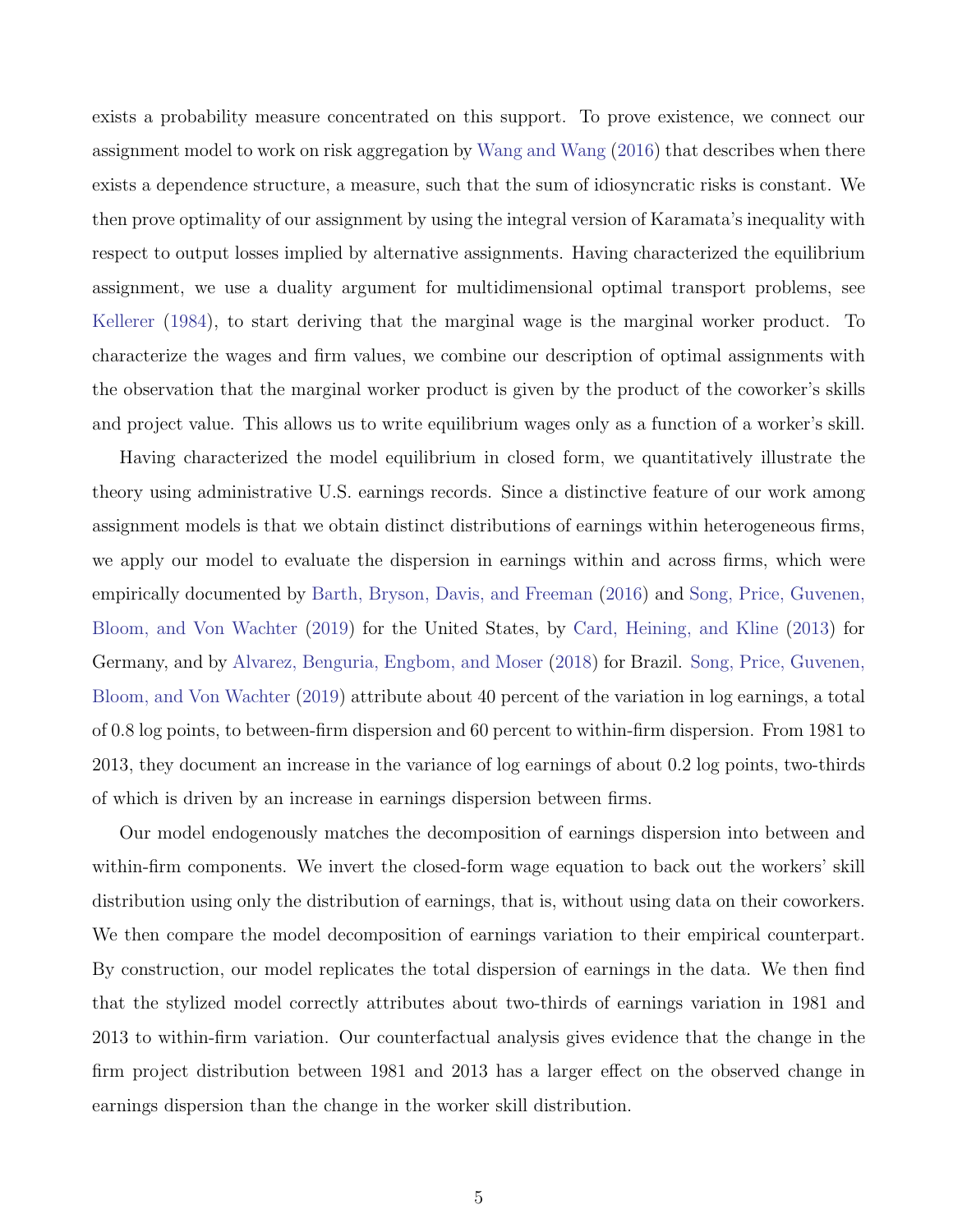exists a probability measure concentrated on this support. To prove existence, we connect our assignment model to work on risk aggregation by Wang and Wang (2016) that describes when there exists a dependence structure, a measure, such that the sum of idiosyncratic risks is constant. We then prove optimality of our assignment by using the integral version of Karamata's inequality with respect to output losses implied by alternative assignments. Having characterized the equilibrium assignment, we use a duality argument for multidimensional optimal transport problems, see Kellerer (1984), to start deriving that the marginal wage is the marginal worker product. To characterize the wages and firm values, we combine our description of optimal assignments with the observation that the marginal worker product is given by the product of the coworker's skills and project value. This allows us to write equilibrium wages only as a function of a worker's skill.

Having characterized the model equilibrium in closed form, we quantitatively illustrate the theory using administrative U.S. earnings records. Since a distinctive feature of our work among assignment models is that we obtain distinct distributions of earnings within heterogeneous firms, we apply our model to evaluate the dispersion in earnings within and across firms, which were empirically documented by Barth, Bryson, Davis, and Freeman (2016) and Song, Price, Guvenen, Bloom, and Von Wachter (2019) for the United States, by Card, Heining, and Kline (2013) for Germany, and by Alvarez, Benguria, Engbom, and Moser (2018) for Brazil. Song, Price, Guvenen, Bloom, and Von Wachter (2019) attribute about 40 percent of the variation in log earnings, a total of 0.8 log points, to between-firm dispersion and 60 percent to within-firm dispersion. From 1981 to 2013, they document an increase in the variance of log earnings of about 0.2 log points, two-thirds of which is driven by an increase in earnings dispersion between firms.

Our model endogenously matches the decomposition of earnings dispersion into between and within-firm components. We invert the closed-form wage equation to back out the workers' skill distribution using only the distribution of earnings, that is, without using data on their coworkers. We then compare the model decomposition of earnings variation to their empirical counterpart. By construction, our model replicates the total dispersion of earnings in the data. We then find that the stylized model correctly attributes about two-thirds of earnings variation in 1981 and 2013 to within-firm variation. Our counterfactual analysis gives evidence that the change in the firm project distribution between 1981 and 2013 has a larger effect on the observed change in earnings dispersion than the change in the worker skill distribution.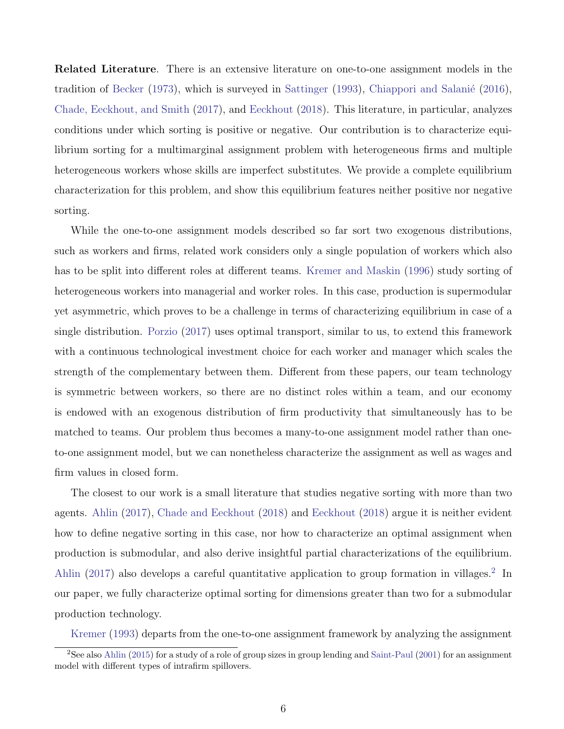**Related Literature**. There is an extensive literature on one-to-one assignment models in the tradition of Becker (1973), which is surveyed in Sattinger (1993), Chiappori and Salanié (2016), Chade, Eeckhout, and Smith (2017), and Eeckhout (2018). This literature, in particular, analyzes conditions under which sorting is positive or negative. Our contribution is to characterize equilibrium sorting for a multimarginal assignment problem with heterogeneous firms and multiple heterogeneous workers whose skills are imperfect substitutes. We provide a complete equilibrium characterization for this problem, and show this equilibrium features neither positive nor negative sorting.

While the one-to-one assignment models described so far sort two exogenous distributions, such as workers and firms, related work considers only a single population of workers which also has to be split into different roles at different teams. Kremer and Maskin (1996) study sorting of heterogeneous workers into managerial and worker roles. In this case, production is supermodular yet asymmetric, which proves to be a challenge in terms of characterizing equilibrium in case of a single distribution. Porzio (2017) uses optimal transport, similar to us, to extend this framework with a continuous technological investment choice for each worker and manager which scales the strength of the complementary between them. Different from these papers, our team technology is symmetric between workers, so there are no distinct roles within a team, and our economy is endowed with an exogenous distribution of firm productivity that simultaneously has to be matched to teams. Our problem thus becomes a many-to-one assignment model rather than one-to-one assignment model, but we can nonetheless characterize the assignment as well as wages and firm values in closed form.

The closest to our work is a small literature that studies negative sorting with more than two agents. Ahlin (2017), Chade and Eeckhout (2018) and Eeckhout (2018) argue it is neither evident how to define negative sorting in this case, nor how to characterize an optimal assignment when production is submodular, and also derive insightful partial characterizations of the equilibrium. Ahlin (2017) also develops a careful quantitative application to group formation in villages.[2] In our paper, we fully characterize optimal sorting for dimensions greater than two for a submodular production technology.

Kremer (1993) departs from the one-to-one assignment framework by analyzing the assignment

[2]See also Ahlin (2015) for a study of a role of group sizes in group lending and Saint-Paul (2001) for an assignment model with different types of intrafirm spillovers.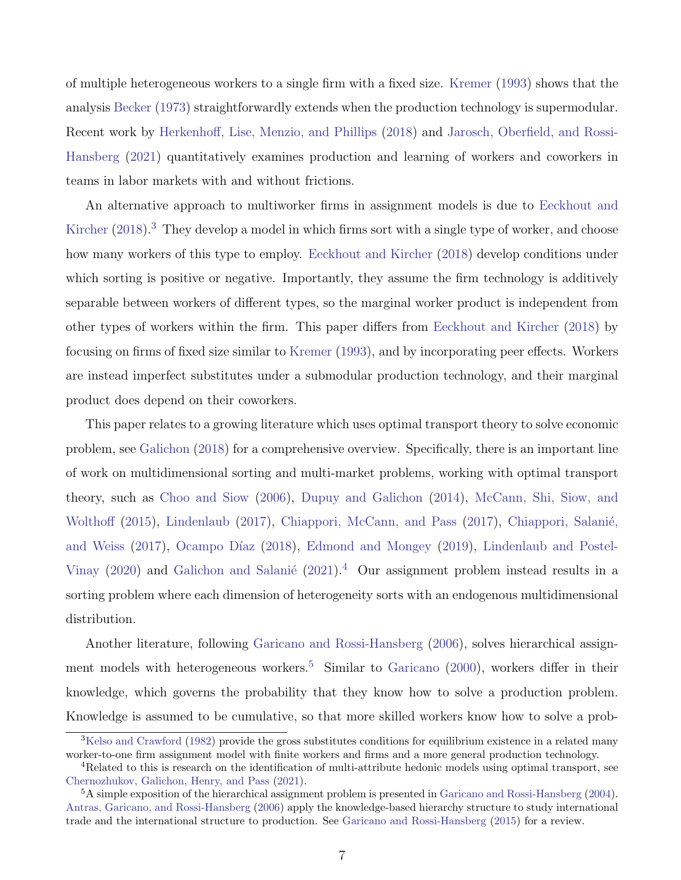of multiple heterogeneous workers to a single firm with a fixed size. Kremer (1993) shows that the analysis Becker (1973) straightforwardly extends when the production technology is supermodular. Recent work by Herkenhoff, Lise, Menzio, and Phillips (2018) and Jarosch, Oberfield, and Rossi-Hansberg (2021) quantitatively examines production and learning of workers and coworkers in teams in labor markets with and without frictions.

An alternative approach to multiworker firms in assignment models is due to Eeckhout and Kircher (2018).[3] They develop a model in which firms sort with a single type of worker, and choose how many workers of this type to employ. Eeckhout and Kircher (2018) develop conditions under which sorting is positive or negative. Importantly, they assume the firm technology is additively separable between workers of different types, so the marginal worker product is independent from other types of workers within the firm. This paper differs from Eeckhout and Kircher (2018) by focusing on firms of fixed size similar to Kremer (1993), and by incorporating peer effects. Workers are instead imperfect substitutes under a submodular production technology, and their marginal product does depend on their coworkers.

This paper relates to a growing literature which uses optimal transport theory to solve economic problem, see Galichon (2018) for a comprehensive overview. Specifically, there is an important line of work on multidimensional sorting and multi-market problems, working with optimal transport theory, such as Choo and Siow (2006), Dupuy and Galichon (2014), McCann, Shi, Siow, and Wolthoff (2015), Lindenlaub (2017), Chiappori, McCann, and Pass (2017), Chiappori, Salanié, and Weiss (2017), Ocampo Díaz (2018), Edmond and Mongey (2019), Lindenlaub and Postel-Vinay (2020) and Galichon and Salanié (2021).[4] Our assignment problem instead results in a sorting problem where each dimension of heterogeneity sorts with an endogenous multidimensional distribution.

Another literature, following Garicano and Rossi-Hansberg (2006), solves hierarchical assignment models with heterogeneous workers.[5] Similar to Garicano (2000), workers differ in their knowledge, which governs the probability that they know how to solve a production problem. Knowledge is assumed to be cumulative, so that more skilled workers know how to solve a prob-

[3] Kelso and Crawford (1982) provide the gross substitutes conditions for equilibrium existence in a related many worker-to-one firm assignment model with finite workers and firms and a more general production technology.

[4] Related to this is research on the identification of multi-attribute hedonic models using optimal transport, see Chernozhukov, Galichon, Henry, and Pass (2021).

[5] A simple exposition of the hierarchical assignment problem is presented in Garicano and Rossi-Hansberg (2004). Antras, Garicano, and Rossi-Hansberg (2006) apply the knowledge-based hierarchy structure to study international trade and the international structure to production. See Garicano and Rossi-Hansberg (2015) for a review.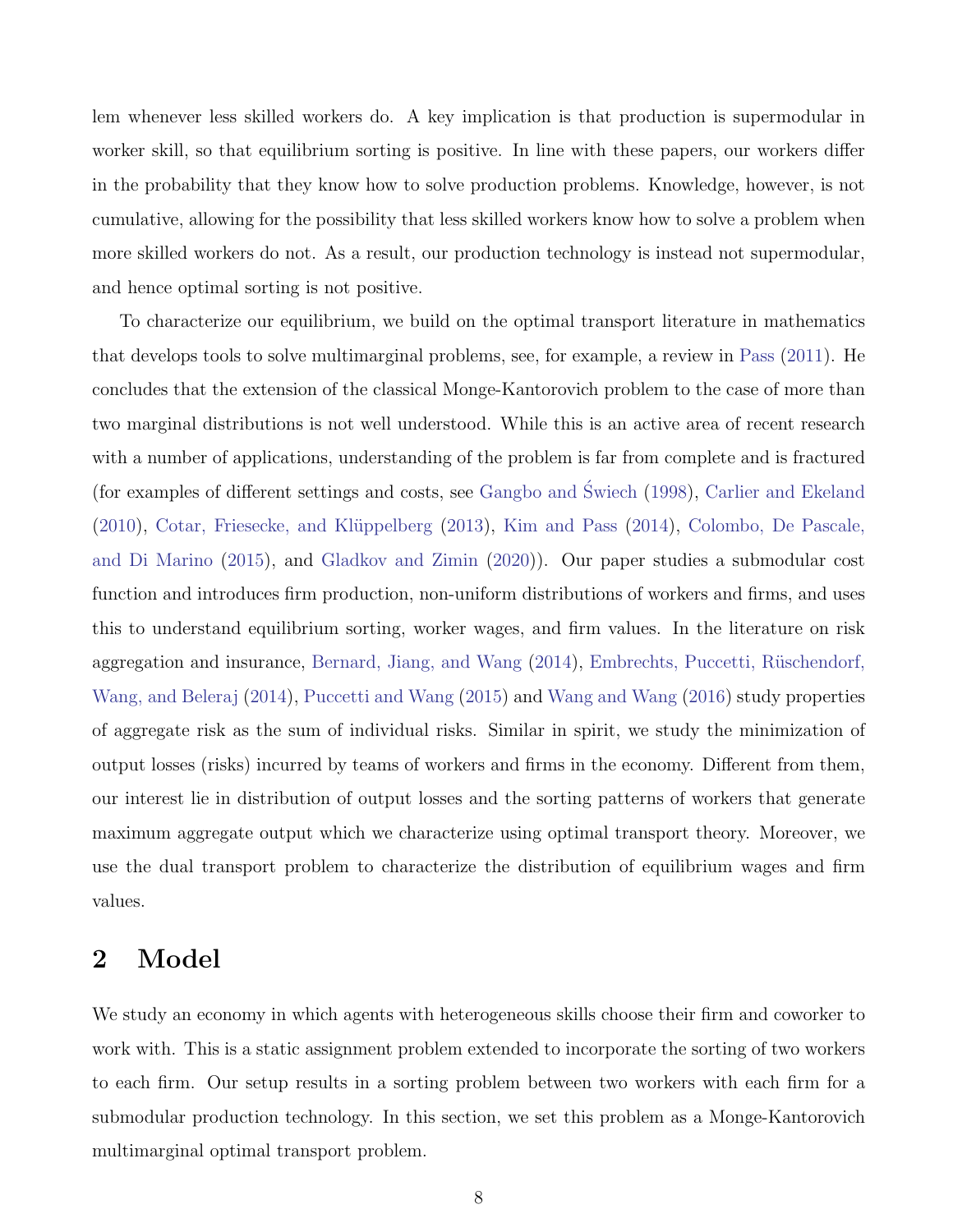lem whenever less skilled workers do. A key implication is that production is supermodular in worker skill, so that equilibrium sorting is positive. In line with these papers, our workers differ in the probability that they know how to solve production problems. Knowledge, however, is not cumulative, allowing for the possibility that less skilled workers know how to solve a problem when more skilled workers do not. As a result, our production technology is instead not supermodular, and hence optimal sorting is not positive.

To characterize our equilibrium, we build on the optimal transport literature in mathematics that develops tools to solve multimarginal problems, see, for example, a review in Pass (2011). He concludes that the extension of the classical Monge-Kantorovich problem to the case of more than two marginal distributions is not well understood. While this is an active area of recent research with a number of applications, understanding of the problem is far from complete and is fractured (for examples of different settings and costs, see Gangbo and Świech (1998), Carlier and Ekeland (2010), Cotar, Friesecke, and Klüppelberg (2013), Kim and Pass (2014), Colombo, De Pascale, and Di Marino (2015), and Gladkov and Zimin (2020)). Our paper studies a submodular cost function and introduces firm production, non-uniform distributions of workers and firms, and uses this to understand equilibrium sorting, worker wages, and firm values. In the literature on risk aggregation and insurance, Bernard, Jiang, and Wang (2014), Embrechts, Puccetti, Rüschendorf, Wang, and Beleraj (2014), Puccetti and Wang (2015) and Wang and Wang (2016) study properties of aggregate risk as the sum of individual risks. Similar in spirit, we study the minimization of output losses (risks) incurred by teams of workers and firms in the economy. Different from them, our interest lie in distribution of output losses and the sorting patterns of workers that generate maximum aggregate output which we characterize using optimal transport theory. Moreover, we use the dual transport problem to characterize the distribution of equilibrium wages and firm values.

## 2 Model

We study an economy in which agents with heterogeneous skills choose their firm and coworker to work with. This is a static assignment problem extended to incorporate the sorting of two workers to each firm. Our setup results in a sorting problem between two workers with each firm for a submodular production technology. In this section, we set this problem as a Monge-Kantorovich multimarginal optimal transport problem.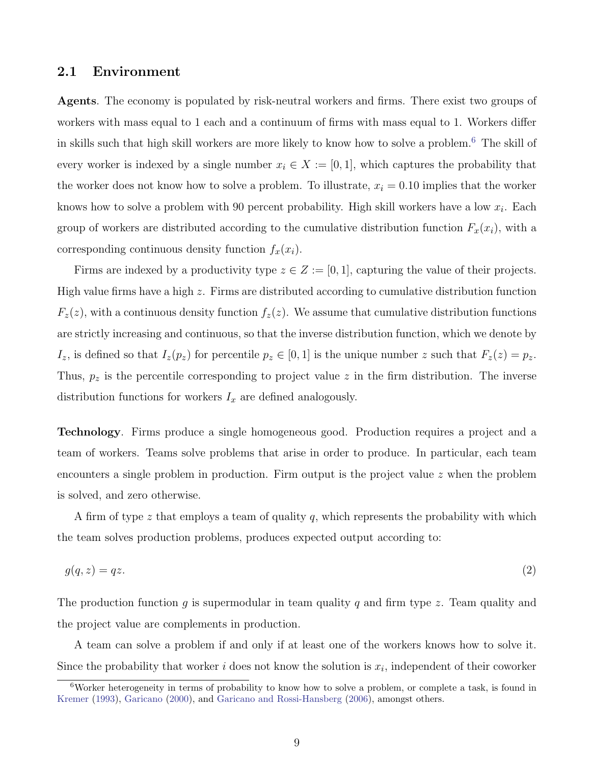## 2.1 Environment

**Agents**. The economy is populated by risk-neutral workers and firms. There exist two groups of workers with mass equal to 1 each and a continuum of firms with mass equal to 1. Workers differ in skills such that high skill workers are more likely to know how to solve a problem.[6] The skill of every worker is indexed by a single number $x_i \in X := [0, 1]$, which captures the probability that the worker does not know how to solve a problem. To illustrate, $x_i = 0.10$ implies that the worker knows how to solve a problem with 90 percent probability. High skill workers have a low $x_i$. Each group of workers are distributed according to the cumulative distribution function $F_x(x_i)$, with a corresponding continuous density function $f_x(x_i)$.

Firms are indexed by a productivity type $z \in Z := [0, 1]$, capturing the value of their projects. High value firms have a high $z$. Firms are distributed according to cumulative distribution function $F_z(z)$, with a continuous density function $f_z(z)$. We assume that cumulative distribution functions are strictly increasing and continuous, so that the inverse distribution function, which we denote by $I_z$, is defined so that $I_z(p_z)$ for percentile $p_z \in [0, 1]$ is the unique number $z$ such that $F_z(z) = p_z$. Thus, $p_z$ is the percentile corresponding to project value $z$ in the firm distribution. The inverse distribution functions for workers $I_x$ are defined analogously.

**Technology**. Firms produce a single homogeneous good. Production requires a project and a team of workers. Teams solve problems that arise in order to produce. In particular, each team encounters a single problem in production. Firm output is the project value $z$ when the problem is solved, and zero otherwise.

A firm of type $z$ that employs a team of quality $q$, which represents the probability with which the team solves production problems, produces expected output according to:

$$g(q, z) = qz. \tag{2}$$

The production function $g$ is supermodular in team quality $q$ and firm type $z$. Team quality and the project value are complements in production.

A team can solve a problem if and only if at least one of the workers knows how to solve it. Since the probability that worker $i$ does not know the solution is $x_i$, independent of their coworker

[6] Worker heterogeneity in terms of probability to know how to solve a problem, or complete a task, is found in Kremer (1993), Garicano (2000), and Garicano and Rossi-Hansberg (2006), amongst others.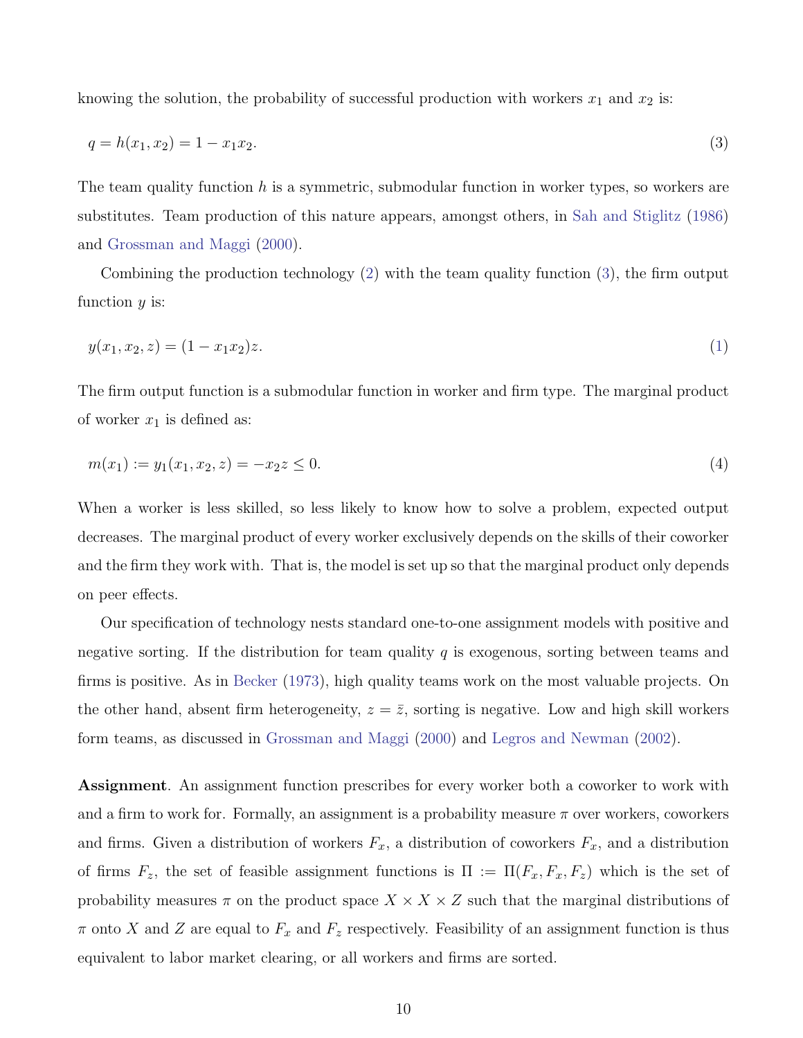knowing the solution, the probability of successful production with workers $x_1$ and $x_2$ is:

$$q = h(x_1, x_2) = 1 - x_1 x_2. \tag{3}$$

The team quality function $h$ is a symmetric, submodular function in worker types, so workers are substitutes. Team production of this nature appears, amongst others, in Sah and Stiglitz (1986) and Grossman and Maggi (2000).

Combining the production technology (2) with the team quality function (3), the firm output function $y$ is:

$$y(x_1, x_2, z) = (1 - x_1 x_2) z. \tag{1}$$

The firm output function is a submodular function in worker and firm type. The marginal product of worker $x_1$ is defined as:

$$m(x_1) := y_1(x_1, x_2, z) = -x_2 z \leq 0. \tag{4}$$

When a worker is less skilled, so less likely to know how to solve a problem, expected output decreases. The marginal product of every worker exclusively depends on the skills of their coworker and the firm they work with. That is, the model is set up so that the marginal product only depends on peer effects.

Our specification of technology nests standard one-to-one assignment models with positive and negative sorting. If the distribution for team quality $q$ is exogenous, sorting between teams and firms is positive. As in Becker (1973), high quality teams work on the most valuable projects. On the other hand, absent firm heterogeneity, $z = \bar{z}$, sorting is negative. Low and high skill workers form teams, as discussed in Grossman and Maggi (2000) and Legros and Newman (2002).

**Assignment**. An assignment function prescribes for every worker both a coworker to work with and a firm to work for. Formally, an assignment is a probability measure $\pi$ over workers, coworkers and firms. Given a distribution of workers $F_x$, a distribution of coworkers $F_x$, and a distribution of firms $F_z$, the set of feasible assignment functions is $\Pi := \Pi(F_x, F_x, F_z)$ which is the set of probability measures $\pi$ on the product space $X \times X \times Z$ such that the marginal distributions of $\pi$ onto $X$ and $Z$ are equal to $F_x$ and $F_z$ respectively. Feasibility of an assignment function is thus equivalent to labor market clearing, or all workers and firms are sorted.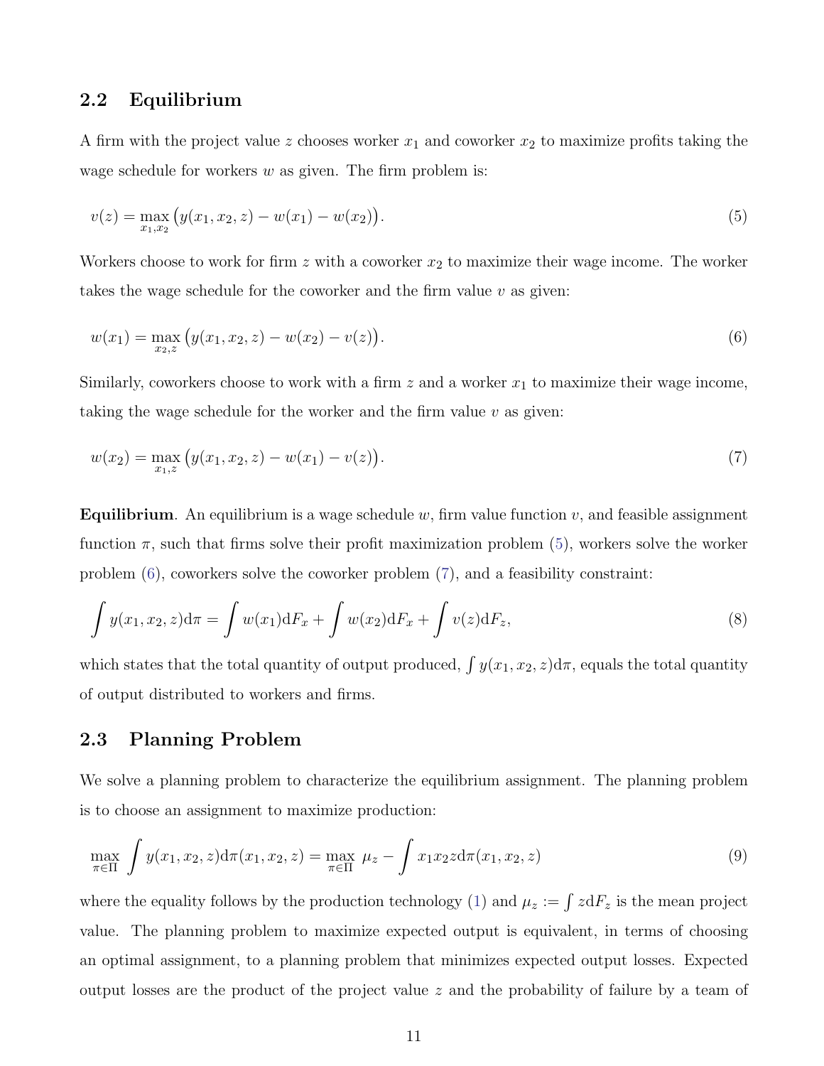## 2.2 Equilibrium

A firm with the project value $z$ chooses worker $x_1$ and coworker $x_2$ to maximize profits taking the wage schedule for workers $w$ as given. The firm problem is:

$$v(z) = \max_{x_1, x_2} \big( y(x_1, x_2, z) - w(x_1) - w(x_2) \big). \tag{5}$$

Workers choose to work for firm $z$ with a coworker $x_2$ to maximize their wage income. The worker takes the wage schedule for the coworker and the firm value $v$ as given:

$$w(x_1) = \max_{x_2, z} \big( y(x_1, x_2, z) - w(x_2) - v(z) \big). \tag{6}$$

Similarly, coworkers choose to work with a firm $z$ and a worker $x_1$ to maximize their wage income, taking the wage schedule for the worker and the firm value $v$ as given:

$$w(x_2) = \max_{x_1, z} \big( y(x_1, x_2, z) - w(x_1) - v(z) \big). \tag{7}$$

**Equilibrium**. An equilibrium is a wage schedule $w$, firm value function $v$, and feasible assignment function $\pi$, such that firms solve their profit maximization problem (5), workers solve the worker problem (6), coworkers solve the coworker problem (7), and a feasibility constraint:

$$\int y(x_1, x_2, z) \mathrm{d}\pi = \int w(x_1) \mathrm{d}F_x + \int w(x_2) \mathrm{d}F_x + \int v(z) \mathrm{d}F_z, \tag{8}$$

which states that the total quantity of output produced, $\int y(x_1, x_2, z)\mathrm{d}\pi$, equals the total quantity of output distributed to workers and firms.

## 2.3 Planning Problem

We solve a planning problem to characterize the equilibrium assignment. The planning problem is to choose an assignment to maximize production:

$$\max_{\pi \in \Pi} \int y(x_1, x_2, z) \mathrm{d}\pi(x_1, x_2, z) = \max_{\pi \in \Pi} \ \mu_z - \int x_1 x_2 z \mathrm{d}\pi(x_1, x_2, z) \tag{9}$$

where the equality follows by the production technology (1) and $\mu_z := \int z \mathrm{d}F_z$ is the mean project value. The planning problem to maximize expected output is equivalent, in terms of choosing an optimal assignment, to a planning problem that minimizes expected output losses. Expected output losses are the product of the project value $z$ and the probability of failure by a team of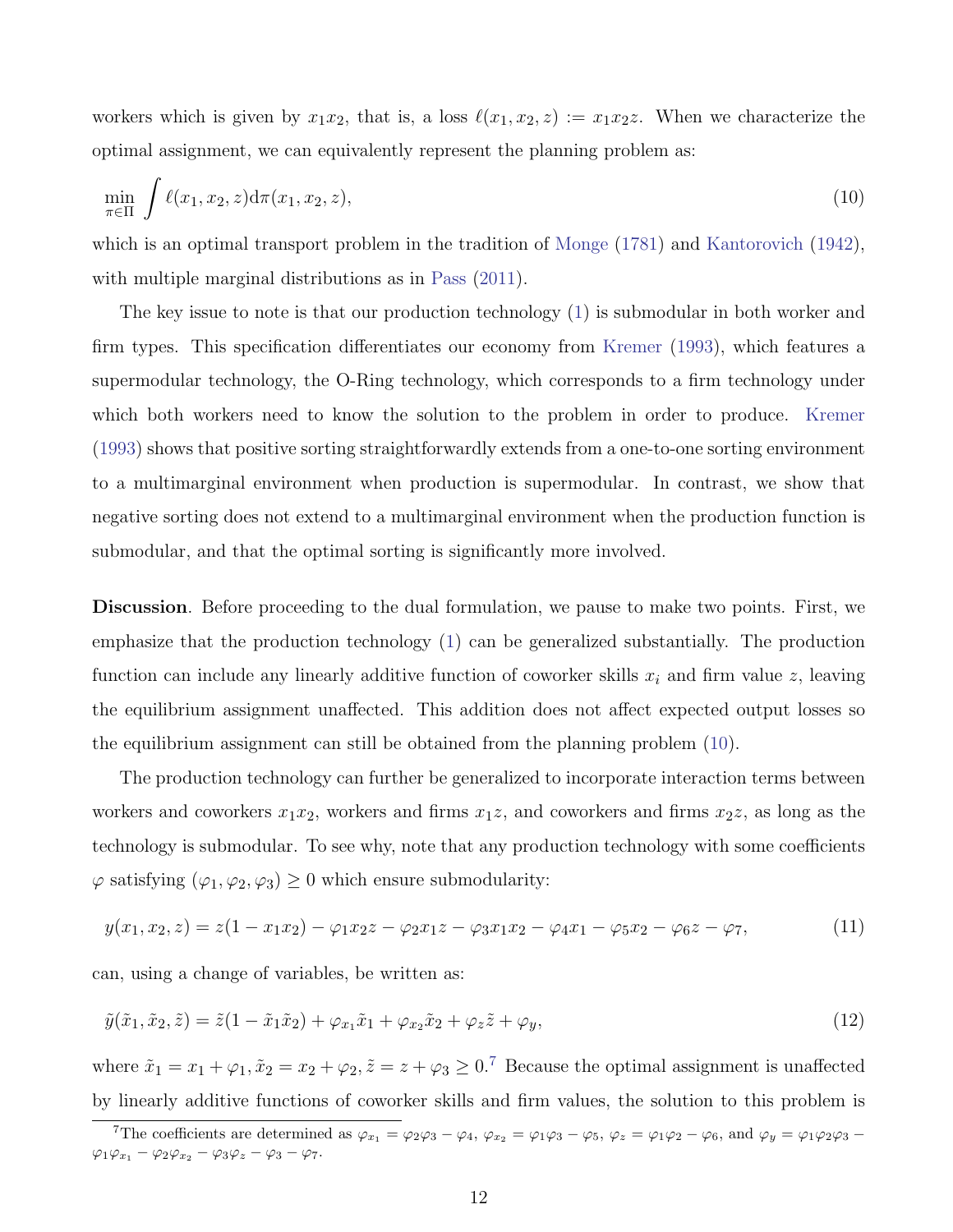workers which is given by $x_1 x_2$, that is, a loss $\ell(x_1, x_2, z) := x_1 x_2 z$. When we characterize the optimal assignment, we can equivalently represent the planning problem as:

$$\min_{\pi \in \Pi} \int \ell(x_1, x_2, z) \mathrm{d}\pi(x_1, x_2, z), \tag{10}$$

which is an optimal transport problem in the tradition of Monge (1781) and Kantorovich (1942), with multiple marginal distributions as in Pass (2011).

The key issue to note is that our production technology (1) is submodular in both worker and firm types. This specification differentiates our economy from Kremer (1993), which features a supermodular technology, the O-Ring technology, which corresponds to a firm technology under which both workers need to know the solution to the problem in order to produce. Kremer (1993) shows that positive sorting straightforwardly extends from a one-to-one sorting environment to a multimarginal environment when production is supermodular. In contrast, we show that negative sorting does not extend to a multimarginal environment when the production function is submodular, and that the optimal sorting is significantly more involved.

**Discussion**. Before proceeding to the dual formulation, we pause to make two points. First, we emphasize that the production technology (1) can be generalized substantially. The production function can include any linearly additive function of coworker skills $x_i$ and firm value $z$, leaving the equilibrium assignment unaffected. This addition does not affect expected output losses so the equilibrium assignment can still be obtained from the planning problem (10).

The production technology can further be generalized to incorporate interaction terms between workers and coworkers $x_1 x_2$, workers and firms $x_1 z$, and coworkers and firms $x_2 z$, as long as the technology is submodular. To see why, note that any production technology with some coefficients $\varphi$ satisfying $(\varphi_1, \varphi_2, \varphi_3) \geq 0$ which ensure submodularity:

$$y(x_1, x_2, z) = z(1 - x_1 x_2) - \varphi_1 x_2 z - \varphi_2 x_1 z - \varphi_3 x_1 x_2 - \varphi_4 x_1 - \varphi_5 x_2 - \varphi_6 z - \varphi_7, \tag{11}$$

can, using a change of variables, be written as:

$$\tilde{y}(\tilde{x}_1, \tilde{x}_2, \tilde{z}) = \tilde{z}(1 - \tilde{x}_1 \tilde{x}_2) + \varphi_{x_1} \tilde{x}_1 + \varphi_{x_2} \tilde{x}_2 + \varphi_z \tilde{z} + \varphi_y, \tag{12}$$

where $\tilde{x}_1 = x_1 + \varphi_1, \tilde{x}_2 = x_2 + \varphi_2, \tilde{z} = z + \varphi_3 \geq 0$.[7] Because the optimal assignment is unaffected by linearly additive functions of coworker skills and firm values, the solution to this problem is

[7] The coefficients are determined as $\varphi_{x_1} = \varphi_2 \varphi_3 - \varphi_4$, $\varphi_{x_2} = \varphi_1 \varphi_3 - \varphi_5$, $\varphi_z = \varphi_1 \varphi_2 - \varphi_6$, and $\varphi_y = \varphi_1 \varphi_2 \varphi_3 - \varphi_1 \varphi_{x_1} - \varphi_2 \varphi_{x_2} - \varphi_3 \varphi_z - \varphi_3 - \varphi_7$.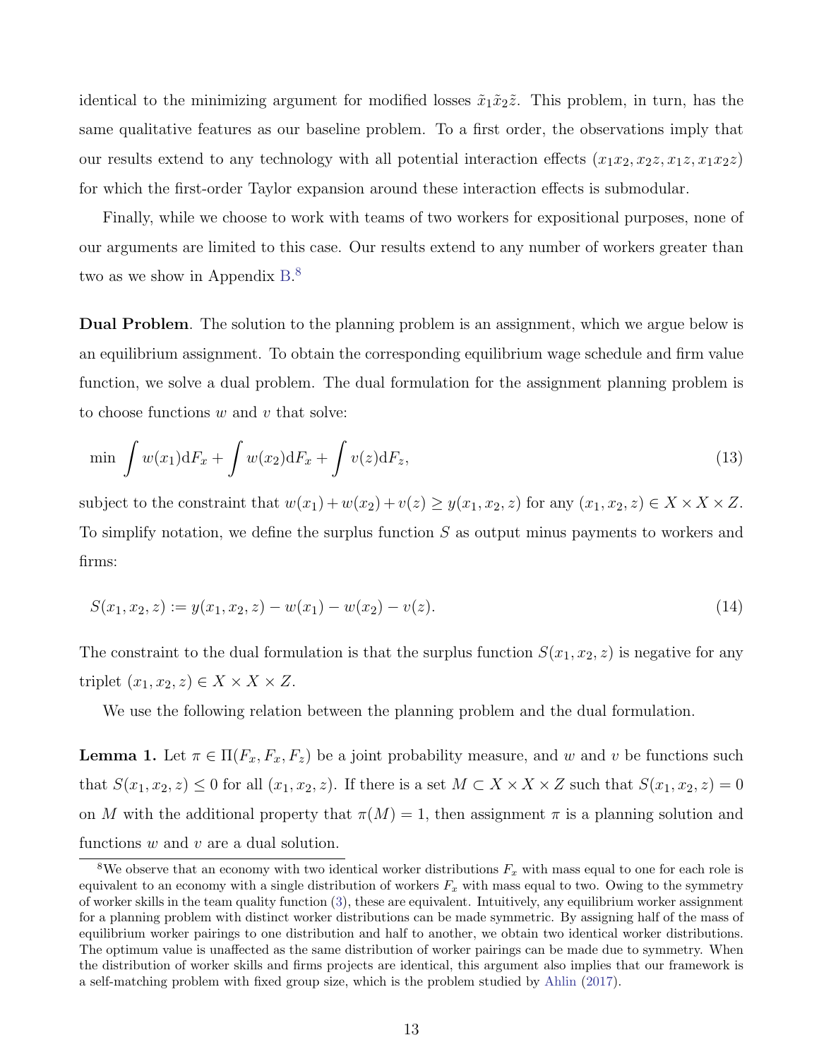identical to the minimizing argument for modified losses $\tilde{x}_1\tilde{x}_2\tilde{z}$. This problem, in turn, has the same qualitative features as our baseline problem. To a first order, the observations imply that our results extend to any technology with all potential interaction effects $(x_1x_2, x_2z, x_1z, x_1x_2z)$ for which the first-order Taylor expansion around these interaction effects is submodular.

Finally, while we choose to work with teams of two workers for expositional purposes, none of our arguments are limited to this case. Our results extend to any number of workers greater than two as we show in Appendix B.[8]

**Dual Problem**. The solution to the planning problem is an assignment, which we argue below is an equilibrium assignment. To obtain the corresponding equilibrium wage schedule and firm value function, we solve a dual problem. The dual formulation for the assignment planning problem is to choose functions $w$ and $v$ that solve:

$$\min \int w(x_1)\mathrm{d}F_x + \int w(x_2)\mathrm{d}F_x + \int v(z)\mathrm{d}F_z, \tag{13}$$

subject to the constraint that $w(x_1) + w(x_2) + v(z) \geq y(x_1, x_2, z)$ for any $(x_1, x_2, z) \in X \times X \times Z$. To simplify notation, we define the surplus function $S$ as output minus payments to workers and firms:

$$S(x_1, x_2, z) := y(x_1, x_2, z) - w(x_1) - w(x_2) - v(z). \tag{14}$$

The constraint to the dual formulation is that the surplus function $S(x_1, x_2, z)$ is negative for any triplet $(x_1, x_2, z) \in X \times X \times Z$.

We use the following relation between the planning problem and the dual formulation.

**Lemma 1.** Let $\pi \in \Pi(F_x, F_x, F_z)$ be a joint probability measure, and $w$ and $v$ be functions such that $S(x_1, x_2, z) \leq 0$ for all $(x_1, x_2, z)$. If there is a set $M \subset X \times X \times Z$ such that $S(x_1, x_2, z) = 0$ on $M$ with the additional property that $\pi(M) = 1$, then assignment $\pi$ is a planning solution and functions $w$ and $v$ are a dual solution.

---

[8] We observe that an economy with two identical worker distributions $F_x$ with mass equal to one for each role is equivalent to an economy with a single distribution of workers $F_x$ with mass equal to two. Owing to the symmetry of worker skills in the team quality function (3), these are equivalent. Intuitively, any equilibrium worker assignment for a planning problem with distinct worker distributions can be made symmetric. By assigning half of the mass of equilibrium worker pairings to one distribution and half to another, we obtain two identical worker distributions. The optimum value is unaffected as the same distribution of worker pairings can be made due to symmetry. When the distribution of worker skills and firms projects are identical, this argument also implies that our framework is a self-matching problem with fixed group size, which is the problem studied by Ahlin (2017).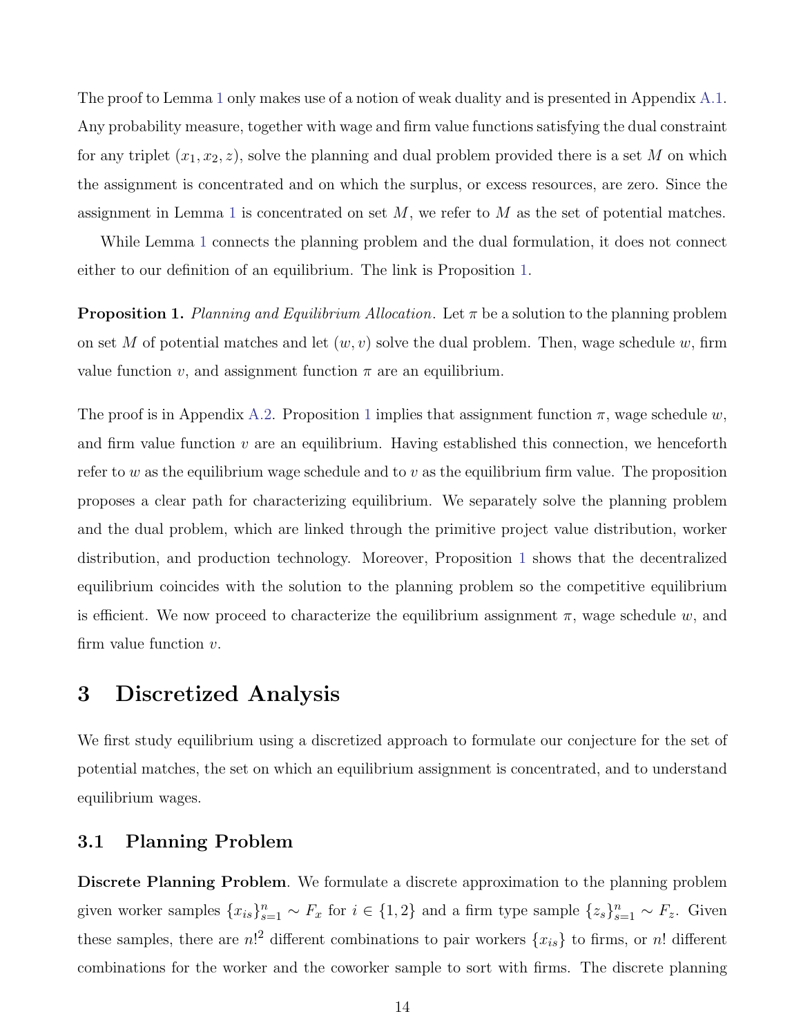The proof to Lemma 1 only makes use of a notion of weak duality and is presented in Appendix A.1. Any probability measure, together with wage and firm value functions satisfying the dual constraint for any triplet $(x_1, x_2, z)$, solve the planning and dual problem provided there is a set $M$ on which the assignment is concentrated and on which the surplus, or excess resources, are zero. Since the assignment in Lemma 1 is concentrated on set $M$, we refer to $M$ as the set of potential matches.

While Lemma 1 connects the planning problem and the dual formulation, it does not connect either to our definition of an equilibrium. The link is Proposition 1.

**Proposition 1.** *Planning and Equilibrium Allocation*. *Let $\pi$ be a solution to the planning problem on set $M$ of potential matches and let $(w, v)$ solve the dual problem. Then, wage schedule $w$, firm value function $v$, and assignment function $\pi$ are an equilibrium.*

The proof is in Appendix A.2. Proposition 1 implies that assignment function $\pi$, wage schedule $w$, and firm value function $v$ are an equilibrium. Having established this connection, we henceforth refer to $w$ as the equilibrium wage schedule and to $v$ as the equilibrium firm value. The proposition proposes a clear path for characterizing equilibrium. We separately solve the planning problem and the dual problem, which are linked through the primitive project value distribution, worker distribution, and production technology. Moreover, Proposition 1 shows that the decentralized equilibrium coincides with the solution to the planning problem so the competitive equilibrium is efficient. We now proceed to characterize the equilibrium assignment $\pi$, wage schedule $w$, and firm value function $v$.

# 3 Discretized Analysis

We first study equilibrium using a discretized approach to formulate our conjecture for the set of potential matches, the set on which an equilibrium assignment is concentrated, and to understand equilibrium wages.

## 3.1 Planning Problem

**Discrete Planning Problem**. We formulate a discrete approximation to the planning problem given worker samples $\{x_{is}\}_{s=1}^{n} \sim F_x$ for $i \in \{1, 2\}$ and a firm type sample $\{z_s\}_{s=1}^{n} \sim F_z$. Given these samples, there are $n!^2$ different combinations to pair workers $\{x_{is}\}$ to firms, or $n!$ different combinations for the worker and the coworker sample to sort with firms. The discrete planning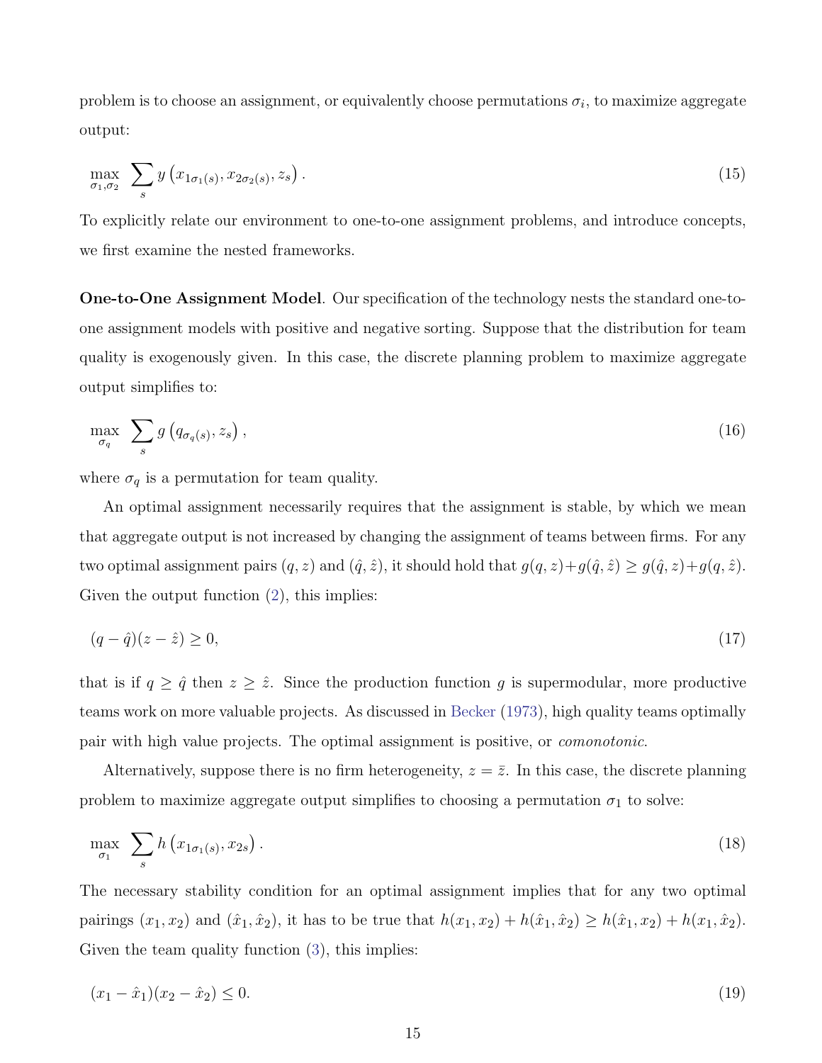problem is to choose an assignment, or equivalently choose permutations $\sigma_i$, to maximize aggregate output:

$$\max_{\sigma_1, \sigma_2} \sum_s y\left(x_{1\sigma_1(s)}, x_{2\sigma_2(s)}, z_s\right). \tag{15}$$

To explicitly relate our environment to one-to-one assignment problems, and introduce concepts, we first examine the nested frameworks.

**One-to-One Assignment Model**. Our specification of the technology nests the standard one-to-one assignment models with positive and negative sorting. Suppose that the distribution for team quality is exogenously given. In this case, the discrete planning problem to maximize aggregate output simplifies to:

$$\max_{\sigma_q} \sum_s g\left(q_{\sigma_q(s)}, z_s\right), \tag{16}$$

where $\sigma_q$ is a permutation for team quality.

An optimal assignment necessarily requires that the assignment is stable, by which we mean that aggregate output is not increased by changing the assignment of teams between firms. For any two optimal assignment pairs $(q, z)$ and $(\hat{q}, \hat{z})$, it should hold that $g(q, z) + g(\hat{q}, \hat{z}) \geq g(\hat{q}, z) + g(q, \hat{z})$. Given the output function (2), this implies:

$$(q - \hat{q})(z - \hat{z}) \geq 0, \tag{17}$$

that is if $q \geq \hat{q}$ then $z \geq \hat{z}$. Since the production function $g$ is supermodular, more productive teams work on more valuable projects. As discussed in Becker (1973), high quality teams optimally pair with high value projects. The optimal assignment is positive, or *comonotonic*.

Alternatively, suppose there is no firm heterogeneity, $z = \bar{z}$. In this case, the discrete planning problem to maximize aggregate output simplifies to choosing a permutation $\sigma_1$ to solve:

$$\max_{\sigma_1} \sum_s h\left(x_{1\sigma_1(s)}, x_{2s}\right). \tag{18}$$

The necessary stability condition for an optimal assignment implies that for any two optimal pairings $(x_1, x_2)$ and $(\hat{x}_1, \hat{x}_2)$, it has to be true that $h(x_1, x_2) + h(\hat{x}_1, \hat{x}_2) \geq h(\hat{x}_1, x_2) + h(x_1, \hat{x}_2)$. Given the team quality function (3), this implies:

$$(x_1 - \hat{x}_1)(x_2 - \hat{x}_2) \leq 0. \tag{19}$$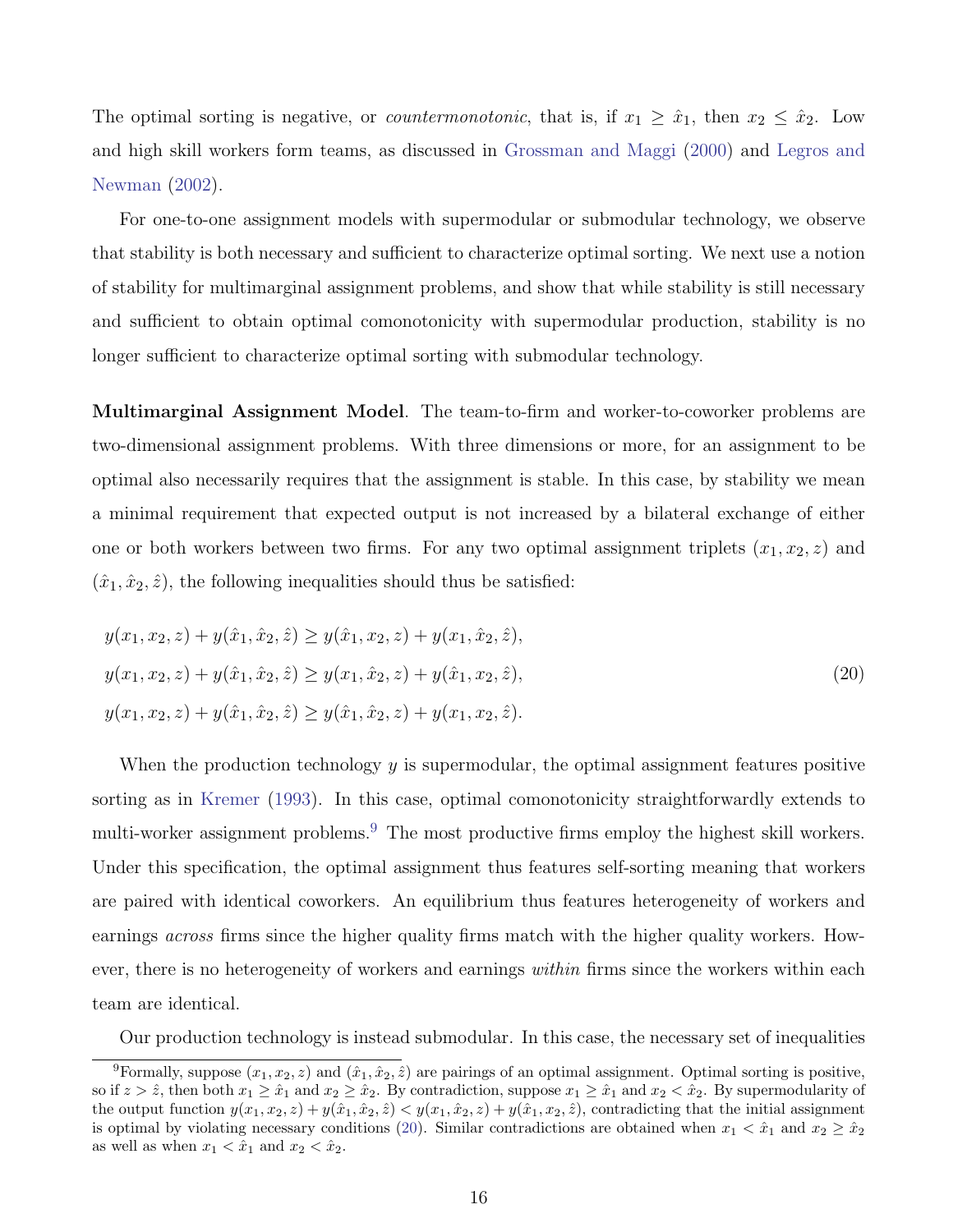The optimal sorting is negative, or *countermonotonic*, that is, if $x_1 \geq \hat{x}_1$, then $x_2 \leq \hat{x}_2$. Low and high skill workers form teams, as discussed in Grossman and Maggi (2000) and Legros and Newman (2002).

For one-to-one assignment models with supermodular or submodular technology, we observe that stability is both necessary and sufficient to characterize optimal sorting. We next use a notion of stability for multimarginal assignment problems, and show that while stability is still necessary and sufficient to obtain optimal comonotonicity with supermodular production, stability is no longer sufficient to characterize optimal sorting with submodular technology.

**Multimarginal Assignment Model**. The team-to-firm and worker-to-coworker problems are two-dimensional assignment problems. With three dimensions or more, for an assignment to be optimal also necessarily requires that the assignment is stable. In this case, by stability we mean a minimal requirement that expected output is not increased by a bilateral exchange of either one or both workers between two firms. For any two optimal assignment triplets $(x_1, x_2, z)$ and $(\hat{x}_1, \hat{x}_2, \hat{z})$, the following inequalities should thus be satisfied:

$$
\begin{aligned}
&y(x_1, x_2, z) + y(\hat{x}_1, \hat{x}_2, \hat{z}) \geq y(\hat{x}_1, x_2, z) + y(x_1, \hat{x}_2, \hat{z}), \\
&y(x_1, x_2, z) + y(\hat{x}_1, \hat{x}_2, \hat{z}) \geq y(x_1, \hat{x}_2, z) + y(\hat{x}_1, x_2, \hat{z}), \qquad (20) \\
&y(x_1, x_2, z) + y(\hat{x}_1, \hat{x}_2, \hat{z}) \geq y(\hat{x}_1, \hat{x}_2, z) + y(x_1, x_2, \hat{z}).
\end{aligned}
$$

When the production technology $y$ is supermodular, the optimal assignment features positive sorting as in Kremer (1993). In this case, optimal comonotonicity straightforwardly extends to multi-worker assignment problems.[9] The most productive firms employ the highest skill workers. Under this specification, the optimal assignment thus features self-sorting meaning that workers are paired with identical coworkers. An equilibrium thus features heterogeneity of workers and earnings *across* firms since the higher quality firms match with the higher quality workers. However, there is no heterogeneity of workers and earnings *within* firms since the workers within each team are identical.

Our production technology is instead submodular. In this case, the necessary set of inequalities

[9] Formally, suppose $(x_1, x_2, z)$ and $(\hat{x}_1, \hat{x}_2, \hat{z})$ are pairings of an optimal assignment. Optimal sorting is positive, so if $z > \hat{z}$, then both $x_1 \geq \hat{x}_1$ and $x_2 \geq \hat{x}_2$. By contradiction, suppose $x_1 \geq \hat{x}_1$ and $x_2 < \hat{x}_2$. By supermodularity of the output function $y(x_1, x_2, z) + y(\hat{x}_1, \hat{x}_2, \hat{z}) < y(x_1, \hat{x}_2, z) + y(\hat{x}_1, x_2, \hat{z})$, contradicting that the initial assignment is optimal by violating necessary conditions (20). Similar contradictions are obtained when $x_1 < \hat{x}_1$ and $x_2 \geq \hat{x}_2$ as well as when $x_1 < \hat{x}_1$ and $x_2 < \hat{x}_2$.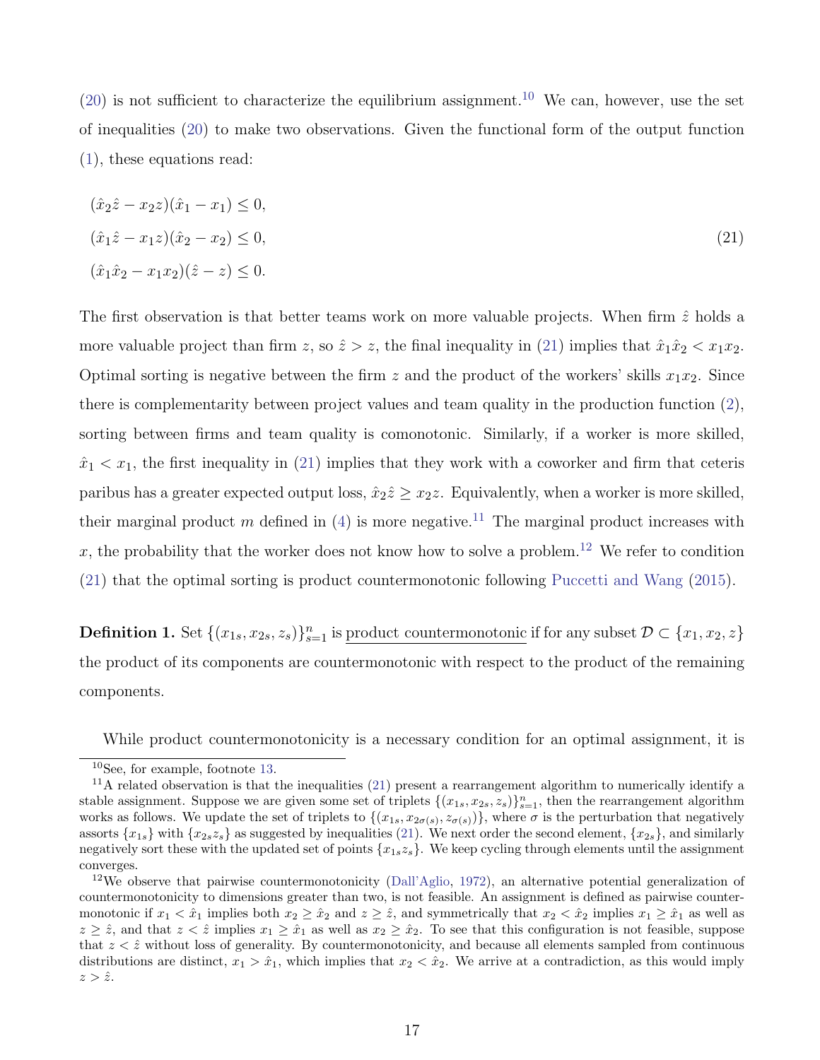(20) is not sufficient to characterize the equilibrium assignment.[10] We can, however, use the set of inequalities (20) to make two observations. Given the functional form of the output function (1), these equations read:

$$
\begin{aligned}
&(\hat{x}_2\hat{z} - x_2 z)(\hat{x}_1 - x_1) \le 0, \\
&(\hat{x}_1\hat{z} - x_1 z)(\hat{x}_2 - x_2) \le 0, \\
&(\hat{x}_1\hat{x}_2 - x_1 x_2)(\hat{z} - z) \le 0.
\end{aligned} \tag{21}
$$

The first observation is that better teams work on more valuable projects. When firm $\hat{z}$ holds a more valuable project than firm $z$, so $\hat{z} > z$, the final inequality in (21) implies that $\hat{x}_1\hat{x}_2 < x_1 x_2$. Optimal sorting is negative between the firm $z$ and the product of the workers' skills $x_1 x_2$. Since there is complementarity between project values and team quality in the production function (2), sorting between firms and team quality is comonotonic. Similarly, if a worker is more skilled, $\hat{x}_1 < x_1$, the first inequality in (21) implies that they work with a coworker and firm that ceteris paribus has a greater expected output loss, $\hat{x}_2\hat{z} \ge x_2 z$. Equivalently, when a worker is more skilled, their marginal product $m$ defined in (4) is more negative.[11] The marginal product increases with $x$, the probability that the worker does not know how to solve a problem.[12] We refer to condition (21) that the optimal sorting is product countermonotonic following Puccetti and Wang (2015).

**Definition 1.** Set $\{(x_{1s}, x_{2s}, z_s)\}_{s=1}^n$ is product countermonotonic if for any subset $\mathcal{D} \subset \{x_1, x_2, z\}$ the product of its components are countermonotonic with respect to the product of the remaining components.

While product countermonotonicity is a necessary condition for an optimal assignment, it is

---

[10] See, for example, footnote 13.

[11] A related observation is that the inequalities (21) present a rearrangement algorithm to numerically identify a stable assignment. Suppose we are given some set of triplets $\{(x_{1s}, x_{2s}, z_s)\}_{s=1}^n$, then the rearrangement algorithm works as follows. We update the set of triplets to $\{(x_{1s}, x_{2\sigma(s)}, z_{\sigma(s)})\}$, where $\sigma$ is the perturbation that negatively assorts $\{x_{1s}\}$ with $\{x_{2s}z_s\}$ as suggested by inequalities (21). We next order the second element, $\{x_{2s}\}$, and similarly negatively sort these with the updated set of points $\{x_{1s}z_s\}$. We keep cycling through elements until the assignment converges.

[12] We observe that pairwise countermonotonicity (Dall'Aglio, 1972), an alternative potential generalization of countermonotonicity to dimensions greater than two, is not feasible. An assignment is defined as pairwise countermonotonic if $x_1 < \hat{x}_1$ implies both $x_2 \ge \hat{x}_2$ and $z \ge \hat{z}$, and symmetrically that $x_2 < \hat{x}_2$ implies $x_1 \ge \hat{x}_1$ as well as $z \ge \hat{z}$, and that $z < \hat{z}$ implies $x_1 \ge \hat{x}_1$ as well as $x_2 \ge \hat{x}_2$. To see that this configuration is not feasible, suppose that $z < \hat{z}$ without loss of generality. By countermonotonicity, and because all elements sampled from continuous distributions are distinct, $x_1 > \hat{x}_1$, which implies that $x_2 < \hat{x}_2$. We arrive at a contradiction, as this would imply $z > \hat{z}$.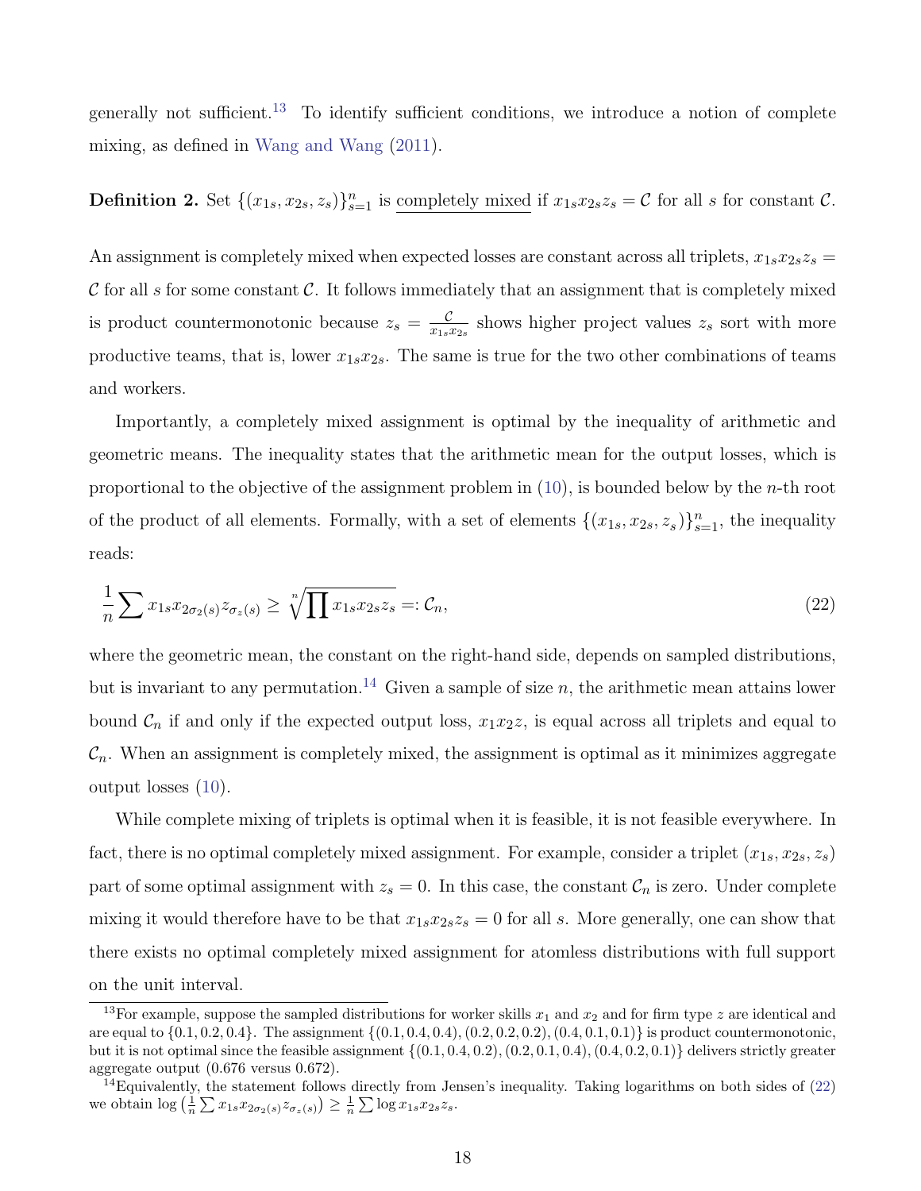generally not sufficient.[13] To identify sufficient conditions, we introduce a notion of complete mixing, as defined in Wang and Wang (2011).

**Definition 2.** Set $\{(x_{1s}, x_{2s}, z_s)\}_{s=1}^n$ is completely mixed if $x_{1s}x_{2s}z_s = \mathcal{C}$ for all $s$ for constant $\mathcal{C}$.

An assignment is completely mixed when expected losses are constant across all triplets, $x_{1s}x_{2s}z_s = \mathcal{C}$ for all $s$ for some constant $\mathcal{C}$. It follows immediately that an assignment that is completely mixed is product countermonotonic because $z_s = \frac{\mathcal{C}}{x_{1s}x_{2s}}$ shows higher project values $z_s$ sort with more productive teams, that is, lower $x_{1s}x_{2s}$. The same is true for the two other combinations of teams and workers.

Importantly, a completely mixed assignment is optimal by the inequality of arithmetic and geometric means. The inequality states that the arithmetic mean for the output losses, which is proportional to the objective of the assignment problem in (10), is bounded below by the $n$-th root of the product of all elements. Formally, with a set of elements $\{(x_{1s}, x_{2s}, z_s)\}_{s=1}^n$, the inequality reads:

$$\frac{1}{n}\sum x_{1s}x_{2\sigma_2(s)}z_{\sigma_z(s)} \geq \sqrt[n]{\prod x_{1s}x_{2s}z_s} =: \mathcal{C}_n, \tag{22}$$

where the geometric mean, the constant on the right-hand side, depends on sampled distributions, but is invariant to any permutation.[14] Given a sample of size $n$, the arithmetic mean attains lower bound $\mathcal{C}_n$ if and only if the expected output loss, $x_1x_2z$, is equal across all triplets and equal to $\mathcal{C}_n$. When an assignment is completely mixed, the assignment is optimal as it minimizes aggregate output losses (10).

While complete mixing of triplets is optimal when it is feasible, it is not feasible everywhere. In fact, there is no optimal completely mixed assignment. For example, consider a triplet $(x_{1s}, x_{2s}, z_s)$ part of some optimal assignment with $z_s = 0$. In this case, the constant $\mathcal{C}_n$ is zero. Under complete mixing it would therefore have to be that $x_{1s}x_{2s}z_s = 0$ for all $s$. More generally, one can show that there exists no optimal completely mixed assignment for atomless distributions with full support on the unit interval.

---

[13] For example, suppose the sampled distributions for worker skills $x_1$ and $x_2$ and for firm type $z$ are identical and are equal to $\{0.1, 0.2, 0.4\}$. The assignment $\{(0.1, 0.4, 0.4), (0.2, 0.2, 0.2), (0.4, 0.1, 0.1)\}$ is product countermonotonic, but it is not optimal since the feasible assignment $\{(0.1, 0.4, 0.2), (0.2, 0.1, 0.4), (0.4, 0.2, 0.1)\}$ delivers strictly greater aggregate output (0.676 versus 0.672).

[14] Equivalently, the statement follows directly from Jensen's inequality. Taking logarithms on both sides of (22) we obtain $\log\left(\frac{1}{n}\sum x_{1s}x_{2\sigma_2(s)}z_{\sigma_z(s)}\right) \geq \frac{1}{n}\sum \log x_{1s}x_{2s}z_s$.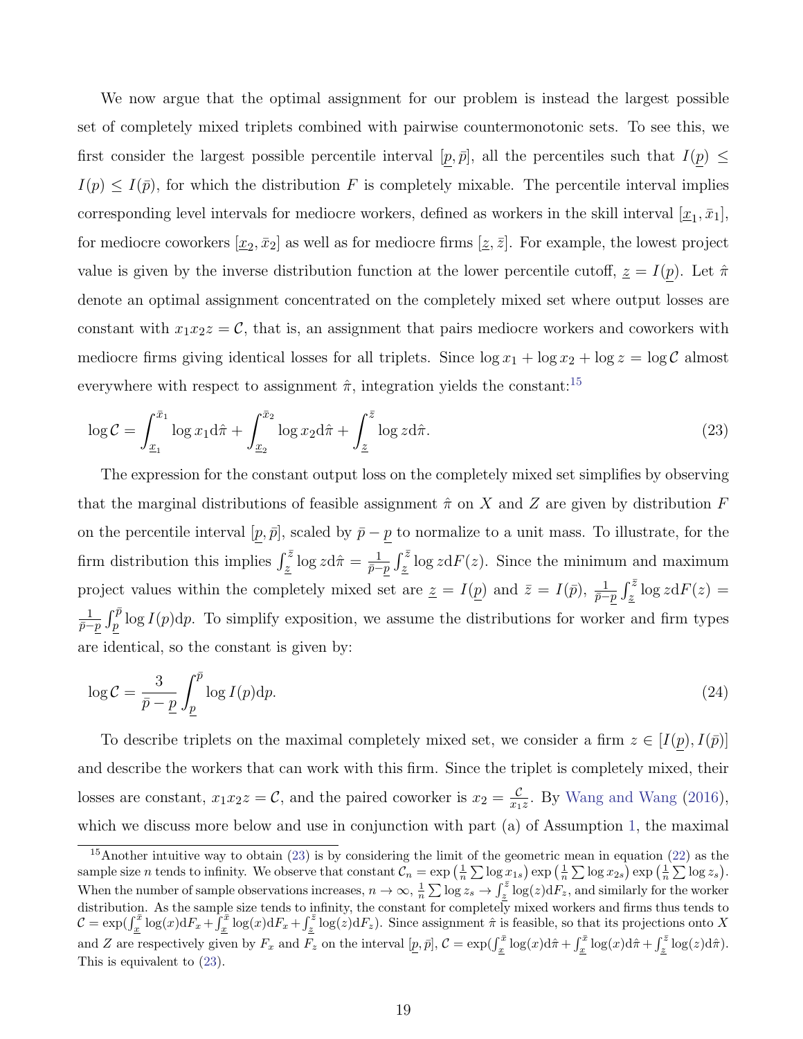We now argue that the optimal assignment for our problem is instead the largest possible set of completely mixed triplets combined with pairwise countermonotonic sets. To see this, we first consider the largest possible percentile interval $[\underline{p}, \bar{p}]$, all the percentiles such that $I(\underline{p}) \leq I(p) \leq I(\bar{p})$, for which the distribution $F$ is completely mixable. The percentile interval implies corresponding level intervals for mediocre workers, defined as workers in the skill interval $[\underline{x}_1, \bar{x}_1]$, for mediocre coworkers $[\underline{x}_2, \bar{x}_2]$ as well as for mediocre firms $[\underline{z}, \bar{z}]$. For example, the lowest project value is given by the inverse distribution function at the lower percentile cutoff, $\underline{z} = I(\underline{p})$. Let $\hat{\pi}$ denote an optimal assignment concentrated on the completely mixed set where output losses are constant with $x_1 x_2 z = \mathcal{C}$, that is, an assignment that pairs mediocre workers and coworkers with mediocre firms giving identical losses for all triplets. Since $\log x_1 + \log x_2 + \log z = \log \mathcal{C}$ almost everywhere with respect to assignment $\hat{\pi}$, integration yields the constant:[15]

$$\log \mathcal{C} = \int_{\underline{x}_1}^{\bar{x}_1} \log x_1 \mathrm{d}\hat{\pi} + \int_{\underline{x}_2}^{\bar{x}_2} \log x_2 \mathrm{d}\hat{\pi} + \int_{\underline{z}}^{\bar{z}} \log z \mathrm{d}\hat{\pi}. \tag{23}$$

The expression for the constant output loss on the completely mixed set simplifies by observing that the marginal distributions of feasible assignment $\hat{\pi}$ on $X$ and $Z$ are given by distribution $F$ on the percentile interval $[\underline{p}, \bar{p}]$, scaled by $\bar{p} - \underline{p}$ to normalize to a unit mass. To illustrate, for the firm distribution this implies $\int_{\underline{z}}^{\bar{z}} \log z \mathrm{d}\hat{\pi} = \frac{1}{\bar{p}-\underline{p}} \int_{\underline{z}}^{\bar{z}} \log z \mathrm{d}F(z)$. Since the minimum and maximum project values within the completely mixed set are $\underline{z} = I(\underline{p})$ and $\bar{z} = I(\bar{p})$, $\frac{1}{\bar{p}-\underline{p}} \int_{\underline{z}}^{\bar{z}} \log z \mathrm{d}F(z) = \frac{1}{\bar{p}-\underline{p}} \int_{\underline{p}}^{\bar{p}} \log I(p) \mathrm{d}p$. To simplify exposition, we assume the distributions for worker and firm types are identical, so the constant is given by:

$$\log \mathcal{C} = \frac{3}{\bar{p} - \underline{p}} \int_{\underline{p}}^{\bar{p}} \log I(p) \mathrm{d}p. \tag{24}$$

To describe triplets on the maximal completely mixed set, we consider a firm $z \in [I(\underline{p}), I(\bar{p})]$ and describe the workers that can work with this firm. Since the triplet is completely mixed, their losses are constant, $x_1 x_2 z = \mathcal{C}$, and the paired coworker is $x_2 = \frac{\mathcal{C}}{x_1 z}$. By Wang and Wang (2016), which we discuss more below and use in conjunction with part (a) of Assumption 1, the maximal

[15] Another intuitive way to obtain (23) is by considering the limit of the geometric mean in equation (22) as the sample size $n$ tends to infinity. We observe that constant $\mathcal{C}_n = \exp\left(\frac{1}{n}\sum \log x_{1s}\right) \exp\left(\frac{1}{n}\sum \log x_{2s}\right) \exp\left(\frac{1}{n}\sum \log z_s\right)$. When the number of sample observations increases, $n \to \infty$, $\frac{1}{n}\sum \log z_s \to \int_{\underline{z}}^{\bar{z}} \log(z) \mathrm{d}F_z$, and similarly for the worker distribution. As the sample size tends to infinity, the constant for completely mixed workers and firms thus tends to $\mathcal{C} = \exp(\int_{\underline{x}}^{\bar{x}} \log(x) \mathrm{d}F_x + \int_{\underline{x}}^{\bar{x}} \log(x) \mathrm{d}F_x + \int_{\underline{z}}^{\bar{z}} \log(z) \mathrm{d}F_z)$. Since assignment $\hat{\pi}$ is feasible, so that its projections onto $X$ and $Z$ are respectively given by $F_x$ and $F_z$ on the interval $[\underline{p}, \bar{p}]$, $\mathcal{C} = \exp(\int_{\underline{x}}^{\bar{x}} \log(x) \mathrm{d}\hat{\pi} + \int_{\underline{x}}^{\bar{x}} \log(x) \mathrm{d}\hat{\pi} + \int_{\underline{z}}^{\bar{z}} \log(z) \mathrm{d}\hat{\pi})$. This is equivalent to (23).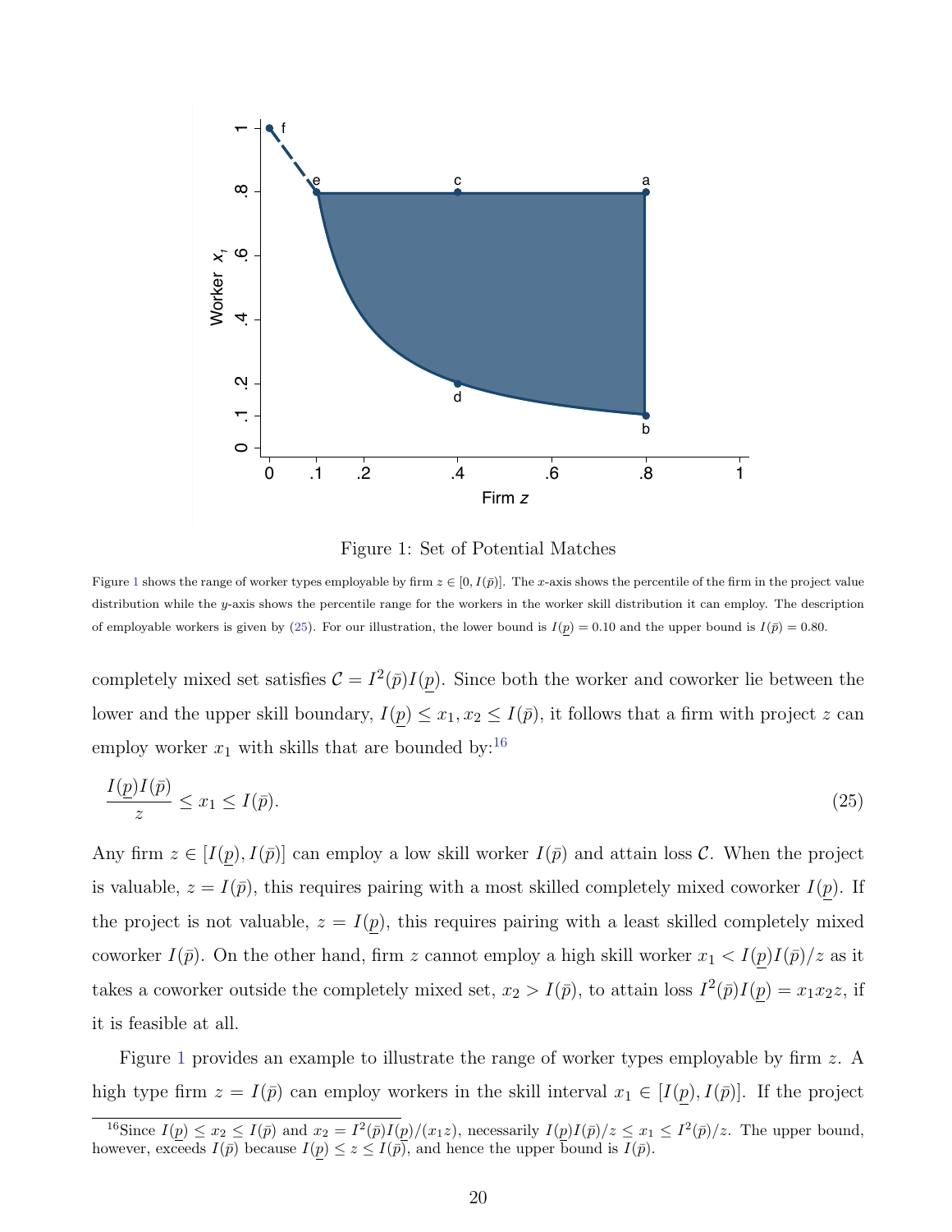Figure 1: Set of Potential Matches

Figure 1 shows the range of worker types employable by firm $z \in [0, I(\bar{p})]$. The $x$-axis shows the percentile of the firm in the project value distribution while the $y$-axis shows the percentile range for the workers in the worker skill distribution it can employ. The description of employable workers is given by (25). For our illustration, the lower bound is $I(\underline{p}) = 0.10$ and the upper bound is $I(\bar{p}) = 0.80$.

completely mixed set satisfies $\mathcal{C} = I^2(\bar{p})I(\underline{p})$. Since both the worker and coworker lie between the lower and the upper skill boundary, $I(\underline{p}) \leq x_1, x_2 \leq I(\bar{p})$, it follows that a firm with project $z$ can employ worker $x_1$ with skills that are bounded by:[16]

$$\frac{I(\underline{p})I(\bar{p})}{z} \leq x_1 \leq I(\bar{p}). \tag{25}$$

Any firm $z \in [I(\underline{p}), I(\bar{p})]$ can employ a low skill worker $I(\bar{p})$ and attain loss $\mathcal{C}$. When the project is valuable, $z = I(\bar{p})$, this requires pairing with a most skilled completely mixed coworker $I(\underline{p})$. If the project is not valuable, $z = I(\underline{p})$, this requires pairing with a least skilled completely mixed coworker $I(\bar{p})$. On the other hand, firm $z$ cannot employ a high skill worker $x_1 < I(\underline{p})I(\bar{p})/z$ as it takes a coworker outside the completely mixed set, $x_2 > I(\bar{p})$, to attain loss $I^2(\bar{p})I(\underline{p}) = x_1x_2z$, if it is feasible at all.

Figure 1 provides an example to illustrate the range of worker types employable by firm $z$. A high type firm $z = I(\bar{p})$ can employ workers in the skill interval $x_1 \in [I(\underline{p}), I(\bar{p})]$. If the project

[16] Since $I(\underline{p}) \leq x_2 \leq I(\bar{p})$ and $x_2 = I^2(\bar{p})I(\underline{p})/(x_1z)$, necessarily $I(\underline{p})I(\bar{p})/z \leq x_1 \leq I^2(\bar{p})/z$. The upper bound, however, exceeds $I(\bar{p})$ because $I(\underline{p}) \leq z \leq I(\bar{p})$, and hence the upper bound is $I(\bar{p})$.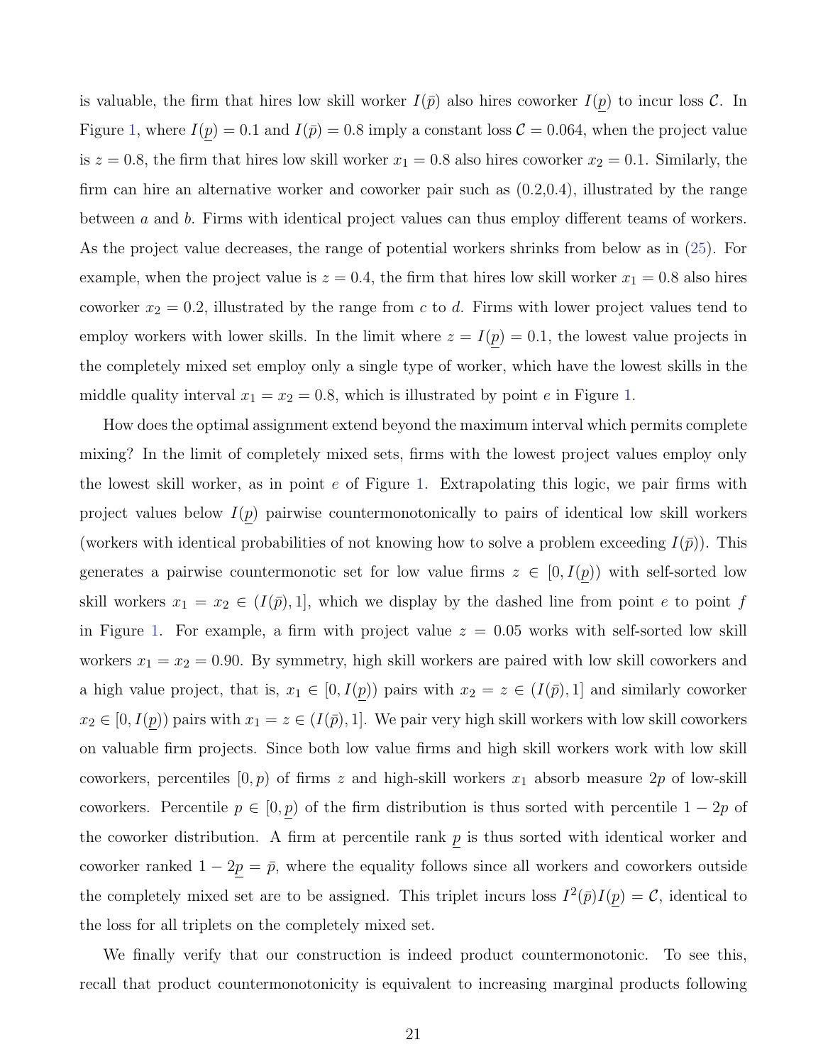is valuable, the firm that hires low skill worker $I(\bar{p})$ also hires coworker $I(\underline{p})$ to incur loss $\mathcal{C}$. In Figure 1, where $I(\underline{p}) = 0.1$ and $I(\bar{p}) = 0.8$ imply a constant loss $\mathcal{C} = 0.064$, when the project value is $z = 0.8$, the firm that hires low skill worker $x_1 = 0.8$ also hires coworker $x_2 = 0.1$. Similarly, the firm can hire an alternative worker and coworker pair such as (0.2,0.4), illustrated by the range between $a$ and $b$. Firms with identical project values can thus employ different teams of workers. As the project value decreases, the range of potential workers shrinks from below as in (25). For example, when the project value is $z = 0.4$, the firm that hires low skill worker $x_1 = 0.8$ also hires coworker $x_2 = 0.2$, illustrated by the range from $c$ to $d$. Firms with lower project values tend to employ workers with lower skills. In the limit where $z = I(\underline{p}) = 0.1$, the lowest value projects in the completely mixed set employ only a single type of worker, which have the lowest skills in the middle quality interval $x_1 = x_2 = 0.8$, which is illustrated by point $e$ in Figure 1.

How does the optimal assignment extend beyond the maximum interval which permits complete mixing? In the limit of completely mixed sets, firms with the lowest project values employ only the lowest skill worker, as in point $e$ of Figure 1. Extrapolating this logic, we pair firms with project values below $I(\underline{p})$ pairwise countermonotonically to pairs of identical low skill workers (workers with identical probabilities of not knowing how to solve a problem exceeding $I(\bar{p})$). This generates a pairwise countermonotic set for low value firms $z \in [0, I(\underline{p}))$ with self-sorted low skill workers $x_1 = x_2 \in (I(\bar{p}), 1]$, which we display by the dashed line from point $e$ to point $f$ in Figure 1. For example, a firm with project value $z = 0.05$ works with self-sorted low skill workers $x_1 = x_2 = 0.90$. By symmetry, high skill workers are paired with low skill coworkers and a high value project, that is, $x_1 \in [0, I(\underline{p}))$ pairs with $x_2 = z \in (I(\bar{p}), 1]$ and similarly coworker $x_2 \in [0, I(\underline{p}))$ pairs with $x_1 = z \in (I(\bar{p}), 1]$. We pair very high skill workers with low skill coworkers on valuable firm projects. Since both low value firms and high skill workers work with low skill coworkers, percentiles $[0, p)$ of firms $z$ and high-skill workers $x_1$ absorb measure $2p$ of low-skill coworkers. Percentile $p \in [0, \underline{p})$ of the firm distribution is thus sorted with percentile $1 - 2p$ of the coworker distribution. A firm at percentile rank $\underline{p}$ is thus sorted with identical worker and coworker ranked $1 - 2\underline{p} = \bar{p}$, where the equality follows since all workers and coworkers outside the completely mixed set are to be assigned. This triplet incurs loss $I^2(\bar{p})I(\underline{p}) = \mathcal{C}$, identical to the loss for all triplets on the completely mixed set.

We finally verify that our construction is indeed product countermonotonic. To see this, recall that product countermonotonicity is equivalent to increasing marginal products following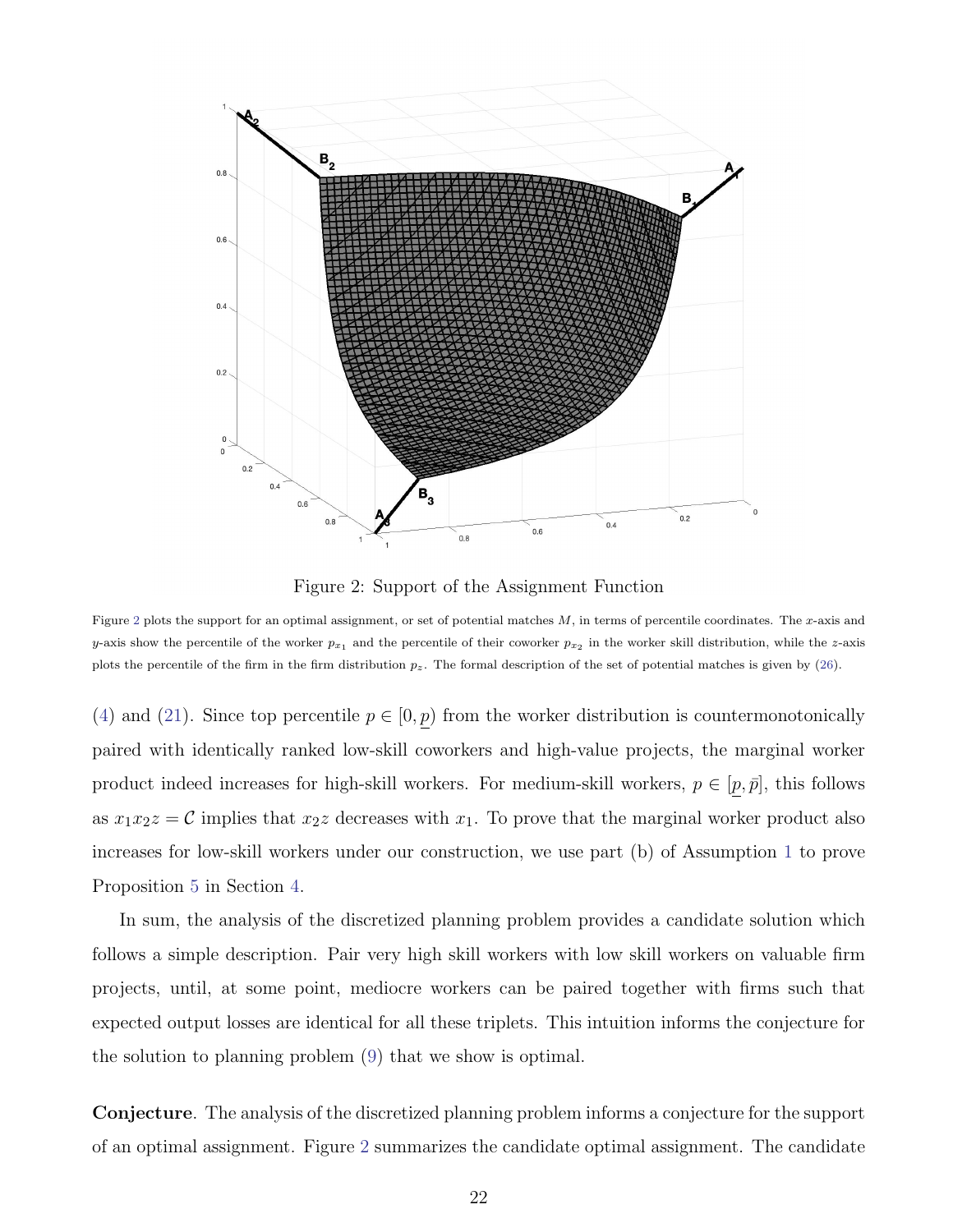Figure 2: Support of the Assignment Function

Figure 2 plots the support for an optimal assignment, or set of potential matches $M$, in terms of percentile coordinates. The $x$-axis and $y$-axis show the percentile of the worker $p_{x_1}$ and the percentile of their coworker $p_{x_2}$ in the worker skill distribution, while the $z$-axis plots the percentile of the firm in the firm distribution $p_z$. The formal description of the set of potential matches is given by (26).

(4) and (21). Since top percentile $p \in [0, \underline{p})$ from the worker distribution is countermonotonically paired with identically ranked low-skill coworkers and high-value projects, the marginal worker product indeed increases for high-skill workers. For medium-skill workers, $p \in [\underline{p}, \bar{p}]$, this follows as $x_1 x_2 z = \mathcal{C}$ implies that $x_2 z$ decreases with $x_1$. To prove that the marginal worker product also increases for low-skill workers under our construction, we use part (b) of Assumption 1 to prove Proposition 5 in Section 4.

In sum, the analysis of the discretized planning problem provides a candidate solution which follows a simple description. Pair very high skill workers with low skill workers on valuable firm projects, until, at some point, mediocre workers can be paired together with firms such that expected output losses are identical for all these triplets. This intuition informs the conjecture for the solution to planning problem (9) that we show is optimal.

**Conjecture**. The analysis of the discretized planning problem informs a conjecture for the support of an optimal assignment. Figure 2 summarizes the candidate optimal assignment. The candidate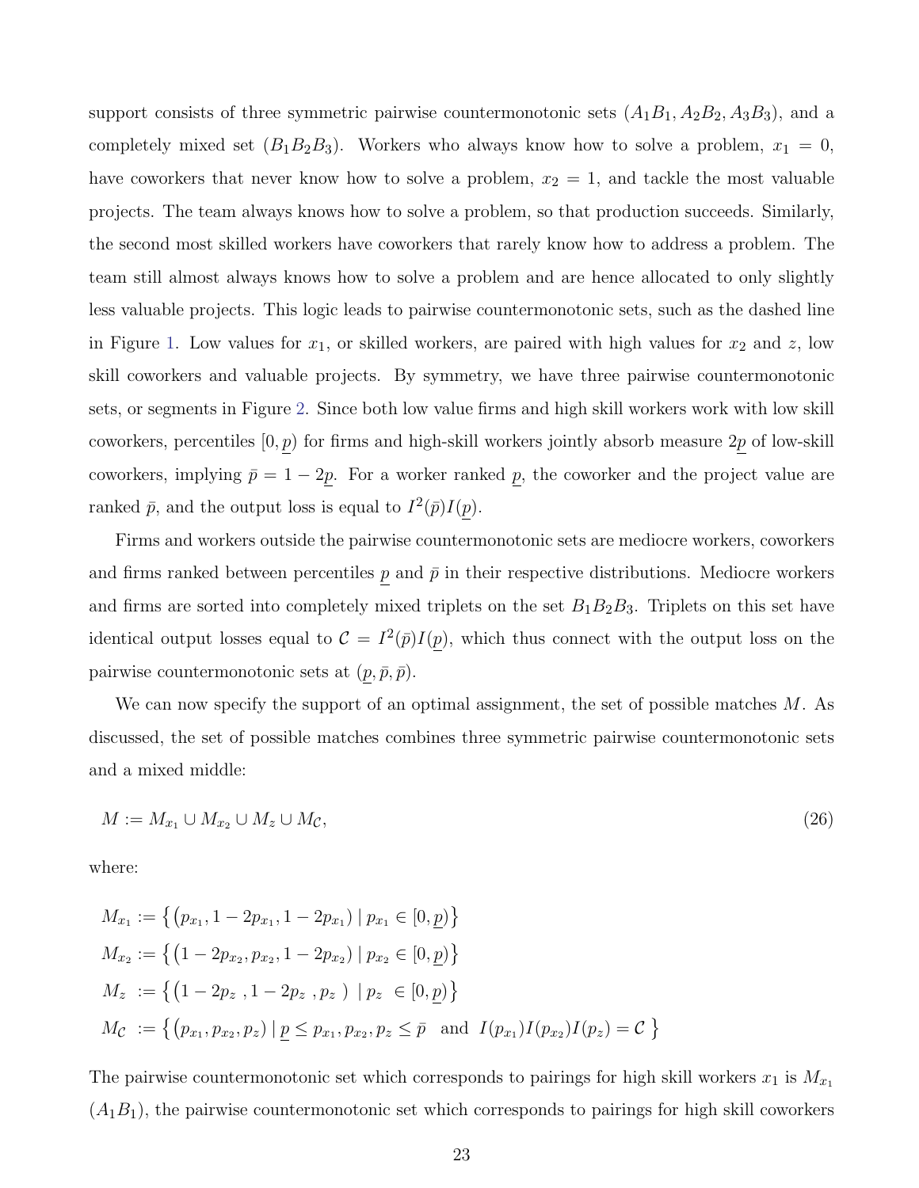support consists of three symmetric pairwise countermonotonic sets ($A_1B_1, A_2B_2, A_3B_3$), and a completely mixed set ($B_1B_2B_3$). Workers who always know how to solve a problem, $x_1 = 0$, have coworkers that never know how to solve a problem, $x_2 = 1$, and tackle the most valuable projects. The team always knows how to solve a problem, so that production succeeds. Similarly, the second most skilled workers have coworkers that rarely know how to address a problem. The team still almost always knows how to solve a problem and are hence allocated to only slightly less valuable projects. This logic leads to pairwise countermonotonic sets, such as the dashed line in Figure 1. Low values for $x_1$, or skilled workers, are paired with high values for $x_2$ and $z$, low skill coworkers and valuable projects. By symmetry, we have three pairwise countermonotonic sets, or segments in Figure 2. Since both low value firms and high skill workers work with low skill coworkers, percentiles $[0, \underline{p})$ for firms and high-skill workers jointly absorb measure $2\underline{p}$ of low-skill coworkers, implying $\bar{p} = 1 - 2\underline{p}$. For a worker ranked $\underline{p}$, the coworker and the project value are ranked $\bar{p}$, and the output loss is equal to $I^2(\bar{p})I(\underline{p})$.

Firms and workers outside the pairwise countermonotonic sets are mediocre workers, coworkers and firms ranked between percentiles $\underline{p}$ and $\bar{p}$ in their respective distributions. Mediocre workers and firms are sorted into completely mixed triplets on the set $B_1B_2B_3$. Triplets on this set have identical output losses equal to $\mathcal{C} = I^2(\bar{p})I(\underline{p})$, which thus connect with the output loss on the pairwise countermonotonic sets at $(\underline{p}, \bar{p}, \bar{p})$.

We can now specify the support of an optimal assignment, the set of possible matches $M$. As discussed, the set of possible matches combines three symmetric pairwise countermonotonic sets and a mixed middle:

$$M := M_{x_1} \cup M_{x_2} \cup M_z \cup M_{\mathcal{C}}, \tag{26}$$

where:

$$\begin{aligned}
M_{x_1} &:= \left\{ \left(p_{x_1}, 1 - 2p_{x_1}, 1 - 2p_{x_1}\right) \mid p_{x_1} \in [0, \underline{p}) \right\} \\
M_{x_2} &:= \left\{ \left(1 - 2p_{x_2}, p_{x_2}, 1 - 2p_{x_2}\right) \mid p_{x_2} \in [0, \underline{p}) \right\} \\
M_z &:= \left\{ \left(1 - 2p_z, 1 - 2p_z, p_z\right) \mid p_z \in [0, \underline{p}) \right\} \\
M_{\mathcal{C}} &:= \left\{ \left(p_{x_1}, p_{x_2}, p_z\right) \mid \underline{p} \leq p_{x_1}, p_{x_2}, p_z \leq \bar{p} \quad \text{and} \quad I(p_{x_1})I(p_{x_2})I(p_z) = \mathcal{C} \right\}
\end{aligned}$$

The pairwise countermonotonic set which corresponds to pairings for high skill workers $x_1$ is $M_{x_1}$ ($A_1B_1$), the pairwise countermonotonic set which corresponds to pairings for high skill coworkers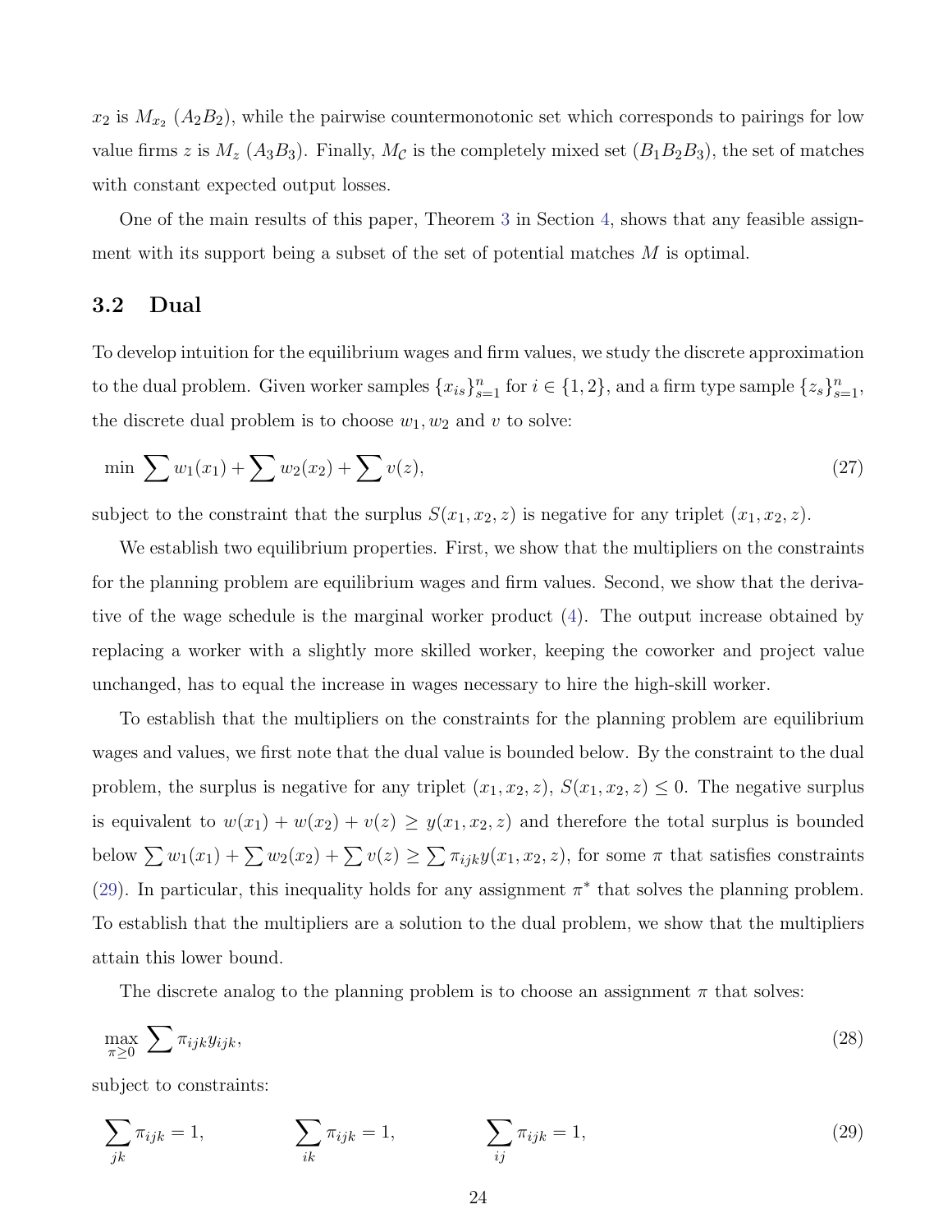$x_2$ is $M_{x_2}$ ($A_2B_2$), while the pairwise countermonotonic set which corresponds to pairings for low value firms $z$ is $M_z$ ($A_3B_3$). Finally, $M_{\mathcal{C}}$ is the completely mixed set ($B_1B_2B_3$), the set of matches with constant expected output losses.

One of the main results of this paper, Theorem 3 in Section 4, shows that any feasible assignment with its support being a subset of the set of potential matches $M$ is optimal.

### 3.2 Dual

To develop intuition for the equilibrium wages and firm values, we study the discrete approximation to the dual problem. Given worker samples $\{x_{is}\}_{s=1}^{n}$ for $i \in \{1, 2\}$, and a firm type sample $\{z_s\}_{s=1}^{n}$, the discrete dual problem is to choose $w_1, w_2$ and $v$ to solve:

$$\min \sum w_1(x_1) + \sum w_2(x_2) + \sum v(z), \tag{27}$$

subject to the constraint that the surplus $S(x_1, x_2, z)$ is negative for any triplet $(x_1, x_2, z)$.

We establish two equilibrium properties. First, we show that the multipliers on the constraints for the planning problem are equilibrium wages and firm values. Second, we show that the derivative of the wage schedule is the marginal worker product (4). The output increase obtained by replacing a worker with a slightly more skilled worker, keeping the coworker and project value unchanged, has to equal the increase in wages necessary to hire the high-skill worker.

To establish that the multipliers on the constraints for the planning problem are equilibrium wages and values, we first note that the dual value is bounded below. By the constraint to the dual problem, the surplus is negative for any triplet $(x_1, x_2, z)$, $S(x_1, x_2, z) \leq 0$. The negative surplus is equivalent to $w(x_1) + w(x_2) + v(z) \geq y(x_1, x_2, z)$ and therefore the total surplus is bounded below $\sum w_1(x_1) + \sum w_2(x_2) + \sum v(z) \geq \sum \pi_{ijk} y(x_1, x_2, z)$, for some $\pi$ that satisfies constraints (29). In particular, this inequality holds for any assignment $\pi^*$ that solves the planning problem. To establish that the multipliers are a solution to the dual problem, we show that the multipliers attain this lower bound.

The discrete analog to the planning problem is to choose an assignment $\pi$ that solves:

$$\max_{\pi \geq 0} \sum \pi_{ijk} y_{ijk}, \tag{28}$$

subject to constraints:

$$\sum_{jk} \pi_{ijk} = 1, \qquad \sum_{ik} \pi_{ijk} = 1, \qquad \sum_{ij} \pi_{ijk} = 1, \tag{29}$$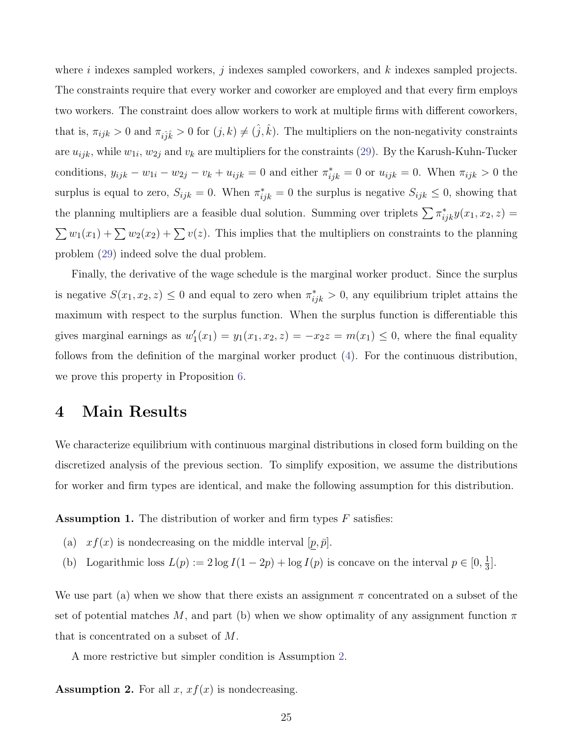where $i$ indexes sampled workers, $j$ indexes sampled coworkers, and $k$ indexes sampled projects. The constraints require that every worker and coworker are employed and that every firm employs two workers. The constraint does allow workers to work at multiple firms with different coworkers, that is, $\pi_{ijk} > 0$ and $\pi_{i\hat{j}\hat{k}} > 0$ for $(j, k) \neq (\hat{j}, \hat{k})$. The multipliers on the non-negativity constraints are $u_{ijk}$, while $w_{1i}$, $w_{2j}$ and $v_k$ are multipliers for the constraints (29). By the Karush-Kuhn-Tucker conditions, $y_{ijk} - w_{1i} - w_{2j} - v_k + u_{ijk} = 0$ and either $\pi^*_{ijk} = 0$ or $u_{ijk} = 0$. When $\pi_{ijk} > 0$ the surplus is equal to zero, $S_{ijk} = 0$. When $\pi^*_{ijk} = 0$ the surplus is negative $S_{ijk} \leq 0$, showing that the planning multipliers are a feasible dual solution. Summing over triplets $\sum \pi^*_{ijk} y(x_1, x_2, z) = \sum w_1(x_1) + \sum w_2(x_2) + \sum v(z)$. This implies that the multipliers on constraints to the planning problem (29) indeed solve the dual problem.

Finally, the derivative of the wage schedule is the marginal worker product. Since the surplus is negative $S(x_1, x_2, z) \leq 0$ and equal to zero when $\pi^*_{ijk} > 0$, any equilibrium triplet attains the maximum with respect to the surplus function. When the surplus function is differentiable this gives marginal earnings as $w_1'(x_1) = y_1(x_1, x_2, z) = -x_2 z = m(x_1) \leq 0$, where the final equality follows from the definition of the marginal worker product (4). For the continuous distribution, we prove this property in Proposition 6.

# 4 Main Results

We characterize equilibrium with continuous marginal distributions in closed form building on the discretized analysis of the previous section. To simplify exposition, we assume the distributions for worker and firm types are identical, and make the following assumption for this distribution.

**Assumption 1.** The distribution of worker and firm types $F$ satisfies:

(a) $xf(x)$ is nondecreasing on the middle interval $[\underline{p}, \bar{p}]$.

(b) Logarithmic loss $L(p) := 2 \log I(1 - 2p) + \log I(p)$ is concave on the interval $p \in [0, \frac{1}{3}]$.

We use part (a) when we show that there exists an assignment $\pi$ concentrated on a subset of the set of potential matches $M$, and part (b) when we show optimality of any assignment function $\pi$ that is concentrated on a subset of $M$.

A more restrictive but simpler condition is Assumption 2.

**Assumption 2.** For all $x$, $xf(x)$ is nondecreasing.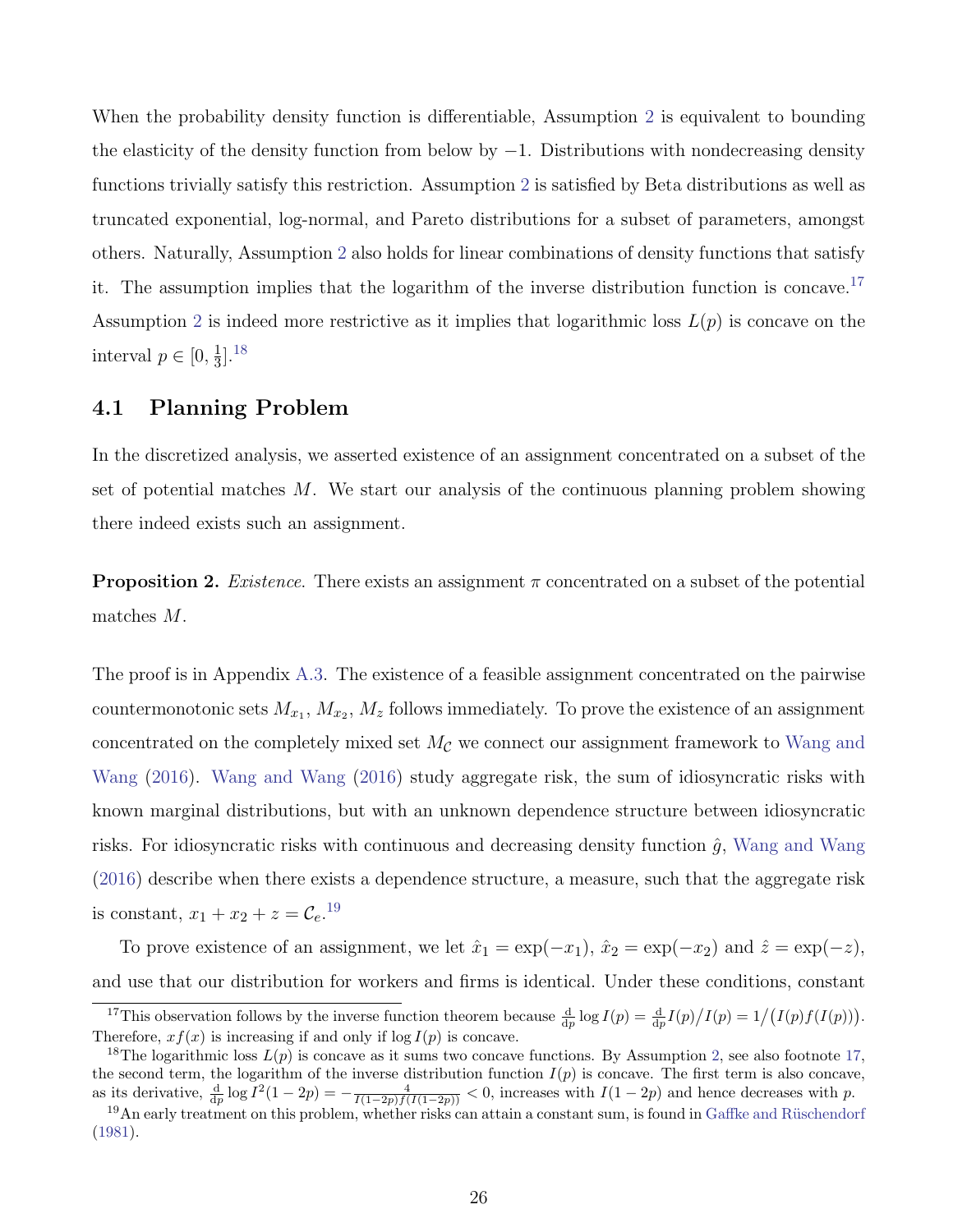When the probability density function is differentiable, Assumption 2 is equivalent to bounding the elasticity of the density function from below by $-1$. Distributions with nondecreasing density functions trivially satisfy this restriction. Assumption 2 is satisfied by Beta distributions as well as truncated exponential, log-normal, and Pareto distributions for a subset of parameters, amongst others. Naturally, Assumption 2 also holds for linear combinations of density functions that satisfy it. The assumption implies that the logarithm of the inverse distribution function is concave.[17] Assumption 2 is indeed more restrictive as it implies that logarithmic loss $L(p)$ is concave on the interval $p \in [0, \frac{1}{3}]$.[18]

## 4.1 Planning Problem

In the discretized analysis, we asserted existence of an assignment concentrated on a subset of the set of potential matches $M$. We start our analysis of the continuous planning problem showing there indeed exists such an assignment.

**Proposition 2.** *Existence.* There exists an assignment $\pi$ concentrated on a subset of the potential matches $M$.

The proof is in Appendix A.3. The existence of a feasible assignment concentrated on the pairwise countermonotonic sets $M_{x_1}$, $M_{x_2}$, $M_z$ follows immediately. To prove the existence of an assignment concentrated on the completely mixed set $M_{\mathcal{C}}$ we connect our assignment framework to Wang and Wang (2016). Wang and Wang (2016) study aggregate risk, the sum of idiosyncratic risks with known marginal distributions, but with an unknown dependence structure between idiosyncratic risks. For idiosyncratic risks with continuous and decreasing density function $\hat{g}$, Wang and Wang (2016) describe when there exists a dependence structure, a measure, such that the aggregate risk is constant, $x_1 + x_2 + z = \mathcal{C}_e$.[19]

To prove existence of an assignment, we let $\hat{x}_1 = \exp(-x_1)$, $\hat{x}_2 = \exp(-x_2)$ and $\hat{z} = \exp(-z)$, and use that our distribution for workers and firms is identical. Under these conditions, constant

[17] This observation follows by the inverse function theorem because $\frac{\mathrm{d}}{\mathrm{d}p} \log I(p) = \frac{\mathrm{d}}{\mathrm{d}p} I(p) / I(p) = 1/\big(I(p) f(I(p))\big)$. Therefore, $x f(x)$ is increasing if and only if $\log I(p)$ is concave.

[18] The logarithmic loss $L(p)$ is concave as it sums two concave functions. By Assumption 2, see also footnote 17, the second term, the logarithm of the inverse distribution function $I(p)$ is concave. The first term is also concave, as its derivative, $\frac{\mathrm{d}}{\mathrm{d}p} \log I^2(1-2p) = -\frac{4}{I(1-2p) f(I(1-2p))} < 0$, increases with $I(1-2p)$ and hence decreases with $p$.

[19] An early treatment on this problem, whether risks can attain a constant sum, is found in Gaffke and Rüschendorf (1981).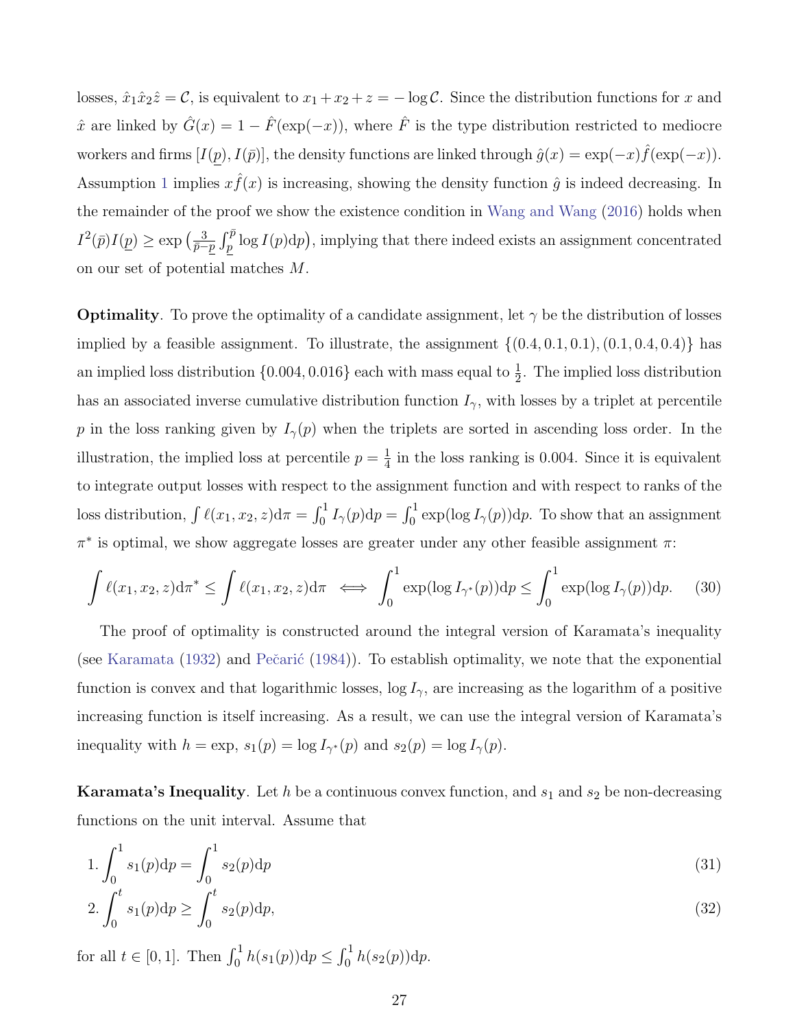losses, $\hat{x}_1\hat{x}_2\hat{z} = \mathcal{C}$, is equivalent to $x_1 + x_2 + z = -\log \mathcal{C}$. Since the distribution functions for $x$ and $\hat{x}$ are linked by $\hat{G}(x) = 1 - \hat{F}(\exp(-x))$, where $\hat{F}$ is the type distribution restricted to mediocre workers and firms $[I(\underline{p}), I(\bar{p})]$, the density functions are linked through $\hat{g}(x) = \exp(-x)\hat{f}(\exp(-x))$. Assumption 1 implies $x\hat{f}(x)$ is increasing, showing the density function $\hat{g}$ is indeed decreasing. In the remainder of the proof we show the existence condition in Wang and Wang (2016) holds when $I^2(\bar{p})I(\underline{p}) \geq \exp\left(\frac{3}{\bar{p}-\underline{p}}\int_{\underline{p}}^{\bar{p}} \log I(p)\mathrm{d}p\right)$, implying that there indeed exists an assignment concentrated on our set of potential matches $M$.

**Optimality**. To prove the optimality of a candidate assignment, let $\gamma$ be the distribution of losses implied by a feasible assignment. To illustrate, the assignment $\{(0.4, 0.1, 0.1), (0.1, 0.4, 0.4)\}$ has an implied loss distribution $\{0.004, 0.016\}$ each with mass equal to $\frac{1}{2}$. The implied loss distribution has an associated inverse cumulative distribution function $I_\gamma$, with losses by a triplet at percentile $p$ in the loss ranking given by $I_\gamma(p)$ when the triplets are sorted in ascending loss order. In the illustration, the implied loss at percentile $p = \frac{1}{4}$ in the loss ranking is 0.004. Since it is equivalent to integrate output losses with respect to the assignment function and with respect to ranks of the loss distribution, $\int \ell(x_1, x_2, z)\mathrm{d}\pi = \int_0^1 I_\gamma(p)\mathrm{d}p = \int_0^1 \exp(\log I_\gamma(p))\mathrm{d}p$. To show that an assignment $\pi^*$ is optimal, we show aggregate losses are greater under any other feasible assignment $\pi$:

$$\int \ell(x_1, x_2, z)\mathrm{d}\pi^* \leq \int \ell(x_1, x_2, z)\mathrm{d}\pi \iff \int_0^1 \exp(\log I_{\gamma^*}(p))\mathrm{d}p \leq \int_0^1 \exp(\log I_\gamma(p))\mathrm{d}p. \tag{30}$$

The proof of optimality is constructed around the integral version of Karamata's inequality (see Karamata (1932) and Pečarić (1984)). To establish optimality, we note that the exponential function is convex and that logarithmic losses, $\log I_\gamma$, are increasing as the logarithm of a positive increasing function is itself increasing. As a result, we can use the integral version of Karamata's inequality with $h = \exp$, $s_1(p) = \log I_{\gamma^*}(p)$ and $s_2(p) = \log I_\gamma(p)$.

**Karamata's Inequality**. Let $h$ be a continuous convex function, and $s_1$ and $s_2$ be non-decreasing functions on the unit interval. Assume that

1. $$\int_0^1 s_1(p)\mathrm{d}p = \int_0^1 s_2(p)\mathrm{d}p \tag{31}$$
2. $$\int_0^t s_1(p)\mathrm{d}p \geq \int_0^t s_2(p)\mathrm{d}p, \tag{32}$$

for all $t \in [0, 1]$. Then $\int_0^1 h(s_1(p))\mathrm{d}p \leq \int_0^1 h(s_2(p))\mathrm{d}p$.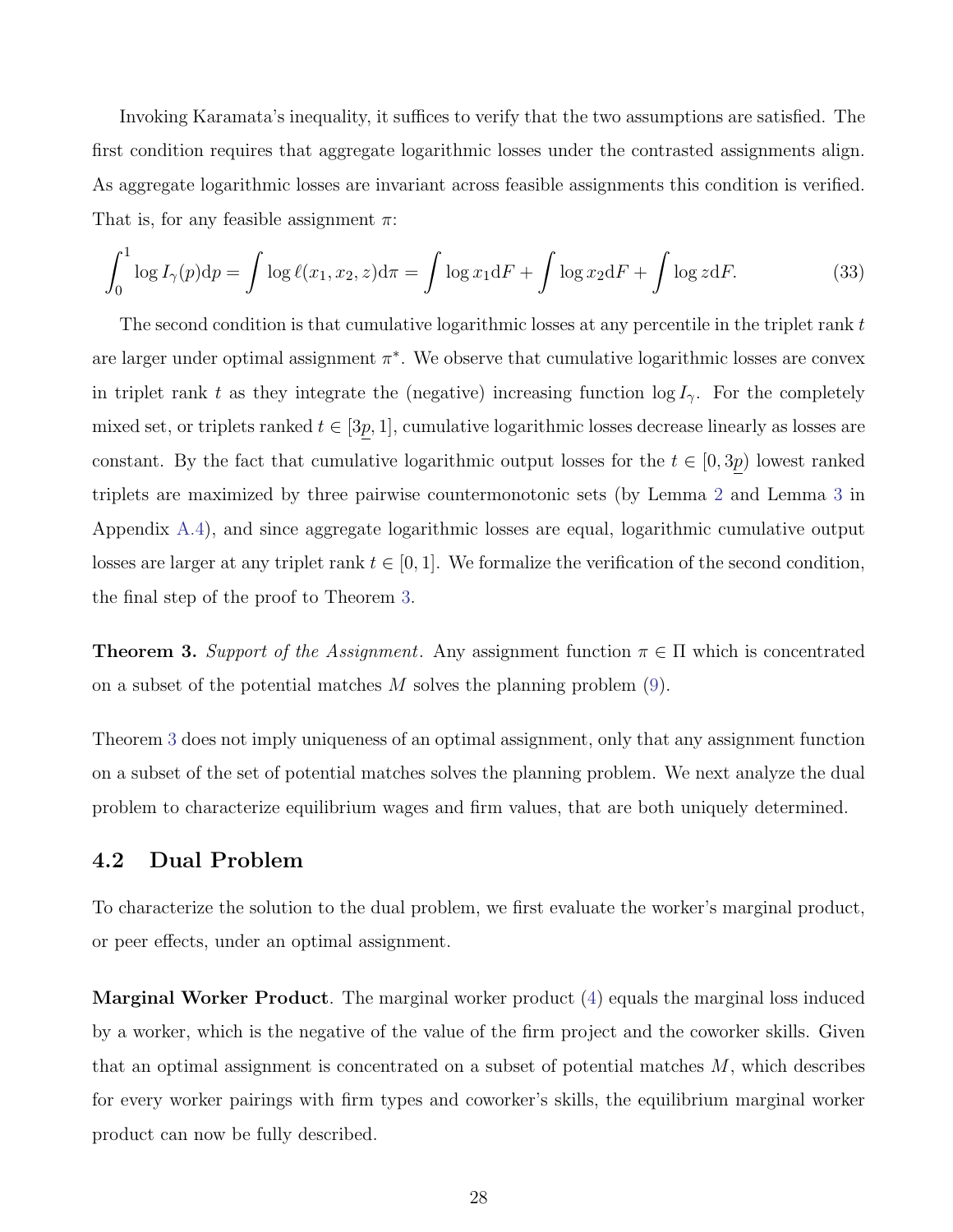Invoking Karamata's inequality, it suffices to verify that the two assumptions are satisfied. The first condition requires that aggregate logarithmic losses under the contrasted assignments align. As aggregate logarithmic losses are invariant across feasible assignments this condition is verified. That is, for any feasible assignment $\pi$:

$$\int_0^1 \log I_\gamma(p)\mathrm{d}p = \int \log \ell(x_1, x_2, z)\mathrm{d}\pi = \int \log x_1 \mathrm{d}F + \int \log x_2 \mathrm{d}F + \int \log z \mathrm{d}F. \tag{33}$$

The second condition is that cumulative logarithmic losses at any percentile in the triplet rank $t$ are larger under optimal assignment $\pi^*$. We observe that cumulative logarithmic losses are convex in triplet rank $t$ as they integrate the (negative) increasing function $\log I_\gamma$. For the completely mixed set, or triplets ranked $t \in [3\underline{p}, 1]$, cumulative logarithmic losses decrease linearly as losses are constant. By the fact that cumulative logarithmic output losses for the $t \in [0, 3\underline{p})$ lowest ranked triplets are maximized by three pairwise countermonotonic sets (by Lemma 2 and Lemma 3 in Appendix A.4), and since aggregate logarithmic losses are equal, logarithmic cumulative output losses are larger at any triplet rank $t \in [0, 1]$. We formalize the verification of the second condition, the final step of the proof to Theorem 3.

**Theorem 3.** *Support of the Assignment*. Any assignment function $\pi \in \Pi$ which is concentrated on a subset of the potential matches $M$ solves the planning problem (9).

Theorem 3 does not imply uniqueness of an optimal assignment, only that any assignment function on a subset of the set of potential matches solves the planning problem. We next analyze the dual problem to characterize equilibrium wages and firm values, that are both uniquely determined.

## 4.2 Dual Problem

To characterize the solution to the dual problem, we first evaluate the worker's marginal product, or peer effects, under an optimal assignment.

**Marginal Worker Product**. The marginal worker product (4) equals the marginal loss induced by a worker, which is the negative of the value of the firm project and the coworker skills. Given that an optimal assignment is concentrated on a subset of potential matches $M$, which describes for every worker pairings with firm types and coworker's skills, the equilibrium marginal worker product can now be fully described.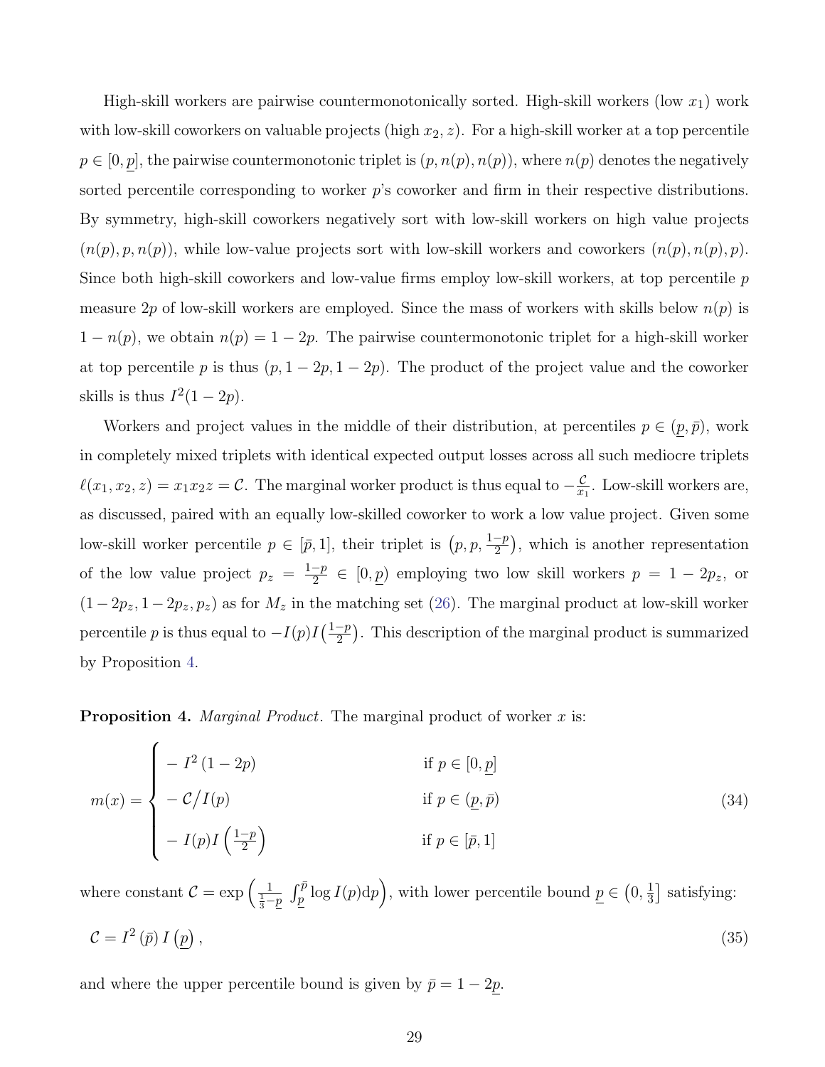High-skill workers are pairwise countermonotonically sorted. High-skill workers (low $x_1$) work with low-skill coworkers on valuable projects (high $x_2, z$). For a high-skill worker at a top percentile $p \in [0, \underline{p}]$, the pairwise countermonotonic triplet is $(p, n(p), n(p))$, where $n(p)$ denotes the negatively sorted percentile corresponding to worker $p$'s coworker and firm in their respective distributions. By symmetry, high-skill coworkers negatively sort with low-skill workers on high value projects $(n(p), p, n(p))$, while low-value projects sort with low-skill workers and coworkers $(n(p), n(p), p)$. Since both high-skill coworkers and low-value firms employ low-skill workers, at top percentile $p$ measure $2p$ of low-skill workers are employed. Since the mass of workers with skills below $n(p)$ is $1 - n(p)$, we obtain $n(p) = 1 - 2p$. The pairwise countermonotonic triplet for a high-skill worker at top percentile $p$ is thus $(p, 1-2p, 1-2p)$. The product of the project value and the coworker skills is thus $I^2(1-2p)$.

Workers and project values in the middle of their distribution, at percentiles $p \in (\underline{p}, \bar{p})$, work in completely mixed triplets with identical expected output losses across all such mediocre triplets $\ell(x_1, x_2, z) = x_1 x_2 z = \mathcal{C}$. The marginal worker product is thus equal to $-\frac{\mathcal{C}}{x_1}$. Low-skill workers are, as discussed, paired with an equally low-skilled coworker to work a low value project. Given some low-skill worker percentile $p \in [\bar{p}, 1]$, their triplet is $\left(p, p, \frac{1-p}{2}\right)$, which is another representation of the low value project $p_z = \frac{1-p}{2} \in [0, \underline{p})$ employing two low skill workers $p = 1 - 2p_z$, or $(1 - 2p_z, 1 - 2p_z, p_z)$ as for $M_z$ in the matching set (26). The marginal product at low-skill worker percentile $p$ is thus equal to $-I(p)I\left(\frac{1-p}{2}\right)$. This description of the marginal product is summarized by Proposition 4.

**Proposition 4.** *Marginal Product*. The marginal product of worker $x$ is:

$$
m(x) = \begin{cases} -I^2(1-2p) & \text{if } p \in [0, \underline{p}] \\ -\mathcal{C}/I(p) & \text{if } p \in (\underline{p}, \bar{p}) \\ -I(p)I\left(\frac{1-p}{2}\right) & \text{if } p \in [\bar{p}, 1] \end{cases} \tag{34}
$$

where constant $\mathcal{C} = \exp\left(\frac{1}{\frac{1}{3} - \underline{p}} \int_{\underline{p}}^{\bar{p}} \log I(p) \mathrm{d}p\right)$, with lower percentile bound $\underline{p} \in \left(0, \frac{1}{3}\right]$ satisfying:

$$
\mathcal{C} = I^2(\bar{p})\, I(\underline{p}), \tag{35}
$$

and where the upper percentile bound is given by $\bar{p} = 1 - 2\underline{p}$.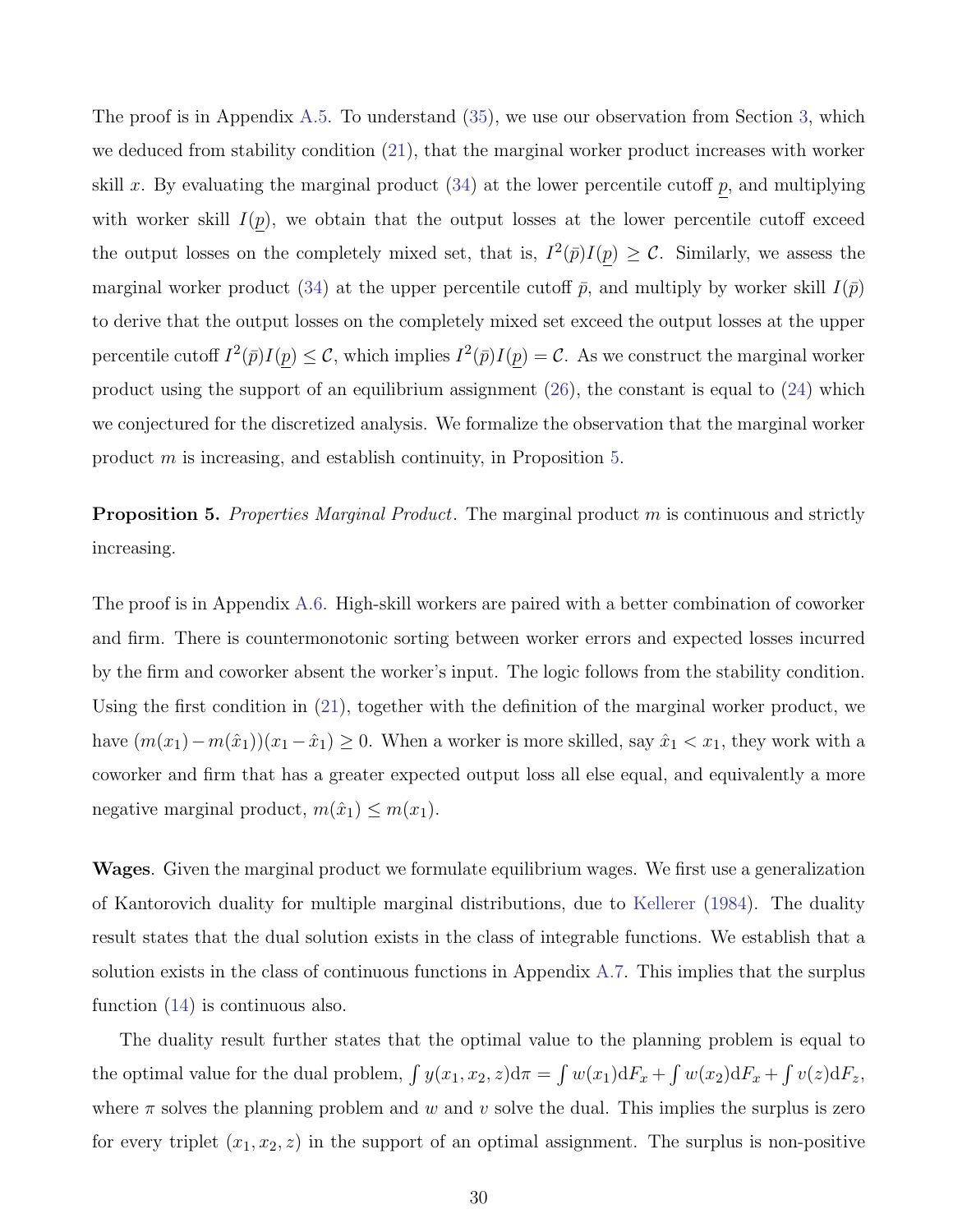The proof is in Appendix A.5. To understand (35), we use our observation from Section 3, which we deduced from stability condition (21), that the marginal worker product increases with worker skill $x$. By evaluating the marginal product (34) at the lower percentile cutoff $\underline{p}$, and multiplying with worker skill $I(\underline{p})$, we obtain that the output losses at the lower percentile cutoff exceed the output losses on the completely mixed set, that is, $I^2(\bar{p})I(\underline{p}) \geq \mathcal{C}$. Similarly, we assess the marginal worker product (34) at the upper percentile cutoff $\bar{p}$, and multiply by worker skill $I(\bar{p})$ to derive that the output losses on the completely mixed set exceed the output losses at the upper percentile cutoff $I^2(\bar{p})I(\underline{p}) \leq \mathcal{C}$, which implies $I^2(\bar{p})I(\underline{p}) = \mathcal{C}$. As we construct the marginal worker product using the support of an equilibrium assignment (26), the constant is equal to (24) which we conjectured for the discretized analysis. We formalize the observation that the marginal worker product $m$ is increasing, and establish continuity, in Proposition 5.

**Proposition 5.** *Properties Marginal Product*. The marginal product $m$ is continuous and strictly increasing.

The proof is in Appendix A.6. High-skill workers are paired with a better combination of coworker and firm. There is countermonotonic sorting between worker errors and expected losses incurred by the firm and coworker absent the worker's input. The logic follows from the stability condition. Using the first condition in (21), together with the definition of the marginal worker product, we have $(m(x_1) - m(\hat{x}_1))(x_1 - \hat{x}_1) \geq 0$. When a worker is more skilled, say $\hat{x}_1 < x_1$, they work with a coworker and firm that has a greater expected output loss all else equal, and equivalently a more negative marginal product, $m(\hat{x}_1) \leq m(x_1)$.

**Wages**. Given the marginal product we formulate equilibrium wages. We first use a generalization of Kantorovich duality for multiple marginal distributions, due to Kellerer (1984). The duality result states that the dual solution exists in the class of integrable functions. We establish that a solution exists in the class of continuous functions in Appendix A.7. This implies that the surplus function (14) is continuous also.

The duality result further states that the optimal value to the planning problem is equal to the optimal value for the dual problem, $\int y(x_1, x_2, z)\mathrm{d}\pi = \int w(x_1)\mathrm{d}F_x + \int w(x_2)\mathrm{d}F_x + \int v(z)\mathrm{d}F_z$, where $\pi$ solves the planning problem and $w$ and $v$ solve the dual. This implies the surplus is zero for every triplet $(x_1, x_2, z)$ in the support of an optimal assignment. The surplus is non-positive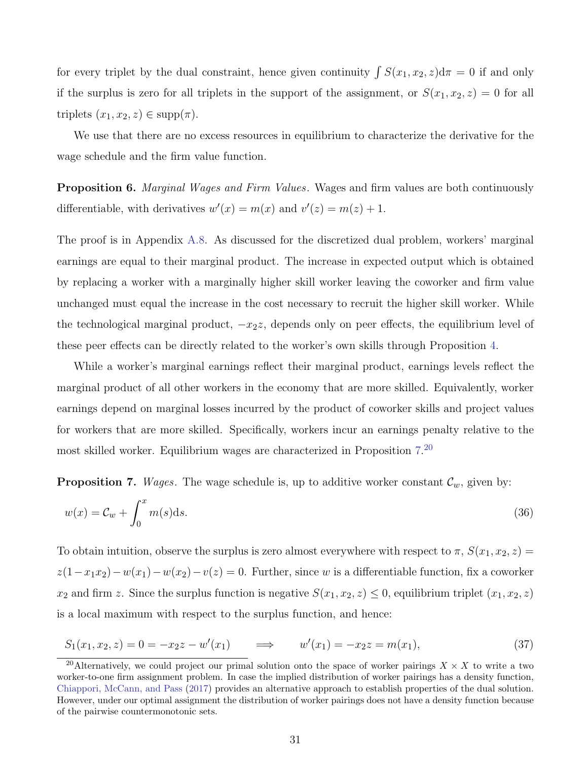for every triplet by the dual constraint, hence given continuity $\int S(x_1, x_2, z)\mathrm{d}\pi = 0$ if and only if the surplus is zero for all triplets in the support of the assignment, or $S(x_1, x_2, z) = 0$ for all triplets $(x_1, x_2, z) \in \mathrm{supp}(\pi)$.

We use that there are no excess resources in equilibrium to characterize the derivative for the wage schedule and the firm value function.

**Proposition 6.** *Marginal Wages and Firm Values*. Wages and firm values are both continuously differentiable, with derivatives $w'(x) = m(x)$ and $v'(z) = m(z) + 1$.

The proof is in Appendix A.8. As discussed for the discretized dual problem, workers' marginal earnings are equal to their marginal product. The increase in expected output which is obtained by replacing a worker with a marginally higher skill worker leaving the coworker and firm value unchanged must equal the increase in the cost necessary to recruit the higher skill worker. While the technological marginal product, $-x_2 z$, depends only on peer effects, the equilibrium level of these peer effects can be directly related to the worker's own skills through Proposition 4.

While a worker's marginal earnings reflect their marginal product, earnings levels reflect the marginal product of all other workers in the economy that are more skilled. Equivalently, worker earnings depend on marginal losses incurred by the product of coworker skills and project values for workers that are more skilled. Specifically, workers incur an earnings penalty relative to the most skilled worker. Equilibrium wages are characterized in Proposition 7.[20]

**Proposition 7.** *Wages*. The wage schedule is, up to additive worker constant $\mathcal{C}_w$, given by:

$$w(x) = \mathcal{C}_w + \int_0^x m(s)\mathrm{d}s. \tag{36}$$

To obtain intuition, observe the surplus is zero almost everywhere with respect to $\pi$, $S(x_1, x_2, z) = z(1 - x_1 x_2) - w(x_1) - w(x_2) - v(z) = 0$. Further, since $w$ is a differentiable function, fix a coworker $x_2$ and firm $z$. Since the surplus function is negative $S(x_1, x_2, z) \leq 0$, equilibrium triplet $(x_1, x_2, z)$ is a local maximum with respect to the surplus function, and hence:

$$S_1(x_1, x_2, z) = 0 = -x_2 z - w'(x_1) \qquad \Longrightarrow \qquad w'(x_1) = -x_2 z = m(x_1), \tag{37}$$

[20] Alternatively, we could project our primal solution onto the space of worker pairings $X \times X$ to write a two worker-to-one firm assignment problem. In case the implied distribution of worker pairings has a density function, Chiappori, McCann, and Pass (2017) provides an alternative approach to establish properties of the dual solution. However, under our optimal assignment the distribution of worker pairings does not have a density function because of the pairwise countermonotonic sets.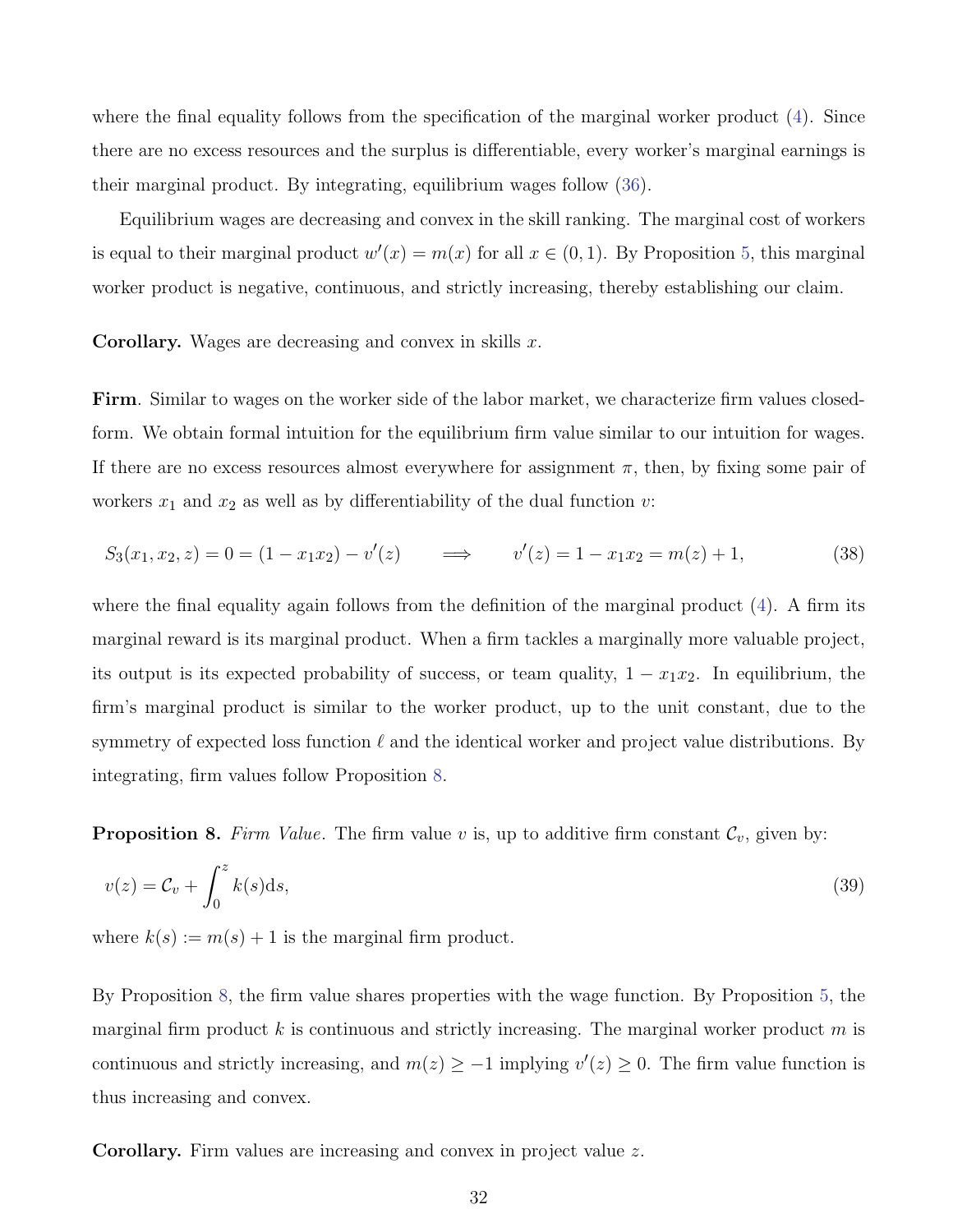where the final equality follows from the specification of the marginal worker product (4). Since there are no excess resources and the surplus is differentiable, every worker's marginal earnings is their marginal product. By integrating, equilibrium wages follow (36).

Equilibrium wages are decreasing and convex in the skill ranking. The marginal cost of workers is equal to their marginal product $w'(x) = m(x)$ for all $x \in (0, 1)$. By Proposition 5, this marginal worker product is negative, continuous, and strictly increasing, thereby establishing our claim.

**Corollary.** Wages are decreasing and convex in skills $x$.

**Firm**. Similar to wages on the worker side of the labor market, we characterize firm values closed-form. We obtain formal intuition for the equilibrium firm value similar to our intuition for wages. If there are no excess resources almost everywhere for assignment $\pi$, then, by fixing some pair of workers $x_1$ and $x_2$ as well as by differentiability of the dual function $v$:

$$S_3(x_1, x_2, z) = 0 = (1 - x_1 x_2) - v'(z) \qquad \Longrightarrow \qquad v'(z) = 1 - x_1 x_2 = m(z) + 1, \tag{38}$$

where the final equality again follows from the definition of the marginal product (4). A firm its marginal reward is its marginal product. When a firm tackles a marginally more valuable project, its output is its expected probability of success, or team quality, $1 - x_1 x_2$. In equilibrium, the firm's marginal product is similar to the worker product, up to the unit constant, due to the symmetry of expected loss function $\ell$ and the identical worker and project value distributions. By integrating, firm values follow Proposition 8.

**Proposition 8.** *Firm Value.* The firm value $v$ is, up to additive firm constant $\mathcal{C}_v$, given by:

$$v(z) = \mathcal{C}_v + \int_0^z k(s)\mathrm{d}s, \tag{39}$$

where $k(s) := m(s) + 1$ is the marginal firm product.

By Proposition 8, the firm value shares properties with the wage function. By Proposition 5, the marginal firm product $k$ is continuous and strictly increasing. The marginal worker product $m$ is continuous and strictly increasing, and $m(z) \geq -1$ implying $v'(z) \geq 0$. The firm value function is thus increasing and convex.

**Corollary.** Firm values are increasing and convex in project value $z$.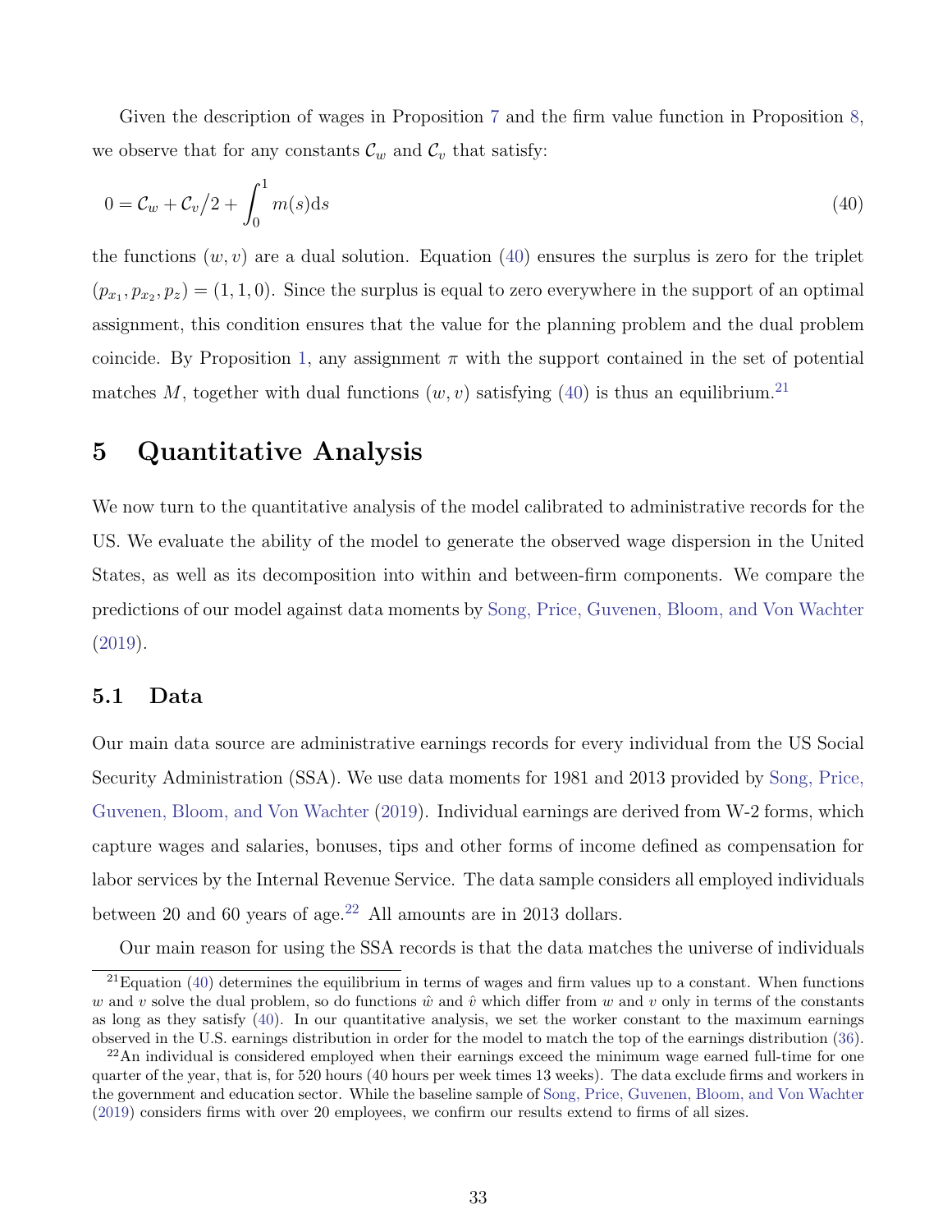Given the description of wages in Proposition 7 and the firm value function in Proposition 8, we observe that for any constants $\mathcal{C}_w$ and $\mathcal{C}_v$ that satisfy:

$$0 = \mathcal{C}_w + \mathcal{C}_v/2 + \int_0^1 m(s)\mathrm{d}s \tag{40}$$

the functions $(w, v)$ are a dual solution. Equation (40) ensures the surplus is zero for the triplet $(p_{x_1}, p_{x_2}, p_z) = (1, 1, 0)$. Since the surplus is equal to zero everywhere in the support of an optimal assignment, this condition ensures that the value for the planning problem and the dual problem coincide. By Proposition 1, any assignment $\pi$ with the support contained in the set of potential matches $M$, together with dual functions $(w, v)$ satisfying (40) is thus an equilibrium.[21]

# 5 Quantitative Analysis

We now turn to the quantitative analysis of the model calibrated to administrative records for the US. We evaluate the ability of the model to generate the observed wage dispersion in the United States, as well as its decomposition into within and between-firm components. We compare the predictions of our model against data moments by Song, Price, Guvenen, Bloom, and Von Wachter (2019).

## 5.1 Data

Our main data source are administrative earnings records for every individual from the US Social Security Administration (SSA). We use data moments for 1981 and 2013 provided by Song, Price, Guvenen, Bloom, and Von Wachter (2019). Individual earnings are derived from W-2 forms, which capture wages and salaries, bonuses, tips and other forms of income defined as compensation for labor services by the Internal Revenue Service. The data sample considers all employed individuals between 20 and 60 years of age.[22] All amounts are in 2013 dollars.

Our main reason for using the SSA records is that the data matches the universe of individuals

[21] Equation (40) determines the equilibrium in terms of wages and firm values up to a constant. When functions $w$ and $v$ solve the dual problem, so do functions $\hat{w}$ and $\hat{v}$ which differ from $w$ and $v$ only in terms of the constants as long as they satisfy (40). In our quantitative analysis, we set the worker constant to the maximum earnings observed in the U.S. earnings distribution in order for the model to match the top of the earnings distribution (36).

[22] An individual is considered employed when their earnings exceed the minimum wage earned full-time for one quarter of the year, that is, for 520 hours (40 hours per week times 13 weeks). The data exclude firms and workers in the government and education sector. While the baseline sample of Song, Price, Guvenen, Bloom, and Von Wachter (2019) considers firms with over 20 employees, we confirm our results extend to firms of all sizes.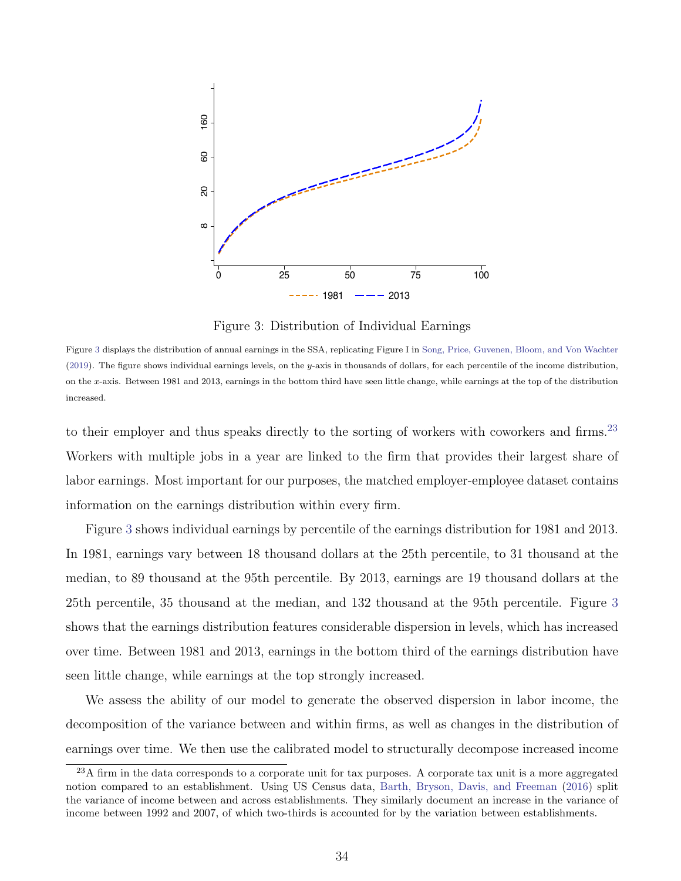Figure 3: Distribution of Individual Earnings

Figure 3 displays the distribution of annual earnings in the SSA, replicating Figure I in Song, Price, Guvenen, Bloom, and Von Wachter (2019). The figure shows individual earnings levels, on the $y$-axis in thousands of dollars, for each percentile of the income distribution, on the $x$-axis. Between 1981 and 2013, earnings in the bottom third have seen little change, while earnings at the top of the distribution increased.

to their employer and thus speaks directly to the sorting of workers with coworkers and firms.[23] Workers with multiple jobs in a year are linked to the firm that provides their largest share of labor earnings. Most important for our purposes, the matched employer-employee dataset contains information on the earnings distribution within every firm.

Figure 3 shows individual earnings by percentile of the earnings distribution for 1981 and 2013. In 1981, earnings vary between 18 thousand dollars at the 25th percentile, to 31 thousand at the median, to 89 thousand at the 95th percentile. By 2013, earnings are 19 thousand dollars at the 25th percentile, 35 thousand at the median, and 132 thousand at the 95th percentile. Figure 3 shows that the earnings distribution features considerable dispersion in levels, which has increased over time. Between 1981 and 2013, earnings in the bottom third of the earnings distribution have seen little change, while earnings at the top strongly increased.

We assess the ability of our model to generate the observed dispersion in labor income, the decomposition of the variance between and within firms, as well as changes in the distribution of earnings over time. We then use the calibrated model to structurally decompose increased income

[23] A firm in the data corresponds to a corporate unit for tax purposes. A corporate tax unit is a more aggregated notion compared to an establishment. Using US Census data, Barth, Bryson, Davis, and Freeman (2016) split the variance of income between and across establishments. They similarly document an increase in the variance of income between 1992 and 2007, of which two-thirds is accounted for by the variation between establishments.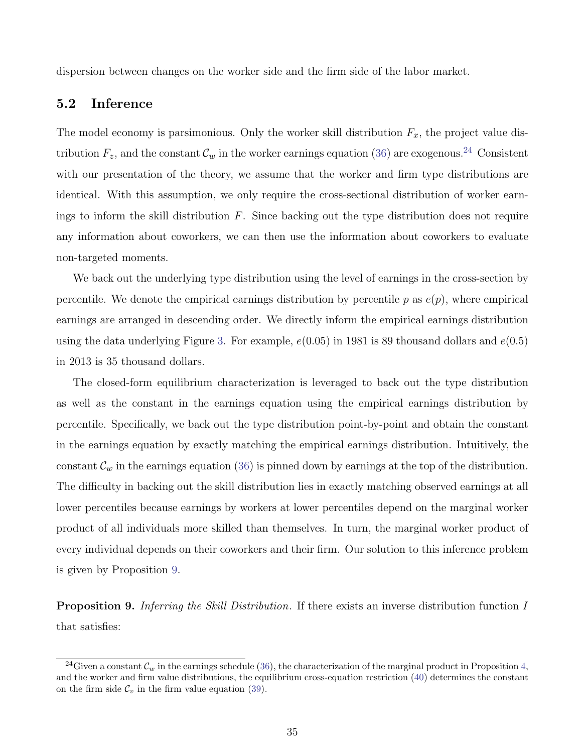dispersion between changes on the worker side and the firm side of the labor market.

### 5.2 Inference

The model economy is parsimonious. Only the worker skill distribution $F_x$, the project value distribution $F_z$, and the constant $\mathcal{C}_w$ in the worker earnings equation (36) are exogenous.[24] Consistent with our presentation of the theory, we assume that the worker and firm type distributions are identical. With this assumption, we only require the cross-sectional distribution of worker earnings to inform the skill distribution $F$. Since backing out the type distribution does not require any information about coworkers, we can then use the information about coworkers to evaluate non-targeted moments.

We back out the underlying type distribution using the level of earnings in the cross-section by percentile. We denote the empirical earnings distribution by percentile $p$ as $e(p)$, where empirical earnings are arranged in descending order. We directly inform the empirical earnings distribution using the data underlying Figure 3. For example, $e(0.05)$ in 1981 is 89 thousand dollars and $e(0.5)$ in 2013 is 35 thousand dollars.

The closed-form equilibrium characterization is leveraged to back out the type distribution as well as the constant in the earnings equation using the empirical earnings distribution by percentile. Specifically, we back out the type distribution point-by-point and obtain the constant in the earnings equation by exactly matching the empirical earnings distribution. Intuitively, the constant $\mathcal{C}_w$ in the earnings equation (36) is pinned down by earnings at the top of the distribution. The difficulty in backing out the skill distribution lies in exactly matching observed earnings at all lower percentiles because earnings by workers at lower percentiles depend on the marginal worker product of all individuals more skilled than themselves. In turn, the marginal worker product of every individual depends on their coworkers and their firm. Our solution to this inference problem is given by Proposition 9.

**Proposition 9.** *Inferring the Skill Distribution.* If there exists an inverse distribution function $I$ that satisfies:

[24] Given a constant $\mathcal{C}_w$ in the earnings schedule (36), the characterization of the marginal product in Proposition 4, and the worker and firm value distributions, the equilibrium cross-equation restriction (40) determines the constant on the firm side $\mathcal{C}_v$ in the firm value equation (39).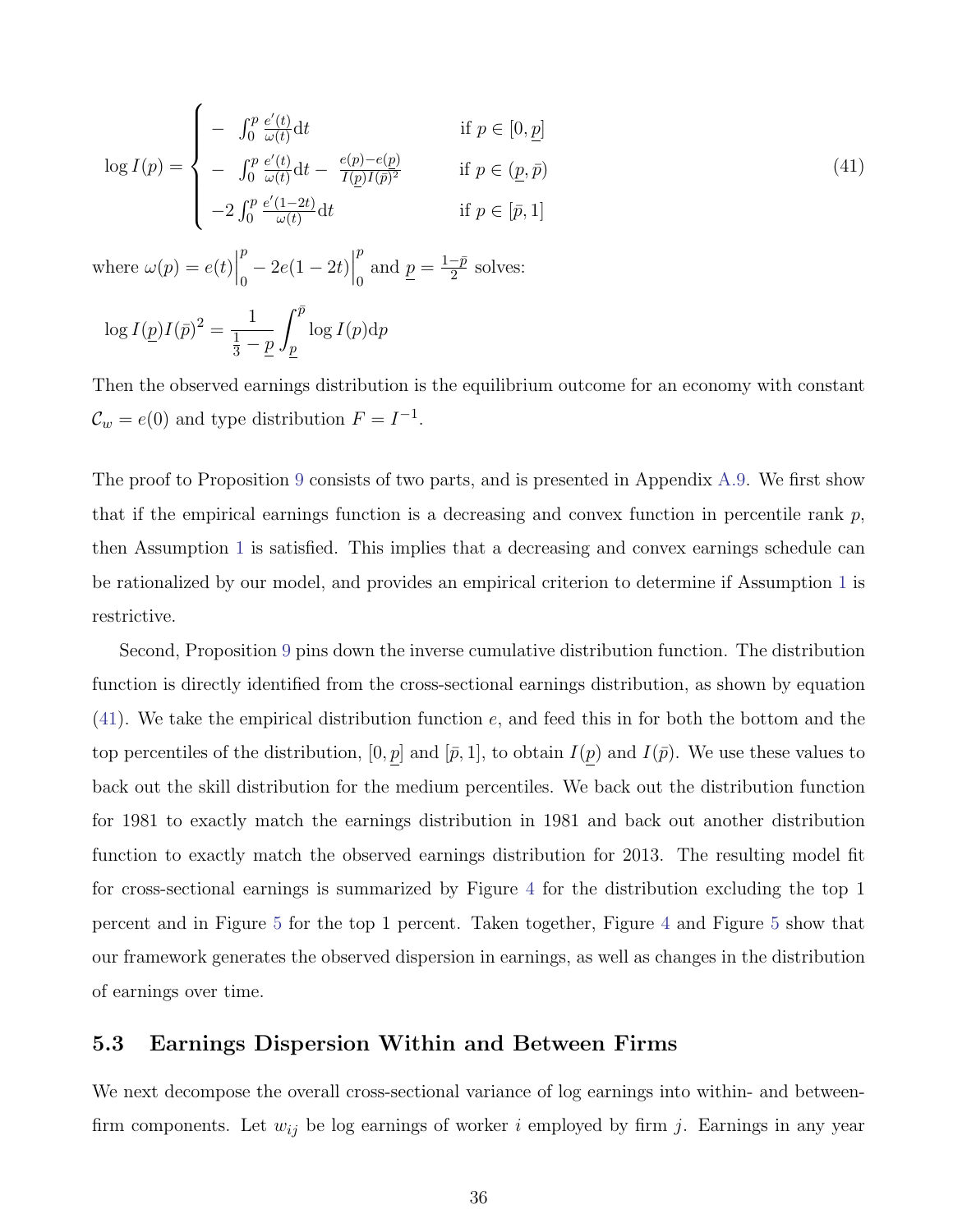$$
\log I(p) = \begin{cases} - \int_0^p \frac{e'(t)}{\omega(t)} \mathrm{d}t & \text{if } p \in [0, \underline{p}] \\ - \int_0^p \frac{e'(t)}{\omega(t)} \mathrm{d}t - \frac{e(p) - e(\underline{p})}{I(\underline{p}) I(\bar{p})^2} & \text{if } p \in (\underline{p}, \bar{p}) \\ -2 \int_0^p \frac{e'(1-2t)}{\omega(t)} \mathrm{d}t & \text{if } p \in [\bar{p}, 1] \end{cases} \tag{41}
$$

where $\omega(p) = e(t)\Big|_0^p - 2e(1-2t)\Big|_0^p$ and $\underline{p} = \frac{1-\bar{p}}{2}$ solves:

$$
\log I(\underline{p}) I(\bar{p})^2 = \frac{1}{\frac{1}{3} - \underline{p}} \int_{\underline{p}}^{\bar{p}} \log I(p) \mathrm{d}p
$$

Then the observed earnings distribution is the equilibrium outcome for an economy with constant $\mathcal{C}_w = e(0)$ and type distribution $F = I^{-1}$.

The proof to Proposition 9 consists of two parts, and is presented in Appendix A.9. We first show that if the empirical earnings function is a decreasing and convex function in percentile rank $p$, then Assumption 1 is satisfied. This implies that a decreasing and convex earnings schedule can be rationalized by our model, and provides an empirical criterion to determine if Assumption 1 is restrictive.

Second, Proposition 9 pins down the inverse cumulative distribution function. The distribution function is directly identified from the cross-sectional earnings distribution, as shown by equation (41). We take the empirical distribution function $e$, and feed this in for both the bottom and the top percentiles of the distribution, $[0, \underline{p}]$ and $[\bar{p}, 1]$, to obtain $I(\underline{p})$ and $I(\bar{p})$. We use these values to back out the skill distribution for the medium percentiles. We back out the distribution function for 1981 to exactly match the earnings distribution in 1981 and back out another distribution function to exactly match the observed earnings distribution for 2013. The resulting model fit for cross-sectional earnings is summarized by Figure 4 for the distribution excluding the top 1 percent and in Figure 5 for the top 1 percent. Taken together, Figure 4 and Figure 5 show that our framework generates the observed dispersion in earnings, as well as changes in the distribution of earnings over time.

## 5.3 Earnings Dispersion Within and Between Firms

We next decompose the overall cross-sectional variance of log earnings into within- and between-firm components. Let $w_{ij}$ be log earnings of worker $i$ employed by firm $j$. Earnings in any year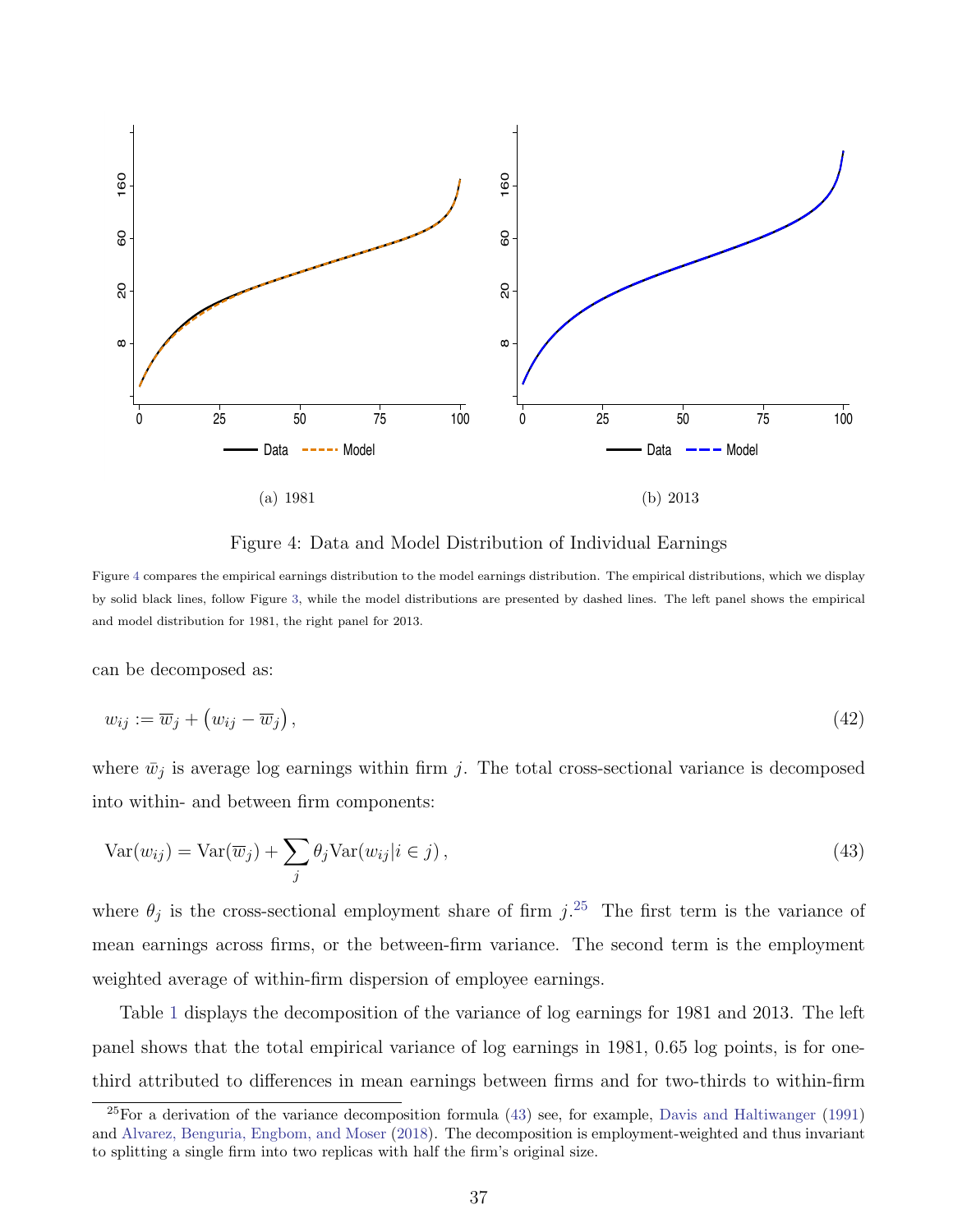(a) 1981

(b) 2013

Figure 4: Data and Model Distribution of Individual Earnings

Figure 4 compares the empirical earnings distribution to the model earnings distribution. The empirical distributions, which we display by solid black lines, follow Figure 3, while the model distributions are presented by dashed lines. The left panel shows the empirical and model distribution for 1981, the right panel for 2013.

can be decomposed as:

$$w_{ij} := \overline{w}_j + \left(w_{ij} - \overline{w}_j\right), \tag{42}$$

where $\bar{w}_j$ is average log earnings within firm $j$. The total cross-sectional variance is decomposed into within- and between firm components:

$$\text{Var}(w_{ij}) = \text{Var}(\overline{w}_j) + \sum_j \theta_j \text{Var}(w_{ij}|i \in j)\,, \tag{43}$$

where $\theta_j$ is the cross-sectional employment share of firm $j$.[25] The first term is the variance of mean earnings across firms, or the between-firm variance. The second term is the employment weighted average of within-firm dispersion of employee earnings.

Table 1 displays the decomposition of the variance of log earnings for 1981 and 2013. The left panel shows that the total empirical variance of log earnings in 1981, 0.65 log points, is for one-third attributed to differences in mean earnings between firms and for two-thirds to within-firm

[25] For a derivation of the variance decomposition formula (43) see, for example, Davis and Haltiwanger (1991) and Alvarez, Benguria, Engbom, and Moser (2018). The decomposition is employment-weighted and thus invariant to splitting a single firm into two replicas with half the firm's original size.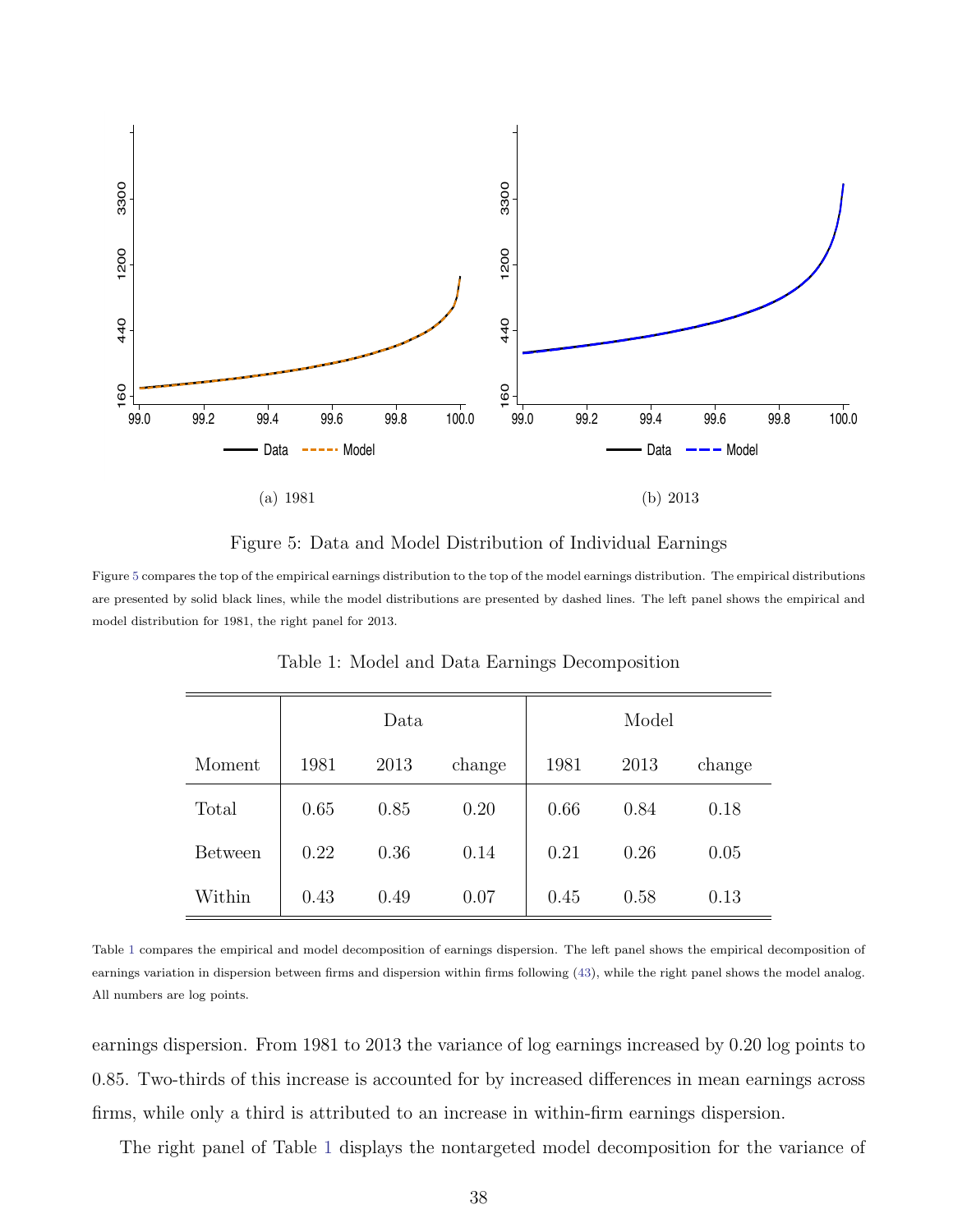Figure 5: Data and Model Distribution of Individual Earnings

Figure 5 compares the top of the empirical earnings distribution to the top of the model earnings distribution. The empirical distributions are presented by solid black lines, while the model distributions are presented by dashed lines. The left panel shows the empirical and model distribution for 1981, the right panel for 2013.

Table 1: Model and Data Earnings Decomposition

| | Data | | | Model | | |
|---|---|---|---|---|---|---|
| Moment | 1981 | 2013 | change | 1981 | 2013 | change |
| Total | 0.65 | 0.85 | 0.20 | 0.66 | 0.84 | 0.18 |
| Between | 0.22 | 0.36 | 0.14 | 0.21 | 0.26 | 0.05 |
| Within | 0.43 | 0.49 | 0.07 | 0.45 | 0.58 | 0.13 |

Table 1 compares the empirical and model decomposition of earnings dispersion. The left panel shows the empirical decomposition of earnings variation in dispersion between firms and dispersion within firms following (43), while the right panel shows the model analog. All numbers are log points.

earnings dispersion. From 1981 to 2013 the variance of log earnings increased by 0.20 log points to 0.85. Two-thirds of this increase is accounted for by increased differences in mean earnings across firms, while only a third is attributed to an increase in within-firm earnings dispersion.

The right panel of Table 1 displays the nontargeted model decomposition for the variance of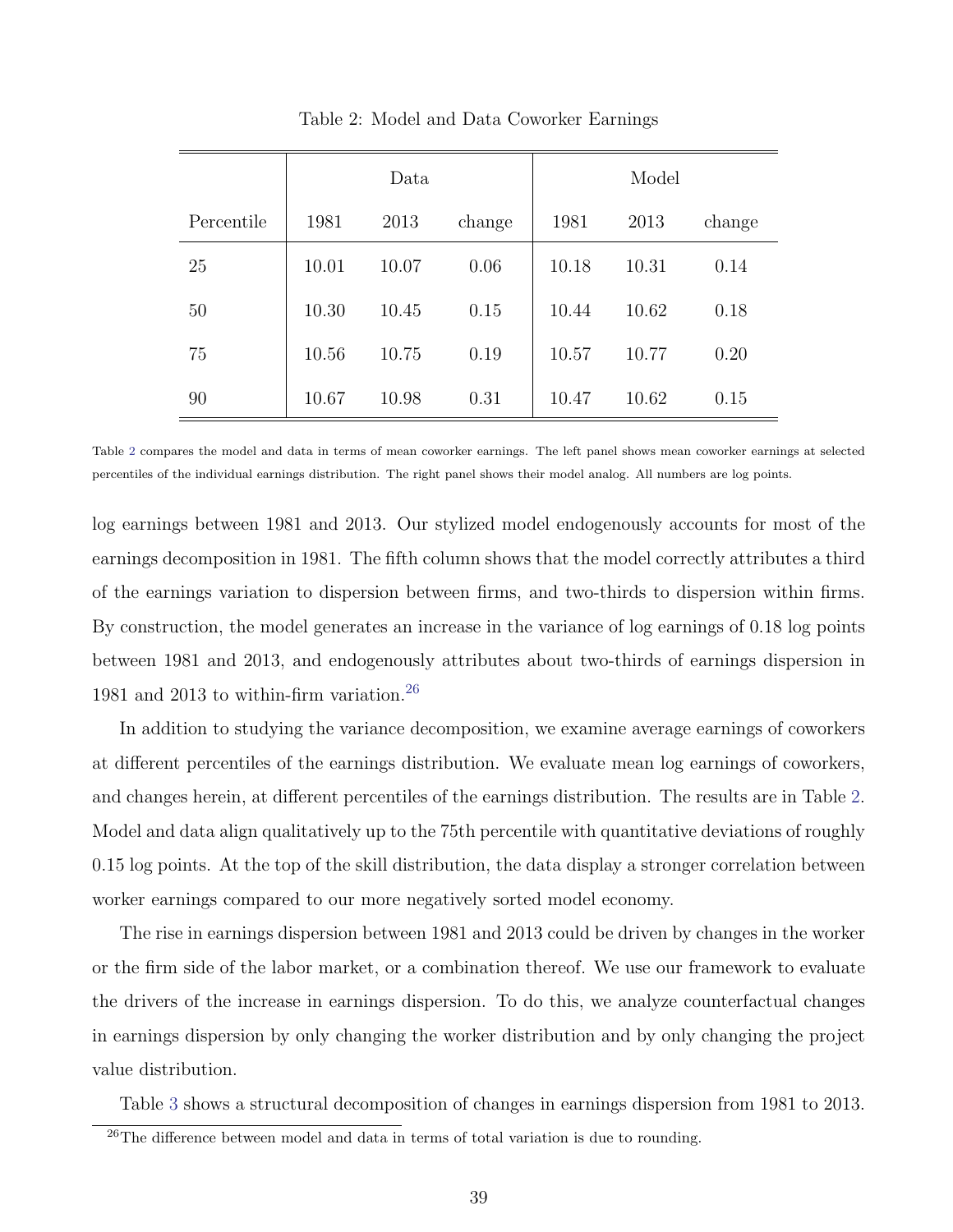Table 2: Model and Data Coworker Earnings

| | Data | | | Model | | |
|---|---|---|---|---|---|---|
| Percentile | 1981 | 2013 | change | 1981 | 2013 | change |
| 25 | 10.01 | 10.07 | 0.06 | 10.18 | 10.31 | 0.14 |
| 50 | 10.30 | 10.45 | 0.15 | 10.44 | 10.62 | 0.18 |
| 75 | 10.56 | 10.75 | 0.19 | 10.57 | 10.77 | 0.20 |
| 90 | 10.67 | 10.98 | 0.31 | 10.47 | 10.62 | 0.15 |

Table 2 compares the model and data in terms of mean coworker earnings. The left panel shows mean coworker earnings at selected percentiles of the individual earnings distribution. The right panel shows their model analog. All numbers are log points.

log earnings between 1981 and 2013. Our stylized model endogenously accounts for most of the earnings decomposition in 1981. The fifth column shows that the model correctly attributes a third of the earnings variation to dispersion between firms, and two-thirds to dispersion within firms. By construction, the model generates an increase in the variance of log earnings of 0.18 log points between 1981 and 2013, and endogenously attributes about two-thirds of earnings dispersion in 1981 and 2013 to within-firm variation.[26]

In addition to studying the variance decomposition, we examine average earnings of coworkers at different percentiles of the earnings distribution. We evaluate mean log earnings of coworkers, and changes herein, at different percentiles of the earnings distribution. The results are in Table 2. Model and data align qualitatively up to the 75th percentile with quantitative deviations of roughly 0.15 log points. At the top of the skill distribution, the data display a stronger correlation between worker earnings compared to our more negatively sorted model economy.

The rise in earnings dispersion between 1981 and 2013 could be driven by changes in the worker or the firm side of the labor market, or a combination thereof. We use our framework to evaluate the drivers of the increase in earnings dispersion. To do this, we analyze counterfactual changes in earnings dispersion by only changing the worker distribution and by only changing the project value distribution.

Table 3 shows a structural decomposition of changes in earnings dispersion from 1981 to 2013.

[26]The difference between model and data in terms of total variation is due to rounding.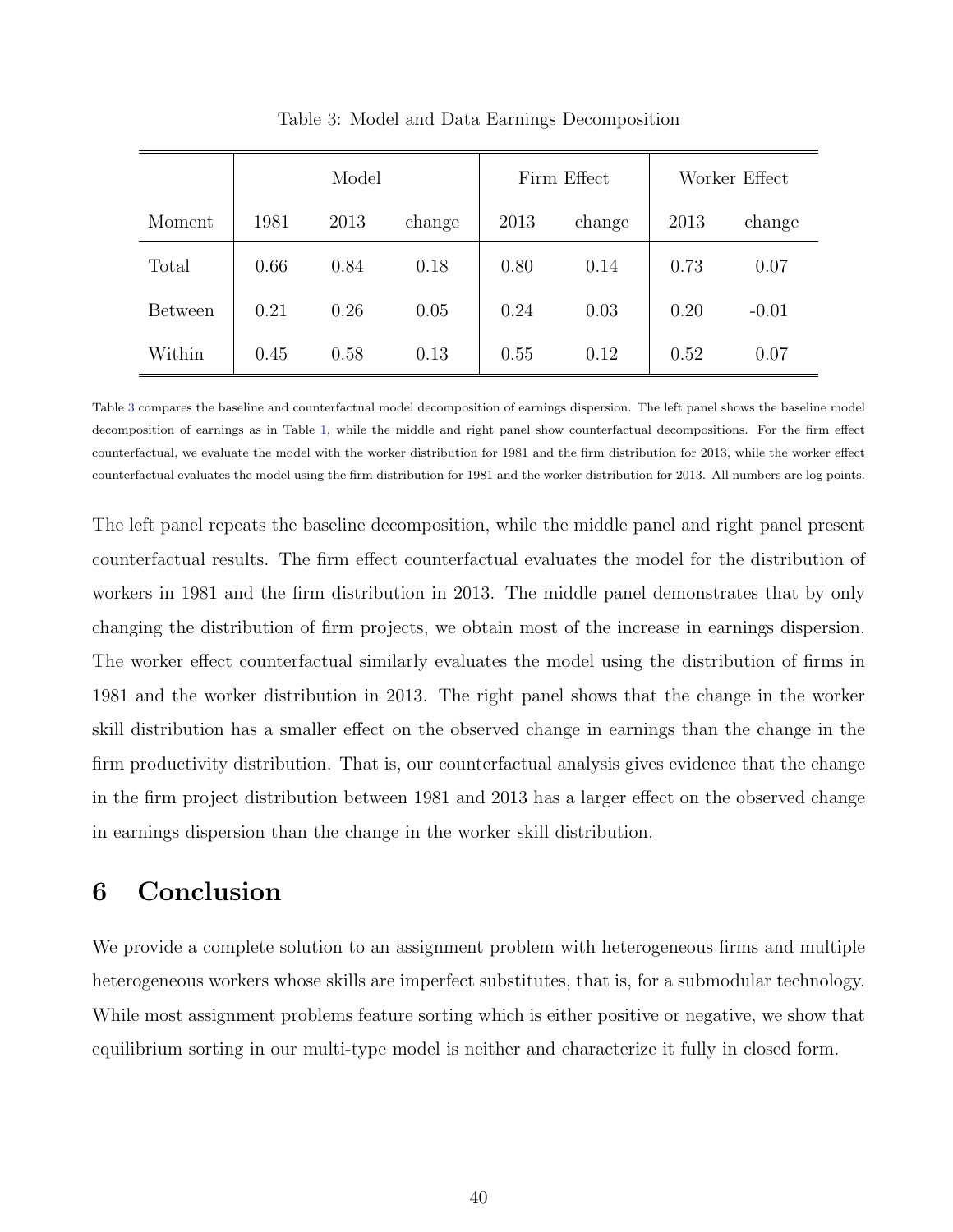Table 3: Model and Data Earnings Decomposition

| | Model | | | Firm Effect | | Worker Effect | |
|---|---|---|---|---|---|---|---|
| Moment | 1981 | 2013 | change | 2013 | change | 2013 | change |
| Total | 0.66 | 0.84 | 0.18 | 0.80 | 0.14 | 0.73 | 0.07 |
| Between | 0.21 | 0.26 | 0.05 | 0.24 | 0.03 | 0.20 | -0.01 |
| Within | 0.45 | 0.58 | 0.13 | 0.55 | 0.12 | 0.52 | 0.07 |

Table 3 compares the baseline and counterfactual model decomposition of earnings dispersion. The left panel shows the baseline model decomposition of earnings as in Table 1, while the middle and right panel show counterfactual decompositions. For the firm effect counterfactual, we evaluate the model with the worker distribution for 1981 and the firm distribution for 2013, while the worker effect counterfactual evaluates the model using the firm distribution for 1981 and the worker distribution for 2013. All numbers are log points.

The left panel repeats the baseline decomposition, while the middle panel and right panel present counterfactual results. The firm effect counterfactual evaluates the model for the distribution of workers in 1981 and the firm distribution in 2013. The middle panel demonstrates that by only changing the distribution of firm projects, we obtain most of the increase in earnings dispersion. The worker effect counterfactual similarly evaluates the model using the distribution of firms in 1981 and the worker distribution in 2013. The right panel shows that the change in the worker skill distribution has a smaller effect on the observed change in earnings than the change in the firm productivity distribution. That is, our counterfactual analysis gives evidence that the change in the firm project distribution between 1981 and 2013 has a larger effect on the observed change in earnings dispersion than the change in the worker skill distribution.

# 6 Conclusion

We provide a complete solution to an assignment problem with heterogeneous firms and multiple heterogeneous workers whose skills are imperfect substitutes, that is, for a submodular technology. While most assignment problems feature sorting which is either positive or negative, we show that equilibrium sorting in our multi-type model is neither and characterize it fully in closed form.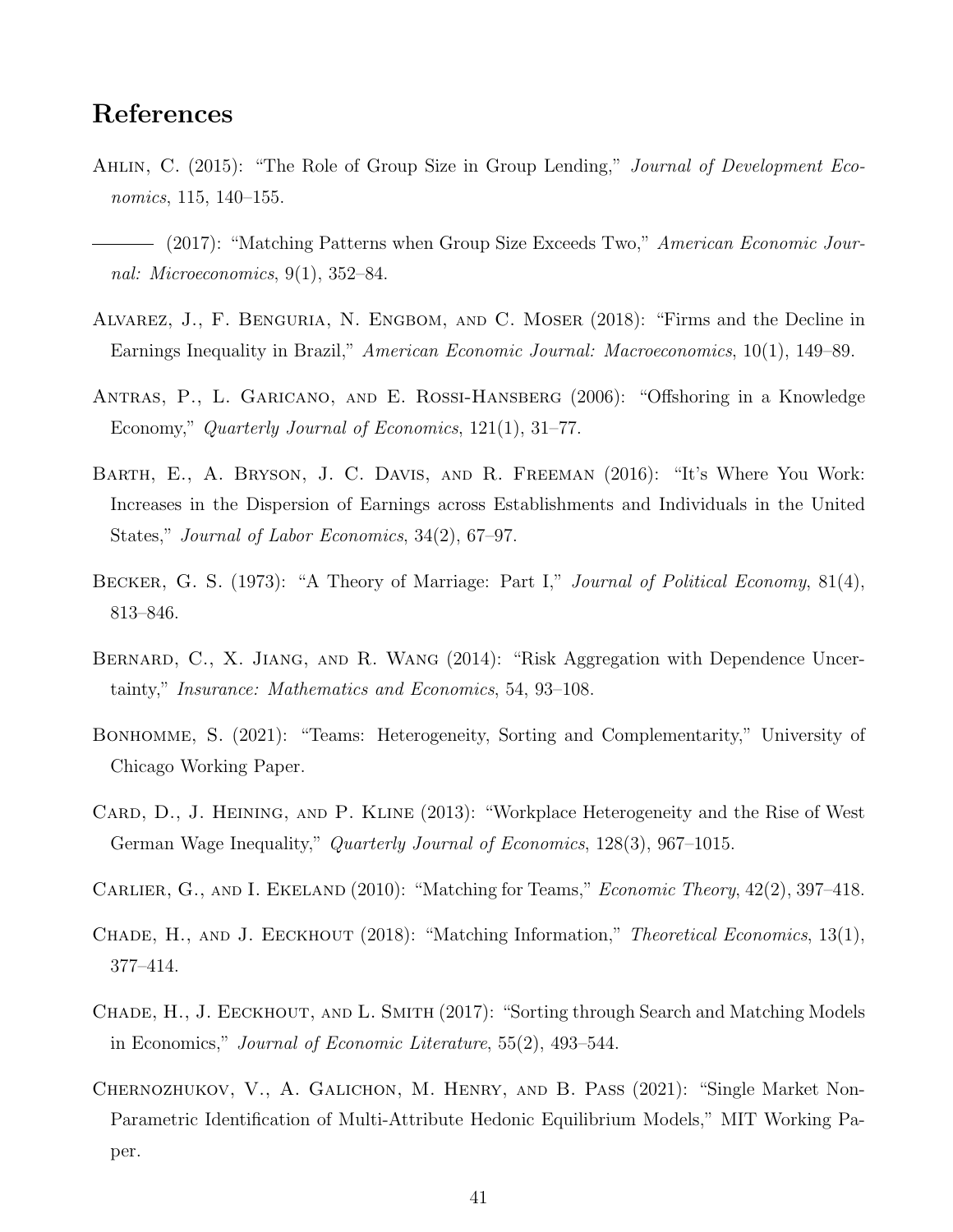# References

Ahlin, C. (2015): "The Role of Group Size in Group Lending," *Journal of Development Economics*, 115, 140–155.

——— (2017): "Matching Patterns when Group Size Exceeds Two," *American Economic Journal: Microeconomics*, 9(1), 352–84.

Alvarez, J., F. Benguria, N. Engbom, and C. Moser (2018): "Firms and the Decline in Earnings Inequality in Brazil," *American Economic Journal: Macroeconomics*, 10(1), 149–89.

Antras, P., L. Garicano, and E. Rossi-Hansberg (2006): "Offshoring in a Knowledge Economy," *Quarterly Journal of Economics*, 121(1), 31–77.

Barth, E., A. Bryson, J. C. Davis, and R. Freeman (2016): "It's Where You Work: Increases in the Dispersion of Earnings across Establishments and Individuals in the United States," *Journal of Labor Economics*, 34(2), 67–97.

Becker, G. S. (1973): "A Theory of Marriage: Part I," *Journal of Political Economy*, 81(4), 813–846.

Bernard, C., X. Jiang, and R. Wang (2014): "Risk Aggregation with Dependence Uncertainty," *Insurance: Mathematics and Economics*, 54, 93–108.

Bonhomme, S. (2021): "Teams: Heterogeneity, Sorting and Complementarity," University of Chicago Working Paper.

Card, D., J. Heining, and P. Kline (2013): "Workplace Heterogeneity and the Rise of West German Wage Inequality," *Quarterly Journal of Economics*, 128(3), 967–1015.

Carlier, G., and I. Ekeland (2010): "Matching for Teams," *Economic Theory*, 42(2), 397–418.

Chade, H., and J. Eeckhout (2018): "Matching Information," *Theoretical Economics*, 13(1), 377–414.

Chade, H., J. Eeckhout, and L. Smith (2017): "Sorting through Search and Matching Models in Economics," *Journal of Economic Literature*, 55(2), 493–544.

Chernozhukov, V., A. Galichon, M. Henry, and B. Pass (2021): "Single Market Non-Parametric Identification of Multi-Attribute Hedonic Equilibrium Models," MIT Working Paper.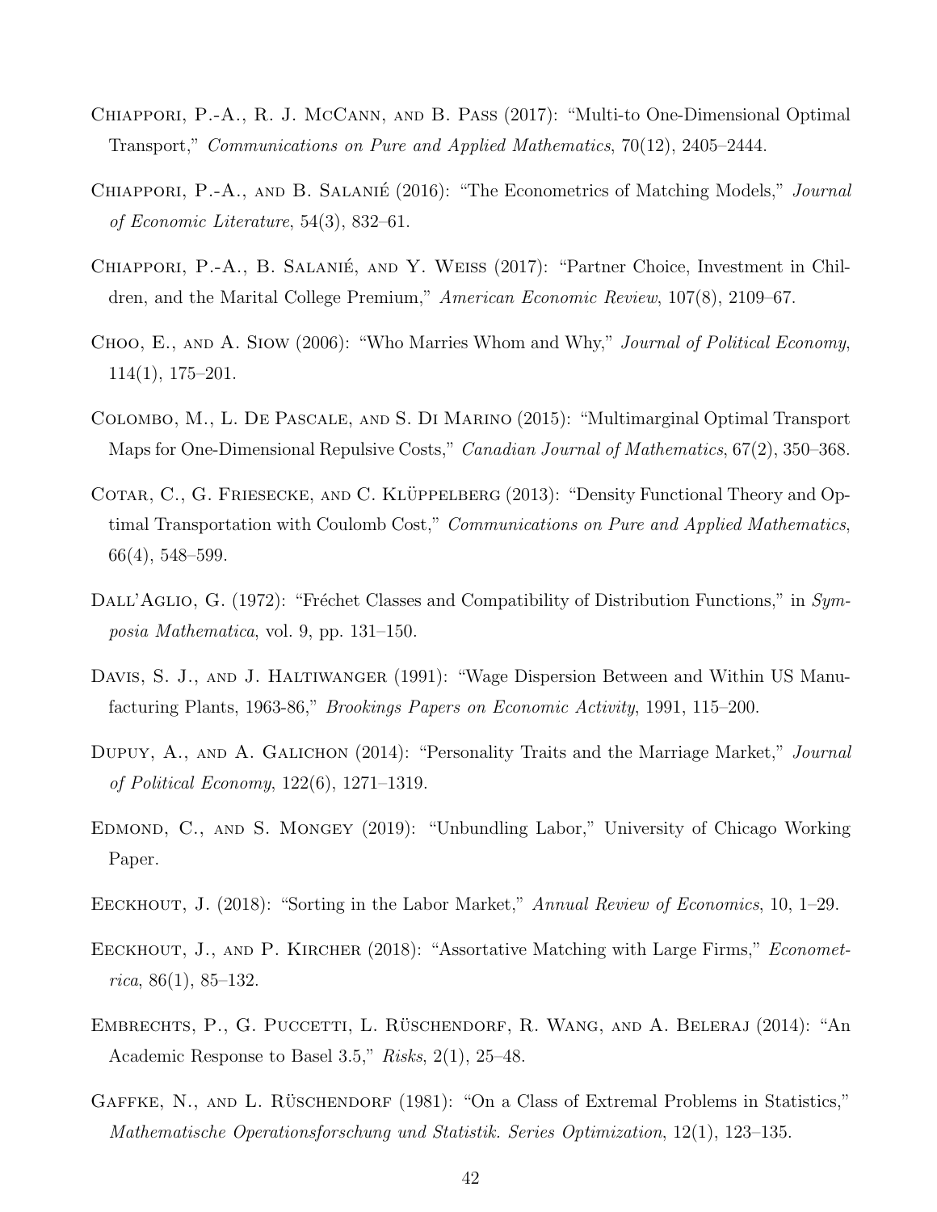Chiappori, P.-A., R. J. McCann, and B. Pass (2017): "Multi-to One-Dimensional Optimal Transport," *Communications on Pure and Applied Mathematics*, 70(12), 2405–2444.

Chiappori, P.-A., and B. Salanié (2016): "The Econometrics of Matching Models," *Journal of Economic Literature*, 54(3), 832–61.

Chiappori, P.-A., B. Salanié, and Y. Weiss (2017): "Partner Choice, Investment in Children, and the Marital College Premium," *American Economic Review*, 107(8), 2109–67.

Choo, E., and A. Siow (2006): "Who Marries Whom and Why," *Journal of Political Economy*, 114(1), 175–201.

Colombo, M., L. De Pascale, and S. Di Marino (2015): "Multimarginal Optimal Transport Maps for One-Dimensional Repulsive Costs," *Canadian Journal of Mathematics*, 67(2), 350–368.

Cotar, C., G. Friesecke, and C. Klüppelberg (2013): "Density Functional Theory and Optimal Transportation with Coulomb Cost," *Communications on Pure and Applied Mathematics*, 66(4), 548–599.

Dall'Aglio, G. (1972): "Fréchet Classes and Compatibility of Distribution Functions," in *Symposia Mathematica*, vol. 9, pp. 131–150.

Davis, S. J., and J. Haltiwanger (1991): "Wage Dispersion Between and Within US Manufacturing Plants, 1963-86," *Brookings Papers on Economic Activity*, 1991, 115–200.

Dupuy, A., and A. Galichon (2014): "Personality Traits and the Marriage Market," *Journal of Political Economy*, 122(6), 1271–1319.

Edmond, C., and S. Mongey (2019): "Unbundling Labor," University of Chicago Working Paper.

Eeckhout, J. (2018): "Sorting in the Labor Market," *Annual Review of Economics*, 10, 1–29.

Eeckhout, J., and P. Kircher (2018): "Assortative Matching with Large Firms," *Econometrica*, 86(1), 85–132.

Embrechts, P., G. Puccetti, L. Rüschendorf, R. Wang, and A. Beleraj (2014): "An Academic Response to Basel 3.5," *Risks*, 2(1), 25–48.

Gaffke, N., and L. Rüschendorf (1981): "On a Class of Extremal Problems in Statistics," *Mathematische Operationsforschung und Statistik. Series Optimization*, 12(1), 123–135.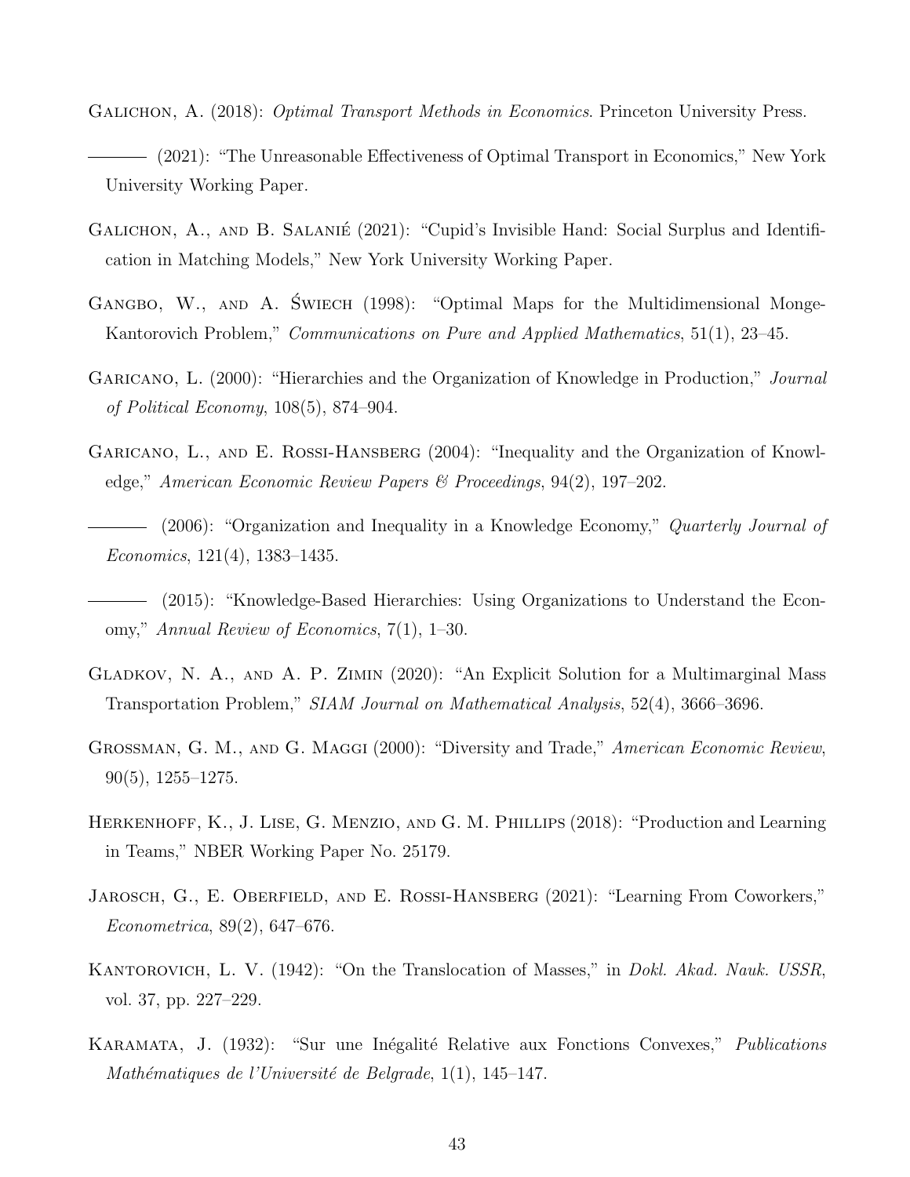Galichon, A. (2018): *Optimal Transport Methods in Economics*. Princeton University Press.

——— (2021): "The Unreasonable Effectiveness of Optimal Transport in Economics," New York University Working Paper.

Galichon, A., and B. Salanié (2021): "Cupid's Invisible Hand: Social Surplus and Identification in Matching Models," New York University Working Paper.

Gangbo, W., and A. Świech (1998): "Optimal Maps for the Multidimensional Monge-Kantorovich Problem," *Communications on Pure and Applied Mathematics*, 51(1), 23–45.

Garicano, L. (2000): "Hierarchies and the Organization of Knowledge in Production," *Journal of Political Economy*, 108(5), 874–904.

Garicano, L., and E. Rossi-Hansberg (2004): "Inequality and the Organization of Knowledge," *American Economic Review Papers & Proceedings*, 94(2), 197–202.

——— (2006): "Organization and Inequality in a Knowledge Economy," *Quarterly Journal of Economics*, 121(4), 1383–1435.

——— (2015): "Knowledge-Based Hierarchies: Using Organizations to Understand the Economy," *Annual Review of Economics*, 7(1), 1–30.

Gladkov, N. A., and A. P. Zimin (2020): "An Explicit Solution for a Multimarginal Mass Transportation Problem," *SIAM Journal on Mathematical Analysis*, 52(4), 3666–3696.

Grossman, G. M., and G. Maggi (2000): "Diversity and Trade," *American Economic Review*, 90(5), 1255–1275.

Herkenhoff, K., J. Lise, G. Menzio, and G. M. Phillips (2018): "Production and Learning in Teams," NBER Working Paper No. 25179.

Jarosch, G., E. Oberfield, and E. Rossi-Hansberg (2021): "Learning From Coworkers," *Econometrica*, 89(2), 647–676.

Kantorovich, L. V. (1942): "On the Translocation of Masses," in *Dokl. Akad. Nauk. USSR*, vol. 37, pp. 227–229.

Karamata, J. (1932): "Sur une Inégalité Relative aux Fonctions Convexes," *Publications Mathématiques de l'Université de Belgrade*, 1(1), 145–147.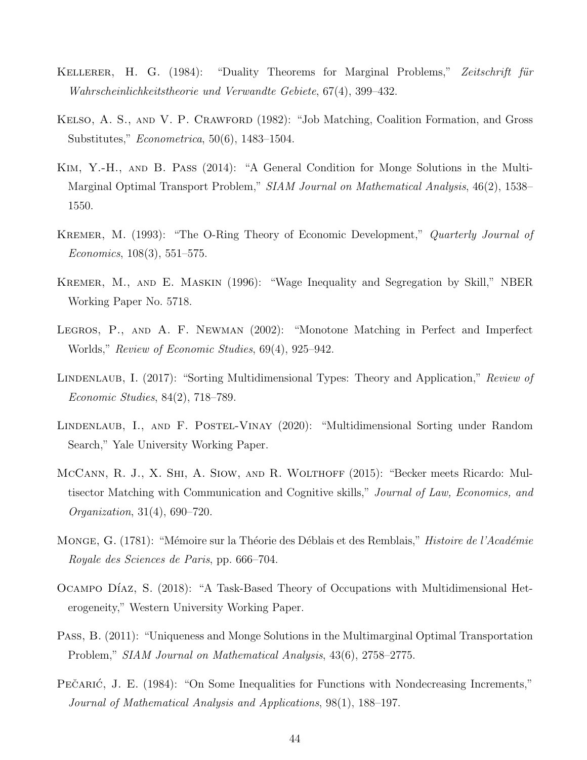Kellerer, H. G. (1984): "Duality Theorems for Marginal Problems," *Zeitschrift für Wahrscheinlichkeitstheorie und Verwandte Gebiete*, 67(4), 399–432.

Kelso, A. S., and V. P. Crawford (1982): "Job Matching, Coalition Formation, and Gross Substitutes," *Econometrica*, 50(6), 1483–1504.

Kim, Y.-H., and B. Pass (2014): "A General Condition for Monge Solutions in the Multi-Marginal Optimal Transport Problem," *SIAM Journal on Mathematical Analysis*, 46(2), 1538–1550.

Kremer, M. (1993): "The O-Ring Theory of Economic Development," *Quarterly Journal of Economics*, 108(3), 551–575.

Kremer, M., and E. Maskin (1996): "Wage Inequality and Segregation by Skill," NBER Working Paper No. 5718.

Legros, P., and A. F. Newman (2002): "Monotone Matching in Perfect and Imperfect Worlds," *Review of Economic Studies*, 69(4), 925–942.

Lindenlaub, I. (2017): "Sorting Multidimensional Types: Theory and Application," *Review of Economic Studies*, 84(2), 718–789.

Lindenlaub, I., and F. Postel-Vinay (2020): "Multidimensional Sorting under Random Search," Yale University Working Paper.

McCann, R. J., X. Shi, A. Siow, and R. Wolthoff (2015): "Becker meets Ricardo: Multisector Matching with Communication and Cognitive skills," *Journal of Law, Economics, and Organization*, 31(4), 690–720.

Monge, G. (1781): "Mémoire sur la Théorie des Déblais et des Remblais," *Histoire de l'Académie Royale des Sciences de Paris*, pp. 666–704.

Ocampo Díaz, S. (2018): "A Task-Based Theory of Occupations with Multidimensional Heterogeneity," Western University Working Paper.

Pass, B. (2011): "Uniqueness and Monge Solutions in the Multimarginal Optimal Transportation Problem," *SIAM Journal on Mathematical Analysis*, 43(6), 2758–2775.

Pečarić, J. E. (1984): "On Some Inequalities for Functions with Nondecreasing Increments," *Journal of Mathematical Analysis and Applications*, 98(1), 188–197.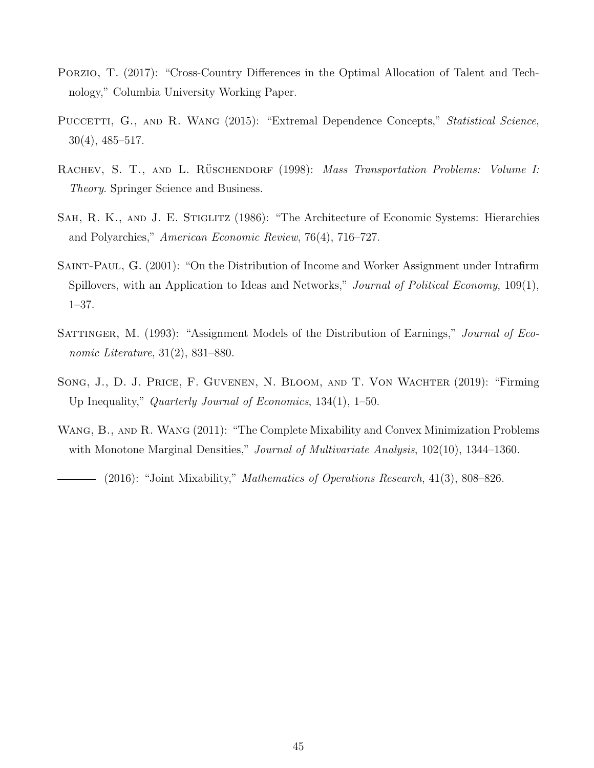Porzio, T. (2017): "Cross-Country Differences in the Optimal Allocation of Talent and Technology," Columbia University Working Paper.

Puccetti, G., and R. Wang (2015): "Extremal Dependence Concepts," *Statistical Science*, 30(4), 485–517.

Rachev, S. T., and L. Rüschendorf (1998): *Mass Transportation Problems: Volume I: Theory*. Springer Science and Business.

Sah, R. K., and J. E. Stiglitz (1986): "The Architecture of Economic Systems: Hierarchies and Polyarchies," *American Economic Review*, 76(4), 716–727.

Saint-Paul, G. (2001): "On the Distribution of Income and Worker Assignment under Intrafirm Spillovers, with an Application to Ideas and Networks," *Journal of Political Economy*, 109(1), 1–37.

Sattinger, M. (1993): "Assignment Models of the Distribution of Earnings," *Journal of Economic Literature*, 31(2), 831–880.

Song, J., D. J. Price, F. Guvenen, N. Bloom, and T. Von Wachter (2019): "Firming Up Inequality," *Quarterly Journal of Economics*, 134(1), 1–50.

Wang, B., and R. Wang (2011): "The Complete Mixability and Convex Minimization Problems with Monotone Marginal Densities," *Journal of Multivariate Analysis*, 102(10), 1344–1360.

——— (2016): "Joint Mixability," *Mathematics of Operations Research*, 41(3), 808–826.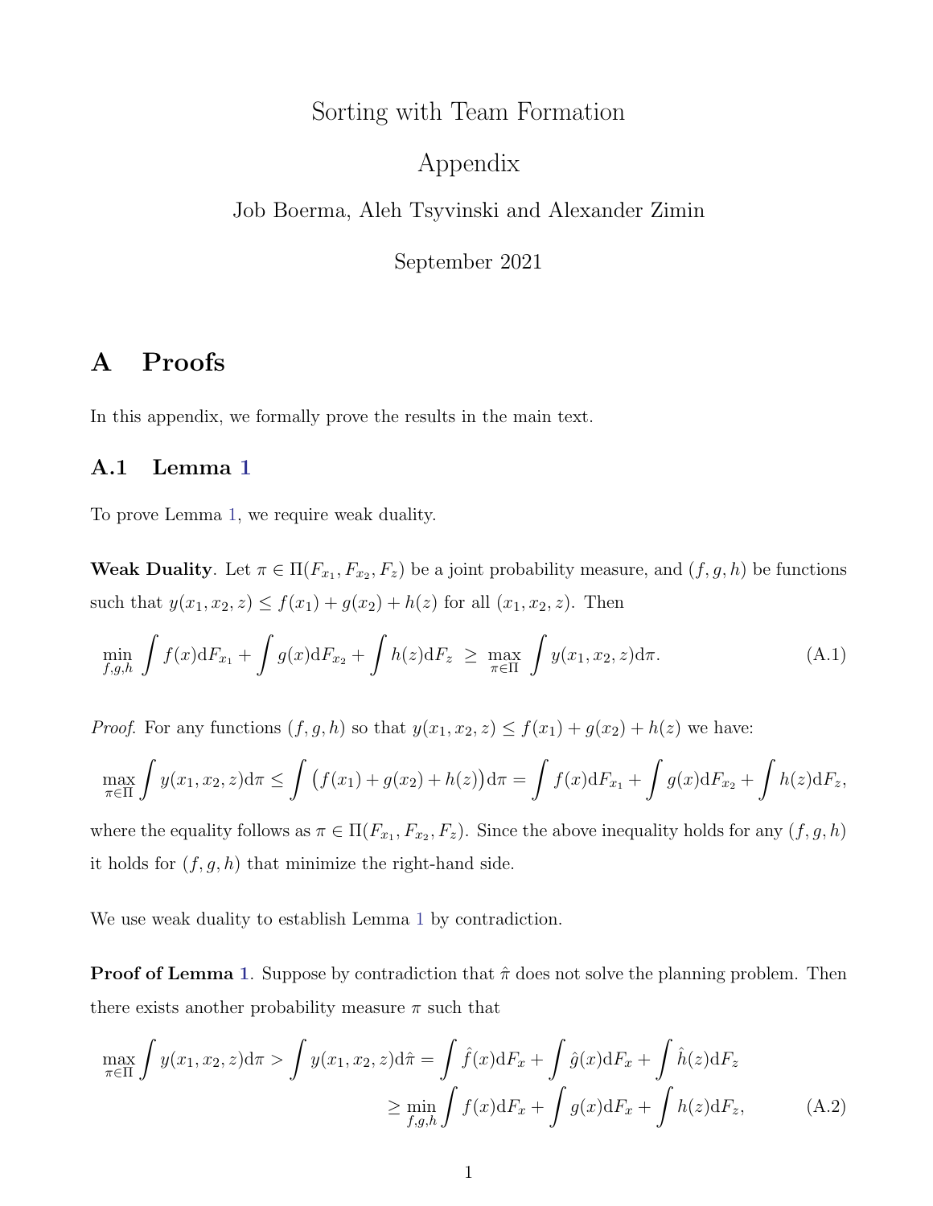Sorting with Team Formation

Appendix

Job Boerma, Aleh Tsyvinski and Alexander Zimin

September 2021

# A Proofs

In this appendix, we formally prove the results in the main text.

## A.1 Lemma 1

To prove Lemma 1, we require weak duality.

**Weak Duality**. Let $\pi \in \Pi(F_{x_1}, F_{x_2}, F_z)$ be a joint probability measure, and $(f, g, h)$ be functions such that $y(x_1, x_2, z) \leq f(x_1) + g(x_2) + h(z)$ for all $(x_1, x_2, z)$. Then

$$\min_{f,g,h} \int f(x) \mathrm{d}F_{x_1} + \int g(x) \mathrm{d}F_{x_2} + \int h(z) \mathrm{d}F_z \;\geq\; \max_{\pi \in \Pi} \int y(x_1, x_2, z) \mathrm{d}\pi. \tag{A.1}$$

*Proof.* For any functions $(f, g, h)$ so that $y(x_1, x_2, z) \leq f(x_1) + g(x_2) + h(z)$ we have:

$$\max_{\pi \in \Pi} \int y(x_1, x_2, z) \mathrm{d}\pi \leq \int \big(f(x_1) + g(x_2) + h(z)\big) \mathrm{d}\pi = \int f(x) \mathrm{d}F_{x_1} + \int g(x) \mathrm{d}F_{x_2} + \int h(z) \mathrm{d}F_z,$$

where the equality follows as $\pi \in \Pi(F_{x_1}, F_{x_2}, F_z)$. Since the above inequality holds for any $(f, g, h)$ it holds for $(f, g, h)$ that minimize the right-hand side.

We use weak duality to establish Lemma 1 by contradiction.

**Proof of Lemma 1**. Suppose by contradiction that $\hat{\pi}$ does not solve the planning problem. Then there exists another probability measure $\pi$ such that

$$\begin{aligned}
\max_{\pi \in \Pi} \int y(x_1, x_2, z) \mathrm{d}\pi > \int y(x_1, x_2, z) \mathrm{d}\hat{\pi} &= \int \hat{f}(x) \mathrm{d}F_x + \int \hat{g}(x) \mathrm{d}F_x + \int \hat{h}(z) \mathrm{d}F_z \\
&\geq \min_{f,g,h} \int f(x) \mathrm{d}F_x + \int g(x) \mathrm{d}F_x + \int h(z) \mathrm{d}F_z,
\end{aligned} \tag{A.2}$$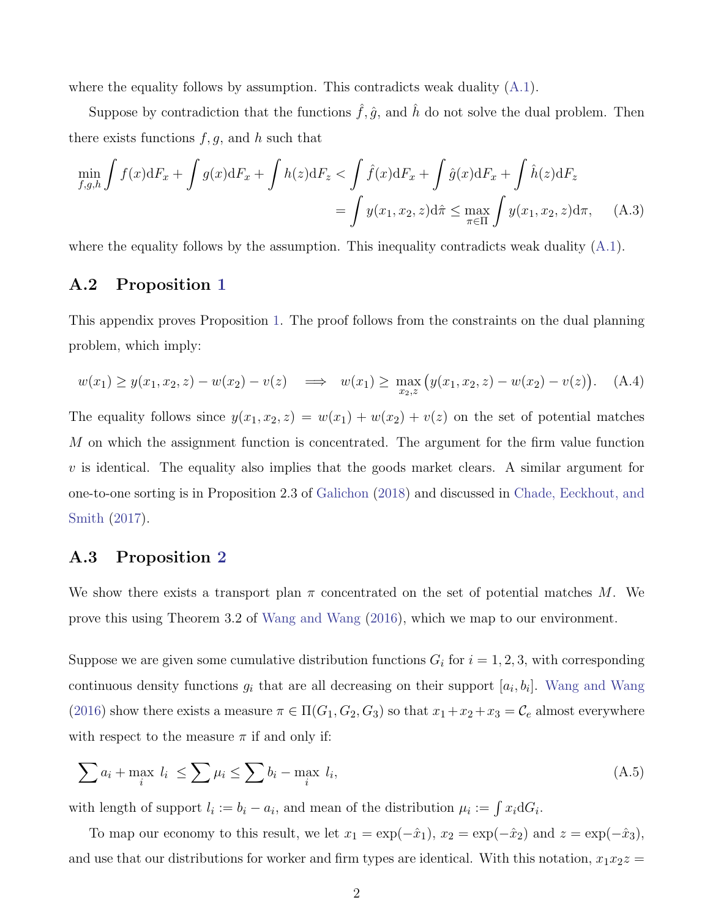where the equality follows by assumption. This contradicts weak duality (A.1).

Suppose by contradiction that the functions $\hat{f}, \hat{g}$, and $\hat{h}$ do not solve the dual problem. Then there exists functions $f, g$, and $h$ such that

$$\min_{f,g,h} \int f(x)\mathrm{d}F_x + \int g(x)\mathrm{d}F_x + \int h(z)\mathrm{d}F_z < \int \hat{f}(x)\mathrm{d}F_x + \int \hat{g}(x)\mathrm{d}F_x + \int \hat{h}(z)\mathrm{d}F_z$$
$$= \int y(x_1, x_2, z)\mathrm{d}\hat{\pi} \leq \max_{\pi \in \Pi} \int y(x_1, x_2, z)\mathrm{d}\pi, \tag{A.3}$$

where the equality follows by the assumption. This inequality contradicts weak duality (A.1).

## A.2 Proposition 1

This appendix proves Proposition 1. The proof follows from the constraints on the dual planning problem, which imply:

$$w(x_1) \geq y(x_1, x_2, z) - w(x_2) - v(z) \quad \Longrightarrow \quad w(x_1) \geq \max_{x_2, z} \big(y(x_1, x_2, z) - w(x_2) - v(z)\big). \tag{A.4}$$

The equality follows since $y(x_1, x_2, z) = w(x_1) + w(x_2) + v(z)$ on the set of potential matches $M$ on which the assignment function is concentrated. The argument for the firm value function $v$ is identical. The equality also implies that the goods market clears. A similar argument for one-to-one sorting is in Proposition 2.3 of Galichon (2018) and discussed in Chade, Eeckhout, and Smith (2017).

## A.3 Proposition 2

We show there exists a transport plan $\pi$ concentrated on the set of potential matches $M$. We prove this using Theorem 3.2 of Wang and Wang (2016), which we map to our environment.

Suppose we are given some cumulative distribution functions $G_i$ for $i = 1, 2, 3$, with corresponding continuous density functions $g_i$ that are all decreasing on their support $[a_i, b_i]$. Wang and Wang (2016) show there exists a measure $\pi \in \Pi(G_1, G_2, G_3)$ so that $x_1 + x_2 + x_3 = \mathcal{C}_e$ almost everywhere with respect to the measure $\pi$ if and only if:

$$\sum a_i + \max_i \ l_i \ \leq \sum \mu_i \leq \sum b_i - \max_i \ l_i, \tag{A.5}$$

with length of support $l_i := b_i - a_i$, and mean of the distribution $\mu_i := \int x_i \mathrm{d}G_i$.

To map our economy to this result, we let $x_1 = \exp(-\hat{x}_1)$, $x_2 = \exp(-\hat{x}_2)$ and $z = \exp(-\hat{x}_3)$, and use that our distributions for worker and firm types are identical. With this notation, $x_1 x_2 z =$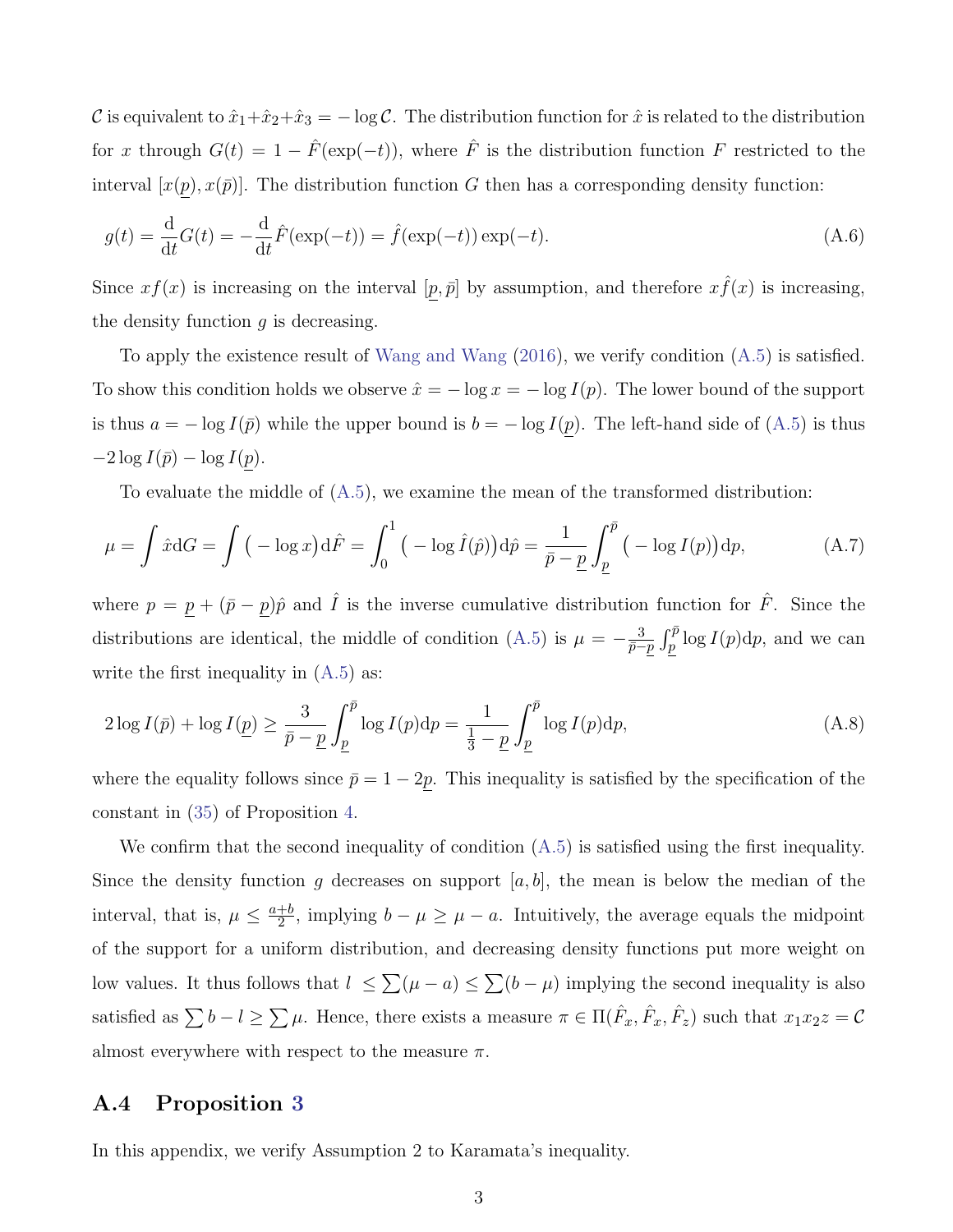$\mathcal{C}$ is equivalent to $\hat{x}_1+\hat{x}_2+\hat{x}_3 = -\log \mathcal{C}$. The distribution function for $\hat{x}$ is related to the distribution for $x$ through $G(t) = 1 - \hat{F}(\exp(-t))$, where $\hat{F}$ is the distribution function $F$ restricted to the interval $[x(\underline{p}), x(\bar{p})]$. The distribution function $G$ then has a corresponding density function:

$$g(t) = \frac{\mathrm{d}}{\mathrm{d}t} G(t) = -\frac{\mathrm{d}}{\mathrm{d}t} \hat{F}(\exp(-t)) = \hat{f}(\exp(-t)) \exp(-t). \tag{A.6}$$

Since $xf(x)$ is increasing on the interval $[\underline{p}, \bar{p}]$ by assumption, and therefore $x\hat{f}(x)$ is increasing, the density function $g$ is decreasing.

To apply the existence result of Wang and Wang (2016), we verify condition (A.5) is satisfied. To show this condition holds we observe $\hat{x} = -\log x = -\log I(p)$. The lower bound of the support is thus $a = -\log I(\bar{p})$ while the upper bound is $b = -\log I(\underline{p})$. The left-hand side of (A.5) is thus $-2\log I(\bar{p}) - \log I(\underline{p})$.

To evaluate the middle of (A.5), we examine the mean of the transformed distribution:

$$\mu = \int \hat{x} \mathrm{d}G = \int \big(-\log x\big) \mathrm{d}\hat{F} = \int_0^1 \big(-\log \hat{I}(\hat{p})\big) \mathrm{d}\hat{p} = \frac{1}{\bar{p}-\underline{p}} \int_{\underline{p}}^{\bar{p}} \big(-\log I(p)\big) \mathrm{d}p, \tag{A.7}$$

where $p = \underline{p} + (\bar{p}-\underline{p})\hat{p}$ and $\hat{I}$ is the inverse cumulative distribution function for $\hat{F}$. Since the distributions are identical, the middle of condition (A.5) is $\mu = -\frac{3}{\bar{p}-\underline{p}} \int_{\underline{p}}^{\bar{p}} \log I(p) \mathrm{d}p$, and we can write the first inequality in (A.5) as:

$$2\log I(\bar{p}) + \log I(\underline{p}) \geq \frac{3}{\bar{p}-\underline{p}} \int_{\underline{p}}^{\bar{p}} \log I(p) \mathrm{d}p = \frac{1}{\frac{1}{3}-\underline{p}} \int_{\underline{p}}^{\bar{p}} \log I(p) \mathrm{d}p, \tag{A.8}$$

where the equality follows since $\bar{p} = 1 - 2\underline{p}$. This inequality is satisfied by the specification of the constant in (35) of Proposition 4.

We confirm that the second inequality of condition (A.5) is satisfied using the first inequality. Since the density function $g$ decreases on support $[a, b]$, the mean is below the median of the interval, that is, $\mu \leq \frac{a+b}{2}$, implying $b - \mu \geq \mu - a$. Intuitively, the average equals the midpoint of the support for a uniform distribution, and decreasing density functions put more weight on low values. It thus follows that $l \leq \sum(\mu - a) \leq \sum(b - \mu)$ implying the second inequality is also satisfied as $\sum b - l \geq \sum \mu$. Hence, there exists a measure $\pi \in \Pi(\hat{F}_x, \hat{F}_x, \hat{F}_z)$ such that $x_1 x_2 z = \mathcal{C}$ almost everywhere with respect to the measure $\pi$.

## A.4 Proposition 3

In this appendix, we verify Assumption 2 to Karamata's inequality.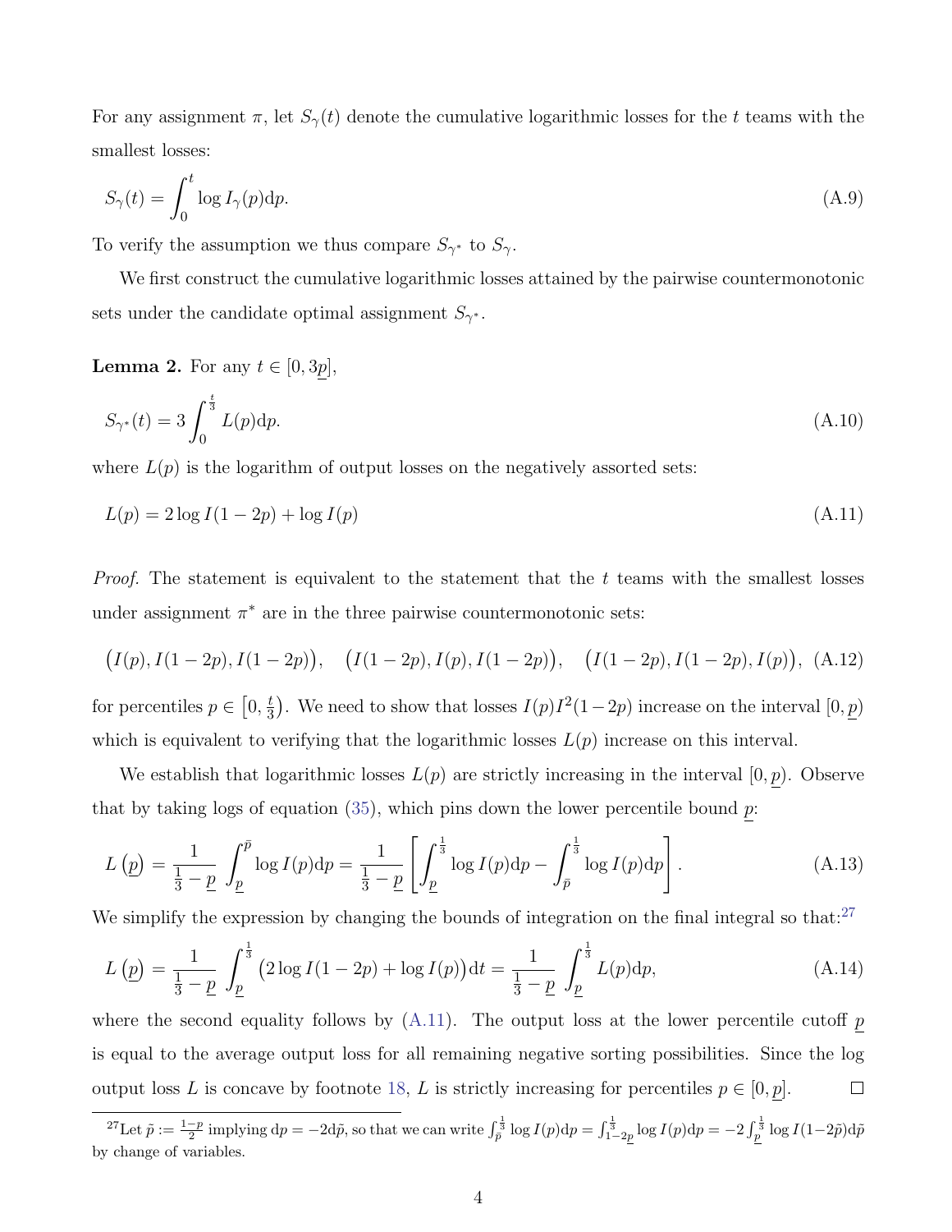For any assignment $\pi$, let $S_\gamma(t)$ denote the cumulative logarithmic losses for the $t$ teams with the smallest losses:

$$S_\gamma(t) = \int_0^t \log I_\gamma(p)\mathrm{d}p. \tag{A.9}$$

To verify the assumption we thus compare $S_{\gamma^*}$ to $S_\gamma$.

We first construct the cumulative logarithmic losses attained by the pairwise countermonotonic sets under the candidate optimal assignment $S_{\gamma^*}$.

**Lemma 2.** For any $t \in [0, 3\underline{p}]$,

$$S_{\gamma^*}(t) = 3\int_0^{\frac{t}{3}} L(p)\mathrm{d}p. \tag{A.10}$$

where $L(p)$ is the logarithm of output losses on the negatively assorted sets:

$$L(p) = 2\log I(1-2p) + \log I(p) \tag{A.11}$$

*Proof.* The statement is equivalent to the statement that the $t$ teams with the smallest losses under assignment $\pi^*$ are in the three pairwise countermonotonic sets:

$$\big(I(p), I(1-2p), I(1-2p)\big), \quad \big(I(1-2p), I(p), I(1-2p)\big), \quad \big(I(1-2p), I(1-2p), I(p)\big), \tag{A.12}$$

for percentiles $p \in \left[0, \frac{t}{3}\right)$. We need to show that losses $I(p)I^2(1-2p)$ increase on the interval $[0, \underline{p})$ which is equivalent to verifying that the logarithmic losses $L(p)$ increase on this interval.

We establish that logarithmic losses $L(p)$ are strictly increasing in the interval $[0, \underline{p})$. Observe that by taking logs of equation (35), which pins down the lower percentile bound $\underline{p}$:

$$L\left(\underline{p}\right) = \frac{1}{\frac{1}{3} - \underline{p}} \int_{\underline{p}}^{\bar{p}} \log I(p)\mathrm{d}p = \frac{1}{\frac{1}{3} - \underline{p}} \left[\int_{\underline{p}}^{\frac{1}{3}} \log I(p)\mathrm{d}p - \int_{\bar{p}}^{\frac{1}{3}} \log I(p)\mathrm{d}p\right]. \tag{A.13}$$

We simplify the expression by changing the bounds of integration on the final integral so that:[27]

$$L\left(\underline{p}\right) = \frac{1}{\frac{1}{3} - \underline{p}} \int_{\underline{p}}^{\frac{1}{3}} \big(2\log I(1-2p) + \log I(p)\big)\mathrm{d}t = \frac{1}{\frac{1}{3} - \underline{p}} \int_{\underline{p}}^{\frac{1}{3}} L(p)\mathrm{d}p, \tag{A.14}$$

where the second equality follows by (A.11). The output loss at the lower percentile cutoff $\underline{p}$ is equal to the average output loss for all remaining negative sorting possibilities. Since the log output loss $L$ is concave by footnote 18, $L$ is strictly increasing for percentiles $p \in [0, \underline{p}]$. □

[27] Let $\tilde{p} := \frac{1-p}{2}$ implying $\mathrm{d}p = -2\mathrm{d}\tilde{p}$, so that we can write $\int_{\bar{p}}^{\frac{1}{3}} \log I(p)\mathrm{d}p = \int_{1-2\underline{p}}^{\frac{1}{3}} \log I(p)\mathrm{d}p = -2\int_{\underline{p}}^{\frac{1}{3}} \log I(1-2\tilde{p})\mathrm{d}\tilde{p}$ by change of variables.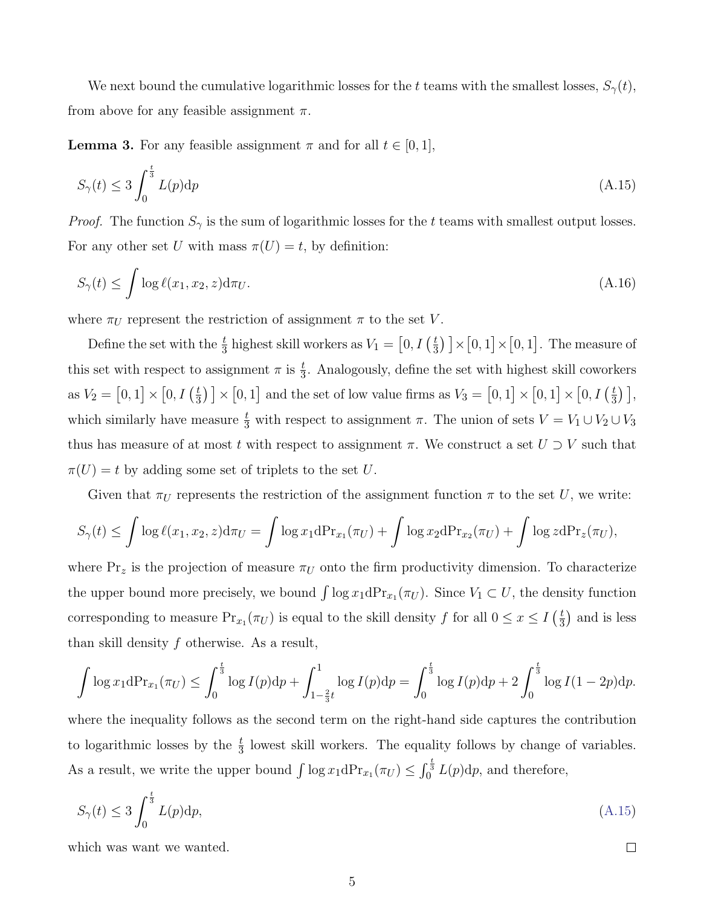We next bound the cumulative logarithmic losses for the $t$ teams with the smallest losses, $S_\gamma(t)$, from above for any feasible assignment $\pi$.

**Lemma 3.** *For any feasible assignment $\pi$ and for all $t \in [0,1]$,*

$$S_\gamma(t) \leq 3\int_0^{\frac{t}{3}} L(p)\mathrm{d}p \tag{A.15}$$

*Proof.* The function $S_\gamma$ is the sum of logarithmic losses for the $t$ teams with smallest output losses. For any other set $U$ with mass $\pi(U) = t$, by definition:

$$S_\gamma(t) \leq \int \log \ell(x_1, x_2, z)\mathrm{d}\pi_U. \tag{A.16}$$

where $\pi_U$ represent the restriction of assignment $\pi$ to the set $V$.

Define the set with the $\frac{t}{3}$ highest skill workers as $V_1 = \left[0, I\left(\frac{t}{3}\right)\right] \times \left[0,1\right] \times \left[0,1\right]$. The measure of this set with respect to assignment $\pi$ is $\frac{t}{3}$. Analogously, define the set with highest skill coworkers as $V_2 = \left[0,1\right] \times \left[0, I\left(\frac{t}{3}\right)\right] \times \left[0,1\right]$ and the set of low value firms as $V_3 = \left[0,1\right] \times \left[0,1\right] \times \left[0, I\left(\frac{t}{3}\right)\right]$, which similarly have measure $\frac{t}{3}$ with respect to assignment $\pi$. The union of sets $V = V_1 \cup V_2 \cup V_3$ thus has measure of at most $t$ with respect to assignment $\pi$. We construct a set $U \supset V$ such that $\pi(U) = t$ by adding some set of triplets to the set $U$.

Given that $\pi_U$ represents the restriction of the assignment function $\pi$ to the set $U$, we write:

$$S_\gamma(t) \leq \int \log \ell(x_1, x_2, z)\mathrm{d}\pi_U = \int \log x_1 \mathrm{d}\mathrm{Pr}_{x_1}(\pi_U) + \int \log x_2 \mathrm{d}\mathrm{Pr}_{x_2}(\pi_U) + \int \log z \mathrm{d}\mathrm{Pr}_z(\pi_U),$$

where $\mathrm{Pr}_z$ is the projection of measure $\pi_U$ onto the firm productivity dimension. To characterize the upper bound more precisely, we bound $\int \log x_1 \mathrm{d}\mathrm{Pr}_{x_1}(\pi_U)$. Since $V_1 \subset U$, the density function corresponding to measure $\mathrm{Pr}_{x_1}(\pi_U)$ is equal to the skill density $f$ for all $0 \leq x \leq I\left(\frac{t}{3}\right)$ and is less than skill density $f$ otherwise. As a result,

$$\int \log x_1 \mathrm{d}\mathrm{Pr}_{x_1}(\pi_U) \leq \int_0^{\frac{t}{3}} \log I(p)\mathrm{d}p + \int_{1-\frac{2}{3}t}^{1} \log I(p)\mathrm{d}p = \int_0^{\frac{t}{3}} \log I(p)\mathrm{d}p + 2\int_0^{\frac{t}{3}} \log I(1-2p)\mathrm{d}p.$$

where the inequality follows as the second term on the right-hand side captures the contribution to logarithmic losses by the $\frac{t}{3}$ lowest skill workers. The equality follows by change of variables. As a result, we write the upper bound $\int \log x_1 \mathrm{d}\mathrm{Pr}_{x_1}(\pi_U) \leq \int_0^{\frac{t}{3}} L(p)\mathrm{d}p$, and therefore,

$$S_\gamma(t) \leq 3\int_0^{\frac{t}{3}} L(p)\mathrm{d}p, \tag{A.15}$$

which was want we wanted. $\square$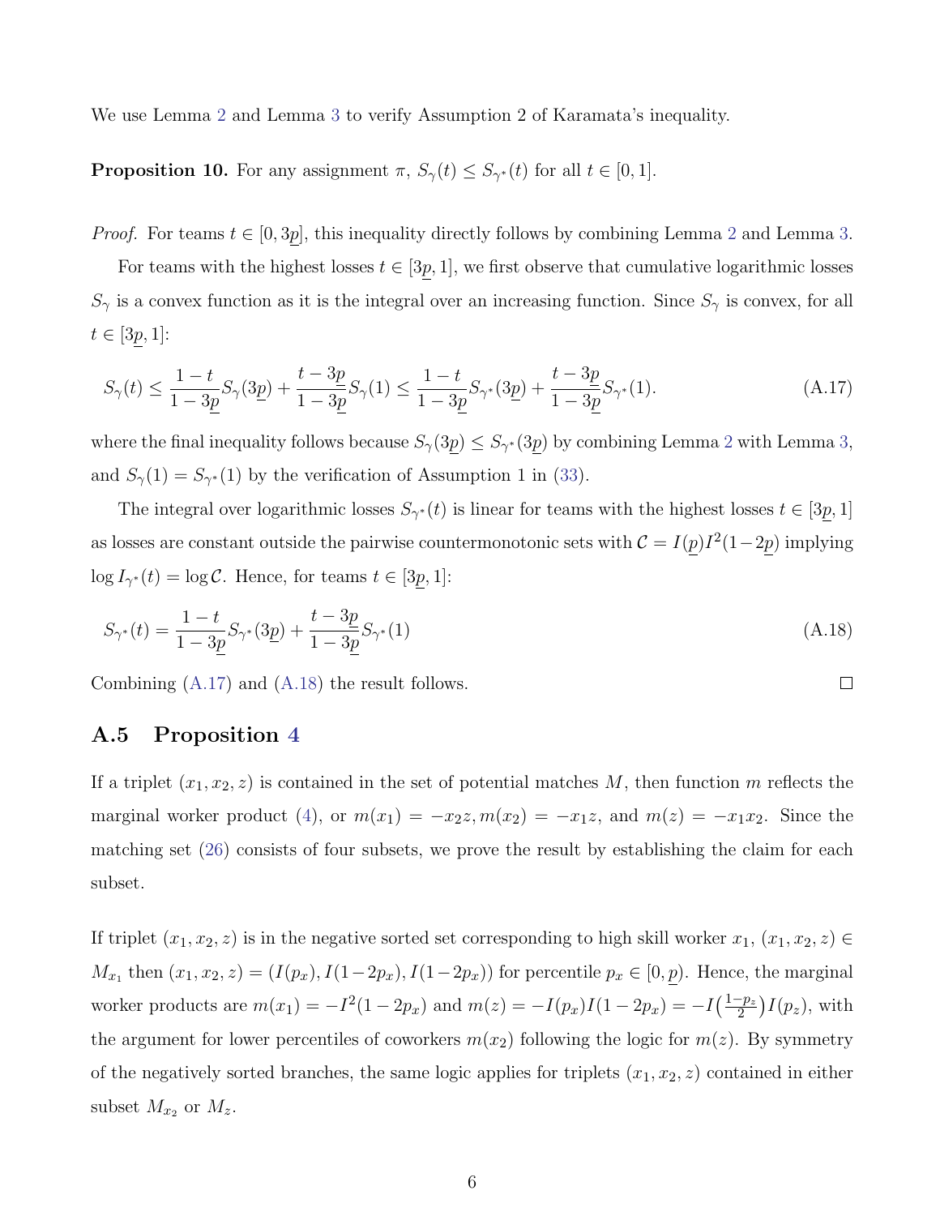We use Lemma 2 and Lemma 3 to verify Assumption 2 of Karamata's inequality.

**Proposition 10.** For any assignment $\pi$, $S_\gamma(t) \leq S_{\gamma^*}(t)$ for all $t \in [0,1]$.

*Proof.* For teams $t \in [0, 3\underline{p}]$, this inequality directly follows by combining Lemma 2 and Lemma 3.

For teams with the highest losses $t \in [3\underline{p}, 1]$, we first observe that cumulative logarithmic losses $S_\gamma$ is a convex function as it is the integral over an increasing function. Since $S_\gamma$ is convex, for all $t \in [3\underline{p}, 1]$:

$$S_\gamma(t) \leq \frac{1-t}{1-3\underline{p}} S_\gamma(3\underline{p}) + \frac{t-3\underline{p}}{1-3\underline{p}} S_\gamma(1) \leq \frac{1-t}{1-3\underline{p}} S_{\gamma^*}(3\underline{p}) + \frac{t-3\underline{p}}{1-3\underline{p}} S_{\gamma^*}(1). \tag{A.17}$$

where the final inequality follows because $S_\gamma(3\underline{p}) \leq S_{\gamma^*}(3\underline{p})$ by combining Lemma 2 with Lemma 3, and $S_\gamma(1) = S_{\gamma^*}(1)$ by the verification of Assumption 1 in (33).

The integral over logarithmic losses $S_{\gamma^*}(t)$ is linear for teams with the highest losses $t \in [3\underline{p}, 1]$ as losses are constant outside the pairwise countermonotonic sets with $\mathcal{C} = I(\underline{p})I^2(1-2\underline{p})$ implying $\log I_{\gamma^*}(t) = \log \mathcal{C}$. Hence, for teams $t \in [3\underline{p}, 1]$:

$$S_{\gamma^*}(t) = \frac{1-t}{1-3\underline{p}} S_{\gamma^*}(3\underline{p}) + \frac{t-3\underline{p}}{1-3\underline{p}} S_{\gamma^*}(1) \tag{A.18}$$

Combining (A.17) and (A.18) the result follows. $\square$

## A.5 Proposition 4

If a triplet $(x_1, x_2, z)$ is contained in the set of potential matches $M$, then function $m$ reflects the marginal worker product (4), or $m(x_1) = -x_2 z, m(x_2) = -x_1 z$, and $m(z) = -x_1 x_2$. Since the matching set (26) consists of four subsets, we prove the result by establishing the claim for each subset.

If triplet $(x_1, x_2, z)$ is in the negative sorted set corresponding to high skill worker $x_1$, $(x_1, x_2, z) \in M_{x_1}$ then $(x_1, x_2, z) = (I(p_x), I(1-2p_x), I(1-2p_x))$ for percentile $p_x \in [0, \underline{p})$. Hence, the marginal worker products are $m(x_1) = -I^2(1-2p_x)$ and $m(z) = -I(p_x)I(1-2p_x) = -I\big(\frac{1-p_z}{2}\big)I(p_z)$, with the argument for lower percentiles of coworkers $m(x_2)$ following the logic for $m(z)$. By symmetry of the negatively sorted branches, the same logic applies for triplets $(x_1, x_2, z)$ contained in either subset $M_{x_2}$ or $M_z$.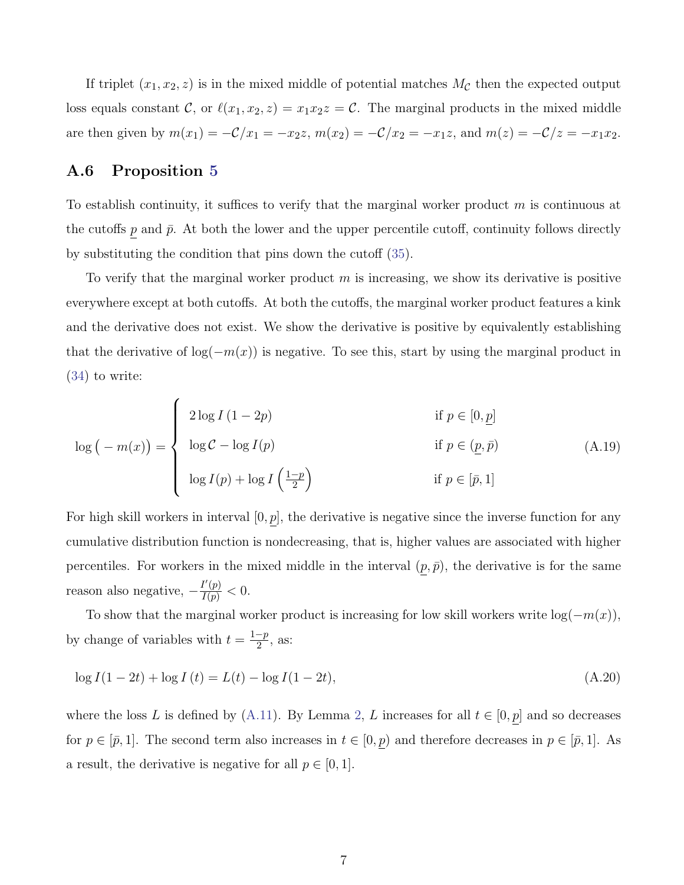If triplet $(x_1, x_2, z)$ is in the mixed middle of potential matches $M_{\mathcal{C}}$ then the expected output loss equals constant $\mathcal{C}$, or $\ell(x_1, x_2, z) = x_1 x_2 z = \mathcal{C}$. The marginal products in the mixed middle are then given by $m(x_1) = -\mathcal{C}/x_1 = -x_2 z$, $m(x_2) = -\mathcal{C}/x_2 = -x_1 z$, and $m(z) = -\mathcal{C}/z = -x_1 x_2$.

## A.6 Proposition 5

To establish continuity, it suffices to verify that the marginal worker product $m$ is continuous at the cutoffs $\underline{p}$ and $\bar{p}$. At both the lower and the upper percentile cutoff, continuity follows directly by substituting the condition that pins down the cutoff (35).

To verify that the marginal worker product $m$ is increasing, we show its derivative is positive everywhere except at both cutoffs. At both the cutoffs, the marginal worker product features a kink and the derivative does not exist. We show the derivative is positive by equivalently establishing that the derivative of $\log(-m(x))$ is negative. To see this, start by using the marginal product in (34) to write:

$$
\log\big(-m(x)\big) = \begin{cases} 2\log I\left(1-2p\right) & \text{if } p \in [0, \underline{p}] \\ \log \mathcal{C} - \log I(p) & \text{if } p \in (\underline{p}, \bar{p}) \\ \log I(p) + \log I\left(\frac{1-p}{2}\right) & \text{if } p \in [\bar{p}, 1] \end{cases} \tag{A.19}
$$

For high skill workers in interval $[0, \underline{p}]$, the derivative is negative since the inverse function for any cumulative distribution function is nondecreasing, that is, higher values are associated with higher percentiles. For workers in the mixed middle in the interval $(\underline{p}, \bar{p})$, the derivative is for the same reason also negative, $-\frac{I'(p)}{I(p)} < 0$.

To show that the marginal worker product is increasing for low skill workers write $\log(-m(x))$, by change of variables with $t = \frac{1-p}{2}$, as:

$$
\log I(1-2t) + \log I\left(t\right) = L(t) - \log I(1-2t), \tag{A.20}
$$

where the loss $L$ is defined by (A.11). By Lemma 2, $L$ increases for all $t \in [0, \underline{p}]$ and so decreases for $p \in [\bar{p}, 1]$. The second term also increases in $t \in [0, \underline{p})$ and therefore decreases in $p \in [\bar{p}, 1]$. As a result, the derivative is negative for all $p \in [0, 1]$.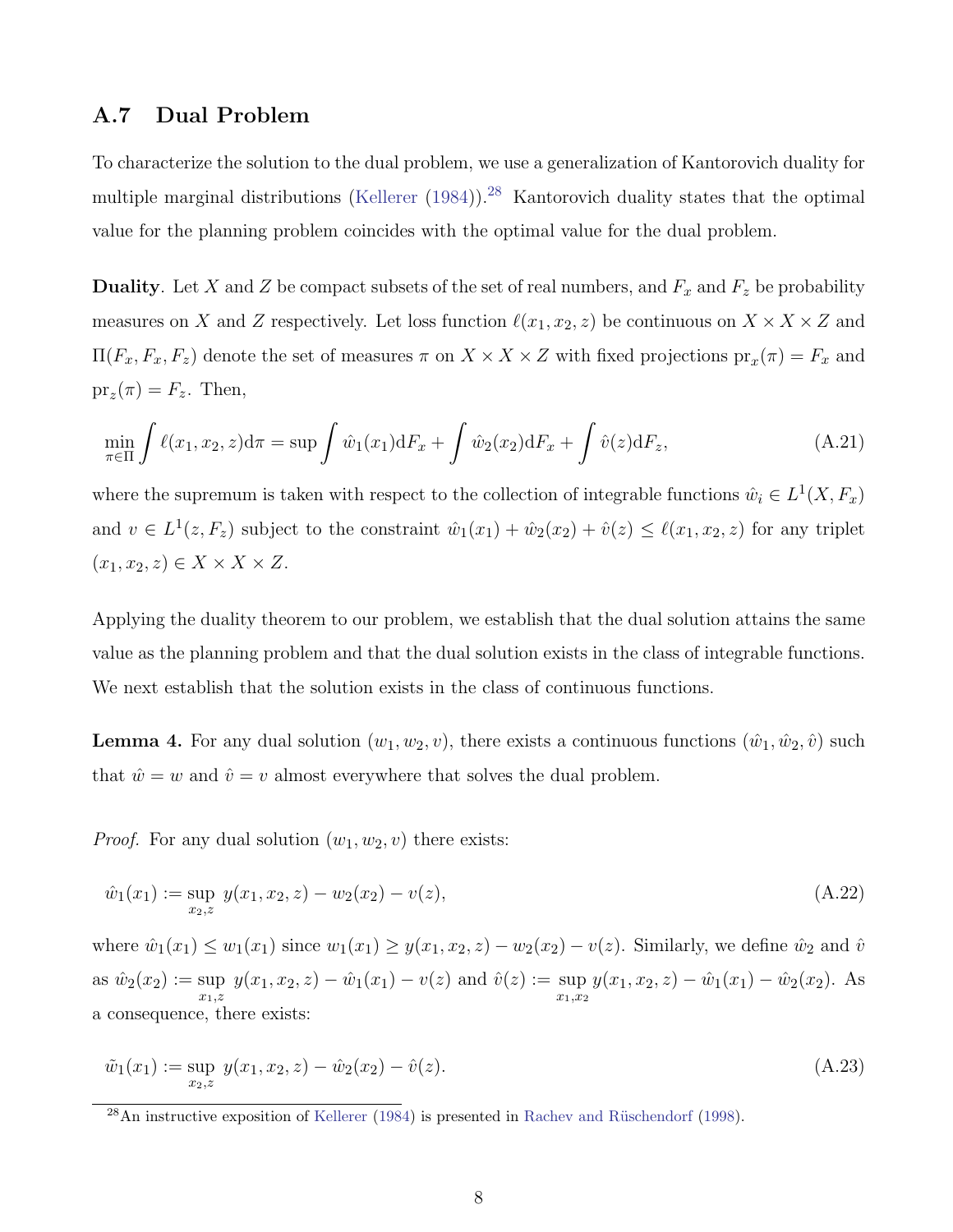## A.7 Dual Problem

To characterize the solution to the dual problem, we use a generalization of Kantorovich duality for multiple marginal distributions (Kellerer (1984)).[28] Kantorovich duality states that the optimal value for the planning problem coincides with the optimal value for the dual problem.

**Duality**. Let $X$ and $Z$ be compact subsets of the set of real numbers, and $F_x$ and $F_z$ be probability measures on $X$ and $Z$ respectively. Let loss function $\ell(x_1, x_2, z)$ be continuous on $X \times X \times Z$ and $\Pi(F_x, F_x, F_z)$ denote the set of measures $\pi$ on $X \times X \times Z$ with fixed projections $\text{pr}_x(\pi) = F_x$ and $\text{pr}_z(\pi) = F_z$. Then,

$$\min_{\pi \in \Pi} \int \ell(x_1, x_2, z) \mathrm{d}\pi = \sup \int \hat{w}_1(x_1) \mathrm{d}F_x + \int \hat{w}_2(x_2) \mathrm{d}F_x + \int \hat{v}(z) \mathrm{d}F_z, \tag{A.21}$$

where the supremum is taken with respect to the collection of integrable functions $\hat{w}_i \in L^1(X, F_x)$ and $v \in L^1(z, F_z)$ subject to the constraint $\hat{w}_1(x_1) + \hat{w}_2(x_2) + \hat{v}(z) \leq \ell(x_1, x_2, z)$ for any triplet $(x_1, x_2, z) \in X \times X \times Z$.

Applying the duality theorem to our problem, we establish that the dual solution attains the same value as the planning problem and that the dual solution exists in the class of integrable functions. We next establish that the solution exists in the class of continuous functions.

**Lemma 4.** For any dual solution $(w_1, w_2, v)$, there exists a continuous functions $(\hat{w}_1, \hat{w}_2, \hat{v})$ such that $\hat{w} = w$ and $\hat{v} = v$ almost everywhere that solves the dual problem.

*Proof.* For any dual solution $(w_1, w_2, v)$ there exists:

$$\hat{w}_1(x_1) := \sup_{x_2, z} \ y(x_1, x_2, z) - w_2(x_2) - v(z), \tag{A.22}$$

where $\hat{w}_1(x_1) \leq w_1(x_1)$ since $w_1(x_1) \geq y(x_1, x_2, z) - w_2(x_2) - v(z)$. Similarly, we define $\hat{w}_2$ and $\hat{v}$ as $\hat{w}_2(x_2) := \sup_{x_1, z} \ y(x_1, x_2, z) - \hat{w}_1(x_1) - v(z)$ and $\hat{v}(z) := \sup_{x_1, x_2} y(x_1, x_2, z) - \hat{w}_1(x_1) - \hat{w}_2(x_2)$. As a consequence, there exists:

$$\tilde{w}_1(x_1) := \sup_{x_2, z} \ y(x_1, x_2, z) - \hat{w}_2(x_2) - \hat{v}(z). \tag{A.23}$$

[28] An instructive exposition of Kellerer (1984) is presented in Rachev and Rüschendorf (1998).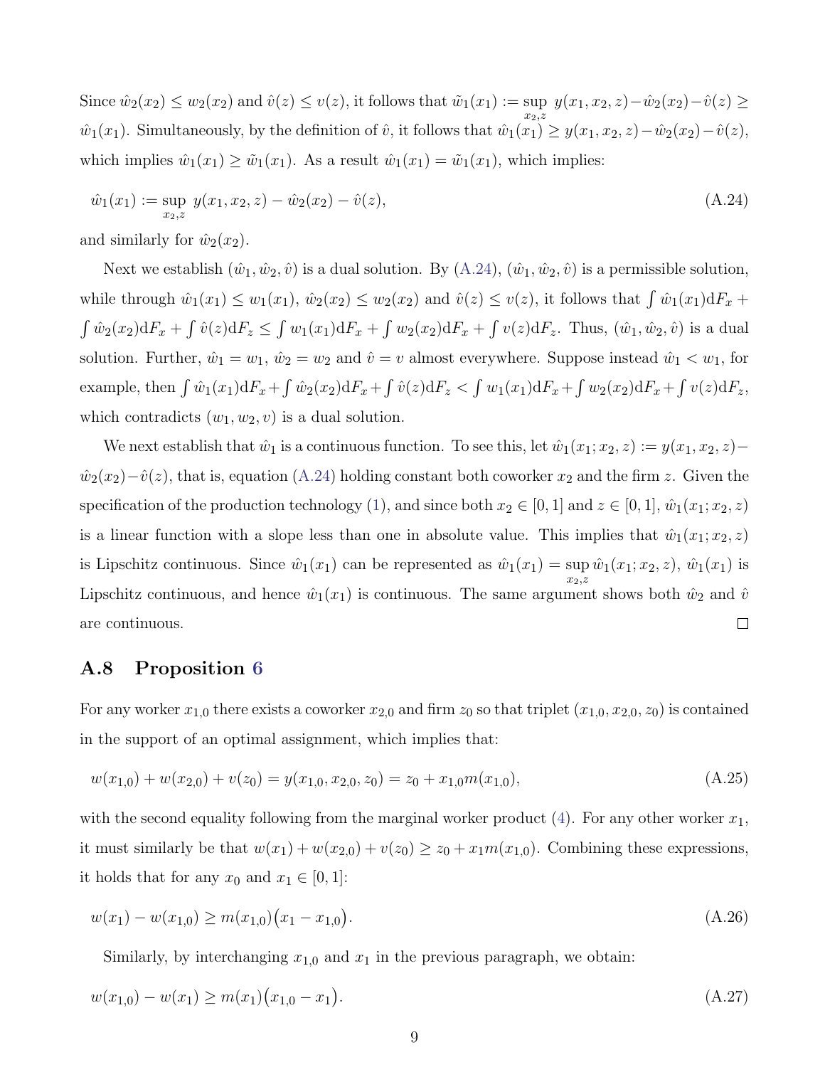Since $\hat{w}_2(x_2) \leq w_2(x_2)$ and $\hat{v}(z) \leq v(z)$, it follows that $\tilde{w}_1(x_1) := \sup_{x_2,z} y(x_1,x_2,z) - \hat{w}_2(x_2) - \hat{v}(z) \geq \hat{w}_1(x_1)$. Simultaneously, by the definition of $\hat{v}$, it follows that $\hat{w}_1(x_1) \geq y(x_1,x_2,z) - \hat{w}_2(x_2) - \hat{v}(z)$, which implies $\hat{w}_1(x_1) \geq \tilde{w}_1(x_1)$. As a result $\hat{w}_1(x_1) = \tilde{w}_1(x_1)$, which implies:

$$\hat{w}_1(x_1) := \sup_{x_2,z} \; y(x_1,x_2,z) - \hat{w}_2(x_2) - \hat{v}(z), \tag{A.24}$$

and similarly for $\hat{w}_2(x_2)$.

Next we establish $(\hat{w}_1, \hat{w}_2, \hat{v})$ is a dual solution. By (A.24), $(\hat{w}_1, \hat{w}_2, \hat{v})$ is a permissible solution, while through $\hat{w}_1(x_1) \leq w_1(x_1)$, $\hat{w}_2(x_2) \leq w_2(x_2)$ and $\hat{v}(z) \leq v(z)$, it follows that $\int \hat{w}_1(x_1)\mathrm{d}F_x + \int \hat{w}_2(x_2)\mathrm{d}F_x + \int \hat{v}(z)\mathrm{d}F_z \leq \int w_1(x_1)\mathrm{d}F_x + \int w_2(x_2)\mathrm{d}F_x + \int v(z)\mathrm{d}F_z$. Thus, $(\hat{w}_1, \hat{w}_2, \hat{v})$ is a dual solution. Further, $\hat{w}_1 = w_1$, $\hat{w}_2 = w_2$ and $\hat{v} = v$ almost everywhere. Suppose instead $\hat{w}_1 < w_1$, for example, then $\int \hat{w}_1(x_1)\mathrm{d}F_x + \int \hat{w}_2(x_2)\mathrm{d}F_x + \int \hat{v}(z)\mathrm{d}F_z < \int w_1(x_1)\mathrm{d}F_x + \int w_2(x_2)\mathrm{d}F_x + \int v(z)\mathrm{d}F_z$, which contradicts $(w_1, w_2, v)$ is a dual solution.

We next establish that $\hat{w}_1$ is a continuous function. To see this, let $\hat{w}_1(x_1; x_2, z) := y(x_1,x_2,z) - \hat{w}_2(x_2) - \hat{v}(z)$, that is, equation (A.24) holding constant both coworker $x_2$ and the firm $z$. Given the specification of the production technology (1), and since both $x_2 \in [0,1]$ and $z \in [0,1]$, $\hat{w}_1(x_1; x_2, z)$ is a linear function with a slope less than one in absolute value. This implies that $\hat{w}_1(x_1; x_2, z)$ is Lipschitz continuous. Since $\hat{w}_1(x_1)$ can be represented as $\hat{w}_1(x_1) = \sup_{x_2,z} \hat{w}_1(x_1; x_2, z)$, $\hat{w}_1(x_1)$ is Lipschitz continuous, and hence $\hat{w}_1(x_1)$ is continuous. The same argument shows both $\hat{w}_2$ and $\hat{v}$ are continuous. □

## A.8 Proposition 6

For any worker $x_{1,0}$ there exists a coworker $x_{2,0}$ and firm $z_0$ so that triplet $(x_{1,0}, x_{2,0}, z_0)$ is contained in the support of an optimal assignment, which implies that:

$$w(x_{1,0}) + w(x_{2,0}) + v(z_0) = y(x_{1,0}, x_{2,0}, z_0) = z_0 + x_{1,0} m(x_{1,0}), \tag{A.25}$$

with the second equality following from the marginal worker product (4). For any other worker $x_1$, it must similarly be that $w(x_1) + w(x_{2,0}) + v(z_0) \geq z_0 + x_1 m(x_{1,0})$. Combining these expressions, it holds that for any $x_0$ and $x_1 \in [0,1]$:

$$w(x_1) - w(x_{1,0}) \geq m(x_{1,0})\big(x_1 - x_{1,0}\big). \tag{A.26}$$

Similarly, by interchanging $x_{1,0}$ and $x_1$ in the previous paragraph, we obtain:

$$w(x_{1,0}) - w(x_1) \geq m(x_1)\big(x_{1,0} - x_1\big). \tag{A.27}$$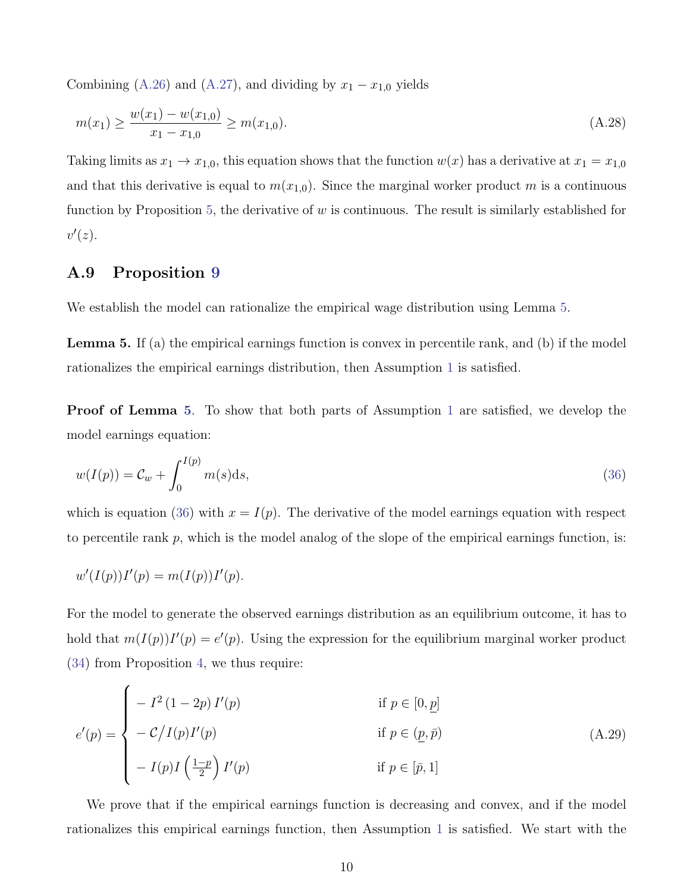Combining (A.26) and (A.27), and dividing by $x_1 - x_{1,0}$ yields

$$m(x_1) \geq \frac{w(x_1) - w(x_{1,0})}{x_1 - x_{1,0}} \geq m(x_{1,0}). \tag{A.28}$$

Taking limits as $x_1 \to x_{1,0}$, this equation shows that the function $w(x)$ has a derivative at $x_1 = x_{1,0}$ and that this derivative is equal to $m(x_{1,0})$. Since the marginal worker product $m$ is a continuous function by Proposition 5, the derivative of $w$ is continuous. The result is similarly established for $v'(z)$.

## A.9 Proposition 9

We establish the model can rationalize the empirical wage distribution using Lemma 5.

**Lemma 5.** If (a) the empirical earnings function is convex in percentile rank, and (b) if the model rationalizes the empirical earnings distribution, then Assumption 1 is satisfied.

**Proof of Lemma 5.** To show that both parts of Assumption 1 are satisfied, we develop the model earnings equation:

$$w(I(p)) = \mathcal{C}_w + \int_0^{I(p)} m(s)\mathrm{d}s, \tag{36}$$

which is equation (36) with $x = I(p)$. The derivative of the model earnings equation with respect to percentile rank $p$, which is the model analog of the slope of the empirical earnings function, is:

$$w'(I(p))I'(p) = m(I(p))I'(p).$$

For the model to generate the observed earnings distribution as an equilibrium outcome, it has to hold that $m(I(p))I'(p) = e'(p)$. Using the expression for the equilibrium marginal worker product (34) from Proposition 4, we thus require:

$$e'(p) = \begin{cases} -\,I^2\,(1-2p)\,I'(p) & \text{if } p \in [0, \underline{p}] \\ -\,\mathcal{C}\big/I(p)I'(p) & \text{if } p \in (\underline{p}, \bar{p}) \\ -\,I(p)I\left(\frac{1-p}{2}\right)I'(p) & \text{if } p \in [\bar{p}, 1] \end{cases} \tag{A.29}$$

We prove that if the empirical earnings function is decreasing and convex, and if the model rationalizes this empirical earnings function, then Assumption 1 is satisfied. We start with the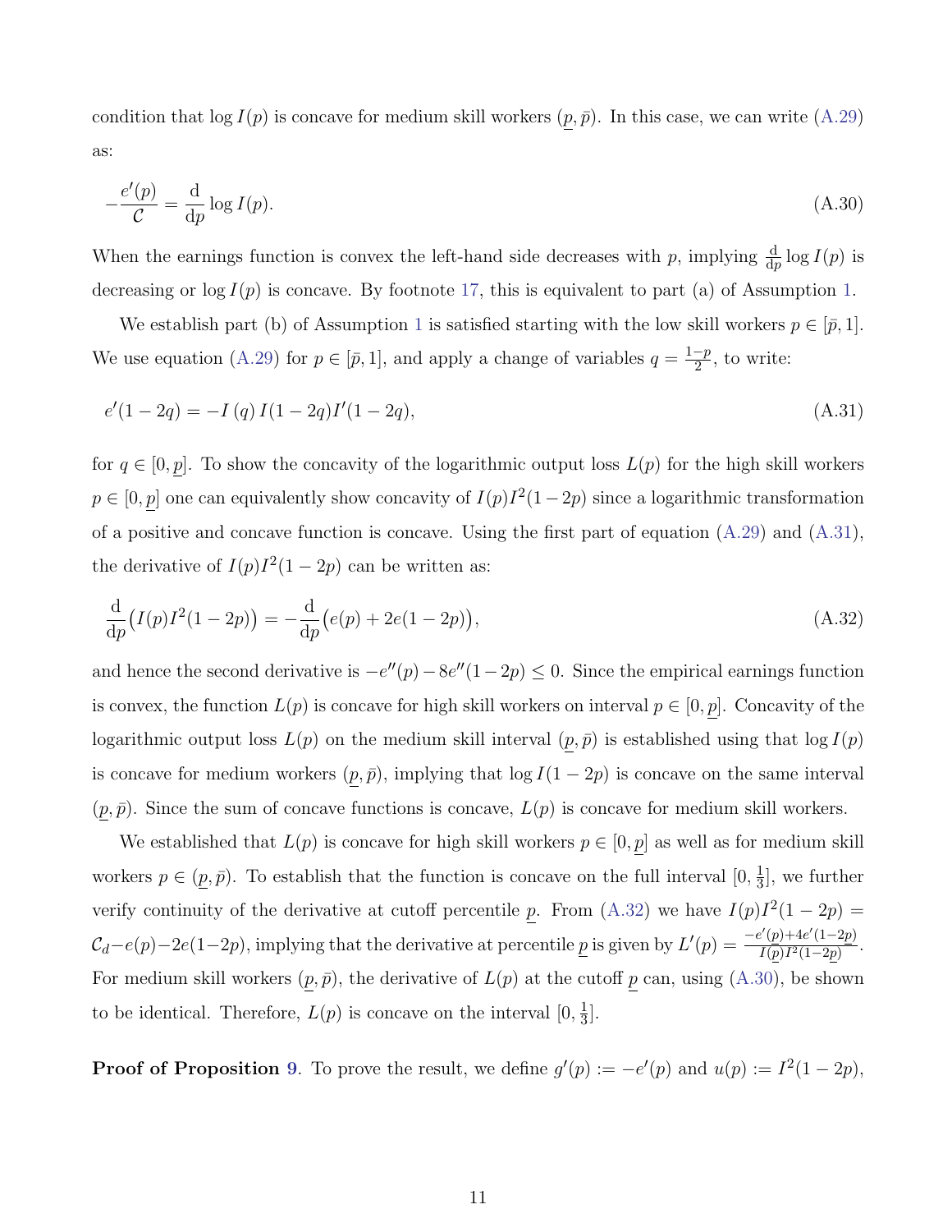condition that $\log I(p)$ is concave for medium skill workers $(\underline{p}, \bar{p})$. In this case, we can write (A.29) as:

$$
-\frac{e'(p)}{\mathcal{C}} = \frac{\mathrm{d}}{\mathrm{d}p} \log I(p). \tag{A.30}
$$

When the earnings function is convex the left-hand side decreases with $p$, implying $\frac{\mathrm{d}}{\mathrm{d}p} \log I(p)$ is decreasing or $\log I(p)$ is concave. By footnote 17, this is equivalent to part (a) of Assumption 1.

We establish part (b) of Assumption 1 is satisfied starting with the low skill workers $p \in [\bar{p}, 1]$. We use equation (A.29) for $p \in [\bar{p}, 1]$, and apply a change of variables $q = \frac{1-p}{2}$, to write:

$$
e'(1-2q) = -I(q)\, I(1-2q) I'(1-2q), \tag{A.31}
$$

for $q \in [0, \underline{p}]$. To show the concavity of the logarithmic output loss $L(p)$ for the high skill workers $p \in [0, \underline{p}]$ one can equivalently show concavity of $I(p)I^2(1-2p)$ since a logarithmic transformation of a positive and concave function is concave. Using the first part of equation (A.29) and (A.31), the derivative of $I(p)I^2(1-2p)$ can be written as:

$$
\frac{\mathrm{d}}{\mathrm{d}p}\big(I(p)I^2(1-2p)\big) = -\frac{\mathrm{d}}{\mathrm{d}p}\big(e(p) + 2e(1-2p)\big), \tag{A.32}
$$

and hence the second derivative is $-e''(p) - 8e''(1-2p) \leq 0$. Since the empirical earnings function is convex, the function $L(p)$ is concave for high skill workers on interval $p \in [0, \underline{p}]$. Concavity of the logarithmic output loss $L(p)$ on the medium skill interval $(\underline{p}, \bar{p})$ is established using that $\log I(p)$ is concave for medium workers $(\underline{p}, \bar{p})$, implying that $\log I(1-2p)$ is concave on the same interval $(\underline{p}, \bar{p})$. Since the sum of concave functions is concave, $L(p)$ is concave for medium skill workers.

We established that $L(p)$ is concave for high skill workers $p \in [0, \underline{p}]$ as well as for medium skill workers $p \in (\underline{p}, \bar{p})$. To establish that the function is concave on the full interval $[0, \frac{1}{3}]$, we further verify continuity of the derivative at cutoff percentile $\underline{p}$. From (A.32) we have $I(p)I^2(1-2p) = \mathcal{C}_d - e(p) - 2e(1-2p)$, implying that the derivative at percentile $\underline{p}$ is given by $L'(p) = \frac{-e'(\underline{p}) + 4e'(1-2\underline{p})}{I(\underline{p})I^2(1-2\underline{p})}$. For medium skill workers $(\underline{p}, \bar{p})$, the derivative of $L(p)$ at the cutoff $\underline{p}$ can, using (A.30), be shown to be identical. Therefore, $L(p)$ is concave on the interval $[0, \frac{1}{3}]$.

**Proof of Proposition 9**. To prove the result, we define $g'(p) := -e'(p)$ and $u(p) := I^2(1-2p)$,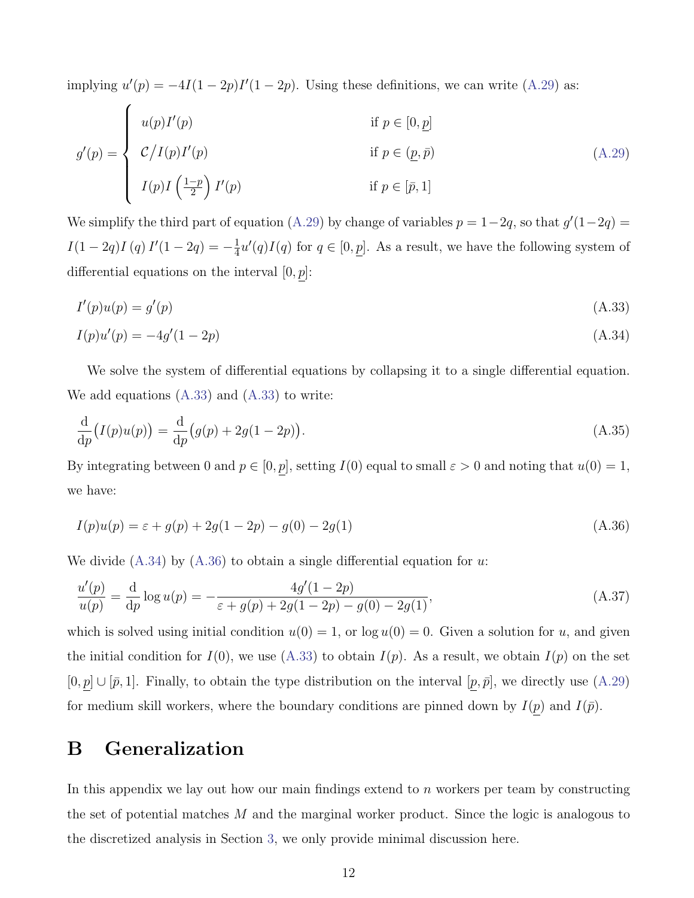implying $u'(p) = -4I(1-2p)I'(1-2p)$. Using these definitions, we can write (A.29) as:

$$
g'(p) = \begin{cases} u(p)I'(p) & \text{if } p \in [0, \underline{p}] \\ \mathcal{C}/I(p)I'(p) & \text{if } p \in (\underline{p}, \bar{p}) \\ I(p)I\left(\frac{1-p}{2}\right)I'(p) & \text{if } p \in [\bar{p}, 1] \end{cases} \tag{A.29}
$$

We simplify the third part of equation (A.29) by change of variables $p = 1-2q$, so that $g'(1-2q) = I(1-2q)I(q)I'(1-2q) = -\frac{1}{4}u'(q)I(q)$ for $q \in [0, \underline{p}]$. As a result, we have the following system of differential equations on the interval $[0, \underline{p}]$:

$$
I'(p)u(p) = g'(p) \tag{A.33}
$$

$$
I(p)u'(p) = -4g'(1-2p) \tag{A.34}
$$

We solve the system of differential equations by collapsing it to a single differential equation. We add equations (A.33) and (A.33) to write:

$$
\frac{\mathrm{d}}{\mathrm{d}p}\big(I(p)u(p)\big) = \frac{\mathrm{d}}{\mathrm{d}p}\big(g(p) + 2g(1-2p)\big). \tag{A.35}
$$

By integrating between 0 and $p \in [0, \underline{p}]$, setting $I(0)$ equal to small $\varepsilon > 0$ and noting that $u(0) = 1$, we have:

$$
I(p)u(p) = \varepsilon + g(p) + 2g(1-2p) - g(0) - 2g(1) \tag{A.36}
$$

We divide (A.34) by (A.36) to obtain a single differential equation for $u$:

$$
\frac{u'(p)}{u(p)} = \frac{\mathrm{d}}{\mathrm{d}p}\log u(p) = -\frac{4g'(1-2p)}{\varepsilon + g(p) + 2g(1-2p) - g(0) - 2g(1)}, \tag{A.37}
$$

which is solved using initial condition $u(0) = 1$, or $\log u(0) = 0$. Given a solution for $u$, and given the initial condition for $I(0)$, we use (A.33) to obtain $I(p)$. As a result, we obtain $I(p)$ on the set $[0, \underline{p}] \cup [\bar{p}, 1]$. Finally, to obtain the type distribution on the interval $[\underline{p}, \bar{p}]$, we directly use (A.29) for medium skill workers, where the boundary conditions are pinned down by $I(\underline{p})$ and $I(\bar{p})$.

# B Generalization

In this appendix we lay out how our main findings extend to $n$ workers per team by constructing the set of potential matches $M$ and the marginal worker product. Since the logic is analogous to the discretized analysis in Section 3, we only provide minimal discussion here.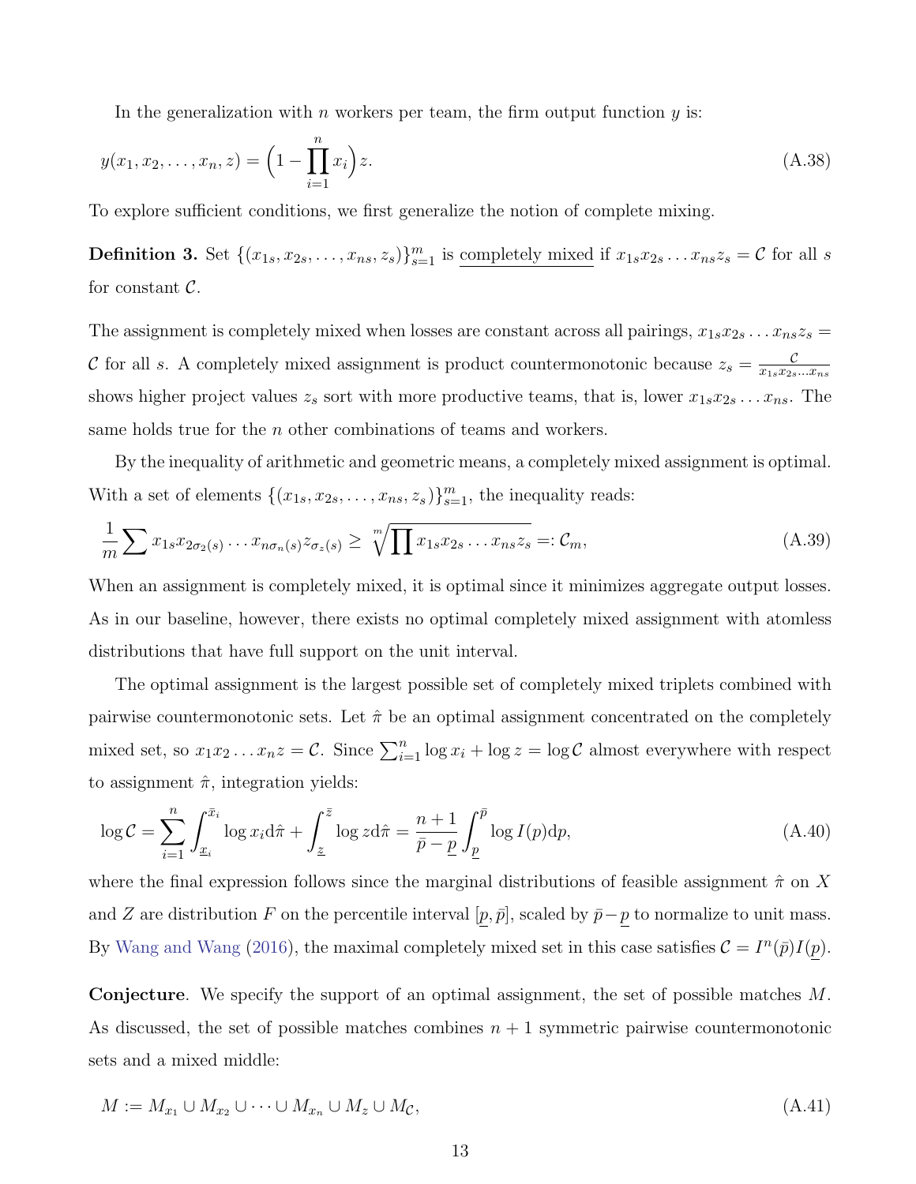In the generalization with $n$ workers per team, the firm output function $y$ is:

$$y(x_1, x_2, \ldots, x_n, z) = \Big(1 - \prod_{i=1}^{n} x_i\Big) z. \tag{A.38}$$

To explore sufficient conditions, we first generalize the notion of complete mixing.

**Definition 3.** Set $\{(x_{1s}, x_{2s}, \ldots, x_{ns}, z_s)\}_{s=1}^{m}$ is completely mixed if $x_{1s}x_{2s}\ldots x_{ns}z_s = \mathcal{C}$ for all $s$ for constant $\mathcal{C}$.

The assignment is completely mixed when losses are constant across all pairings, $x_{1s}x_{2s}\ldots x_{ns}z_s = \mathcal{C}$ for all $s$. A completely mixed assignment is product countermonotonic because $z_s = \frac{\mathcal{C}}{x_{1s}x_{2s}\ldots x_{ns}}$ shows higher project values $z_s$ sort with more productive teams, that is, lower $x_{1s}x_{2s}\ldots x_{ns}$. The same holds true for the $n$ other combinations of teams and workers.

By the inequality of arithmetic and geometric means, a completely mixed assignment is optimal. With a set of elements $\{(x_{1s}, x_{2s}, \ldots, x_{ns}, z_s)\}_{s=1}^{m}$, the inequality reads:

$$\frac{1}{m}\sum x_{1s}x_{2\sigma_2(s)}\ldots x_{n\sigma_n(s)}z_{\sigma_z(s)} \geq \sqrt[m]{\prod x_{1s}x_{2s}\ldots x_{ns}z_s} =: \mathcal{C}_m, \tag{A.39}$$

When an assignment is completely mixed, it is optimal since it minimizes aggregate output losses. As in our baseline, however, there exists no optimal completely mixed assignment with atomless distributions that have full support on the unit interval.

The optimal assignment is the largest possible set of completely mixed triplets combined with pairwise countermonotonic sets. Let $\hat{\pi}$ be an optimal assignment concentrated on the completely mixed set, so $x_1x_2\ldots x_nz = \mathcal{C}$. Since $\sum_{i=1}^{n}\log x_i + \log z = \log \mathcal{C}$ almost everywhere with respect to assignment $\hat{\pi}$, integration yields:

$$\log \mathcal{C} = \sum_{i=1}^{n}\int_{\underline{x}_i}^{\bar{x}_i}\log x_i \mathrm{d}\hat{\pi} + \int_{\underline{z}}^{\bar{z}}\log z \mathrm{d}\hat{\pi} = \frac{n+1}{\bar{p}-\underline{p}}\int_{\underline{p}}^{\bar{p}}\log I(p)\mathrm{d}p, \tag{A.40}$$

where the final expression follows since the marginal distributions of feasible assignment $\hat{\pi}$ on $X$ and $Z$ are distribution $F$ on the percentile interval $[\underline{p}, \bar{p}]$, scaled by $\bar{p}-\underline{p}$ to normalize to unit mass. By Wang and Wang (2016), the maximal completely mixed set in this case satisfies $\mathcal{C} = I^n(\bar{p})I(\underline{p})$.

**Conjecture**. We specify the support of an optimal assignment, the set of possible matches $M$. As discussed, the set of possible matches combines $n+1$ symmetric pairwise countermonotonic sets and a mixed middle:

$$M := M_{x_1} \cup M_{x_2} \cup \cdots \cup M_{x_n} \cup M_z \cup M_{\mathcal{C}}, \tag{A.41}$$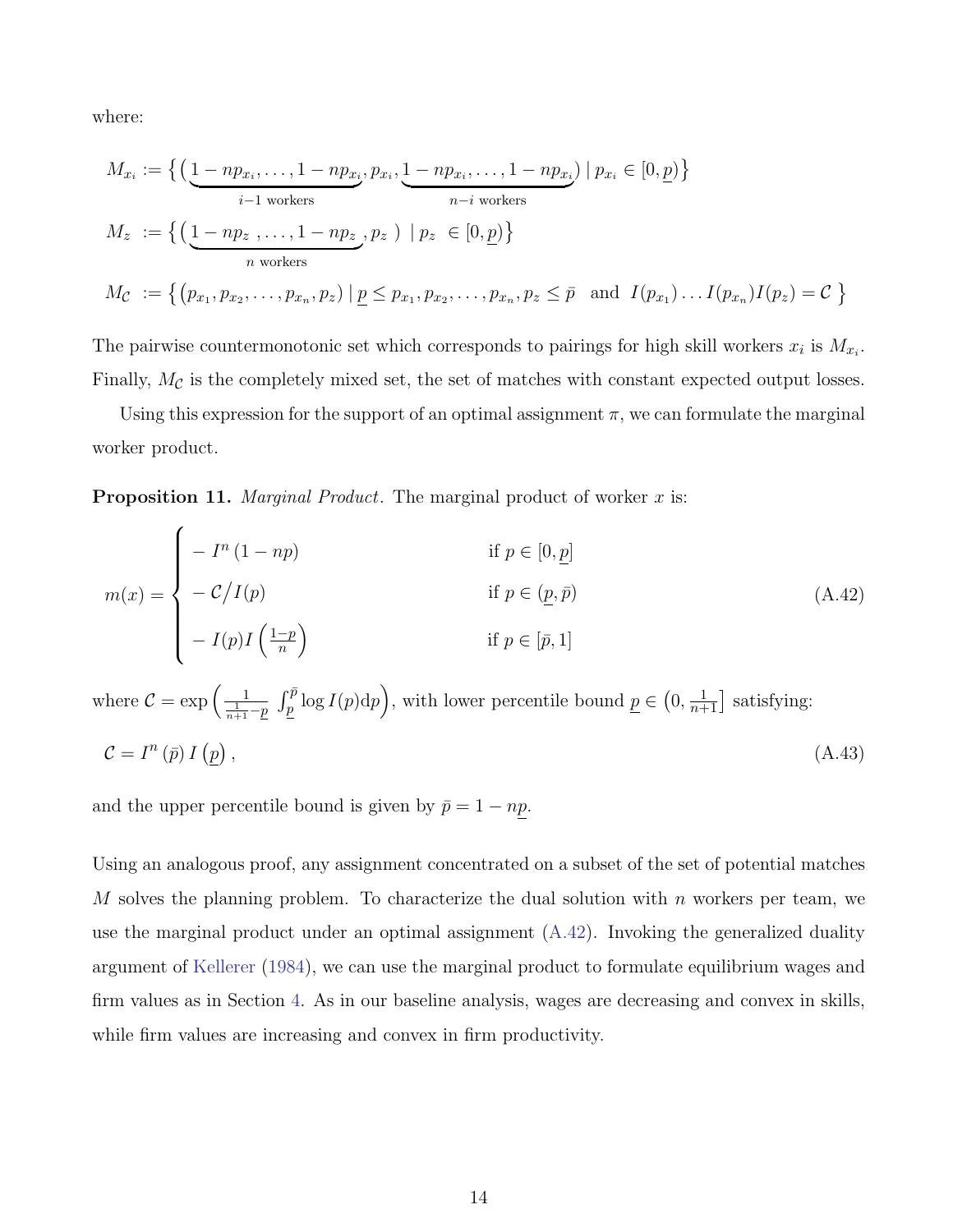where:

$$
\begin{aligned}
M_{x_i} &:= \big\{ \big( \underbrace{1-np_{x_i}, \ldots, 1-np_{x_i}}_{i-1 \text{ workers}}, p_{x_i}, \underbrace{1-np_{x_i}, \ldots, 1-np_{x_i}}_{n-i \text{ workers}} \big) \mid p_{x_i} \in [0, \underline{p}) \big\} \\
M_z &:= \big\{ \big( \underbrace{1-np_z, \ldots, 1-np_z}_{n \text{ workers}}, p_z \big) \mid p_z \in [0, \underline{p}) \big\} \\
M_{\mathcal{C}} &:= \big\{ \big( p_{x_1}, p_{x_2}, \ldots, p_{x_n}, p_z \big) \mid \underline{p} \leq p_{x_1}, p_{x_2}, \ldots, p_{x_n}, p_z \leq \bar{p} \quad \text{and} \quad I(p_{x_1}) \ldots I(p_{x_n}) I(p_z) = \mathcal{C} \big\}
\end{aligned}
$$

The pairwise countermonotonic set which corresponds to pairings for high skill workers $x_i$ is $M_{x_i}$. Finally, $M_{\mathcal{C}}$ is the completely mixed set, the set of matches with constant expected output losses.

Using this expression for the support of an optimal assignment $\pi$, we can formulate the marginal worker product.

**Proposition 11.** *Marginal Product*. The marginal product of worker $x$ is:

$$
m(x) = \begin{cases} -\, I^n\left(1 - np\right) & \text{if } p \in [0, \underline{p}] \\ -\, \mathcal{C} \big/ I(p) & \text{if } p \in (\underline{p}, \bar{p}) \\ -\, I(p) I\left(\frac{1-p}{n}\right) & \text{if } p \in [\bar{p}, 1] \end{cases} \tag{A.42}
$$

where $\mathcal{C} = \exp\left( \frac{1}{\frac{1}{n+1} - \underline{p}} \int_{\underline{p}}^{\bar{p}} \log I(p) \mathrm{d}p \right)$, with lower percentile bound $\underline{p} \in \left(0, \frac{1}{n+1}\right]$ satisfying:

$$
\mathcal{C} = I^n\left(\bar{p}\right) I\left(\underline{p}\right), \tag{A.43}
$$

and the upper percentile bound is given by $\bar{p} = 1 - n\underline{p}$.

Using an analogous proof, any assignment concentrated on a subset of the set of potential matches $M$ solves the planning problem. To characterize the dual solution with $n$ workers per team, we use the marginal product under an optimal assignment (A.42). Invoking the generalized duality argument of Kellerer (1984), we can use the marginal product to formulate equilibrium wages and firm values as in Section 4. As in our baseline analysis, wages are decreasing and convex in skills, while firm values are increasing and convex in firm productivity.